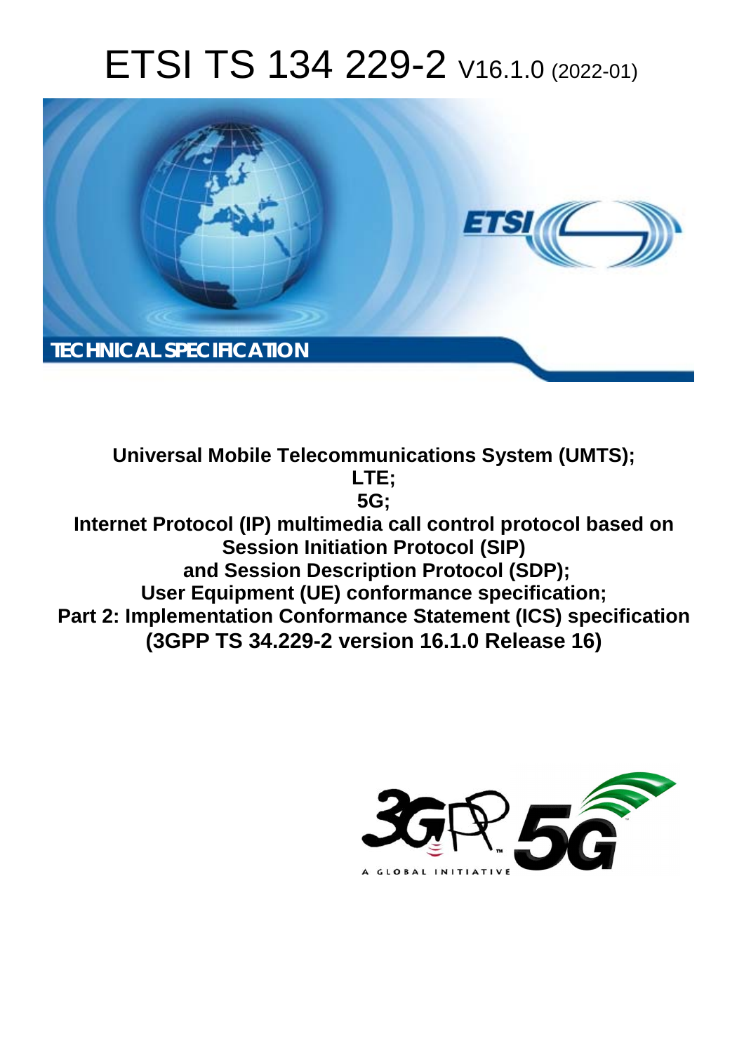# ETSI TS 134 229-2 V16.1.0 (2022-01)

TECHNICAL SPECIFICATION

**Universal Mobile Telecommunications System (UMTS);**
**LTE;**
**5G;**
**Internet Protocol (IP) multimedia call control protocol based on Session Initiation Protocol (SIP) and Session Description Protocol (SDP);**
**User Equipment (UE) conformance specification;**
**Part 2: Implementation Conformance Statement (ICS) specification**
**(3GPP TS 34.229-2 version 16.1.0 Release 16)**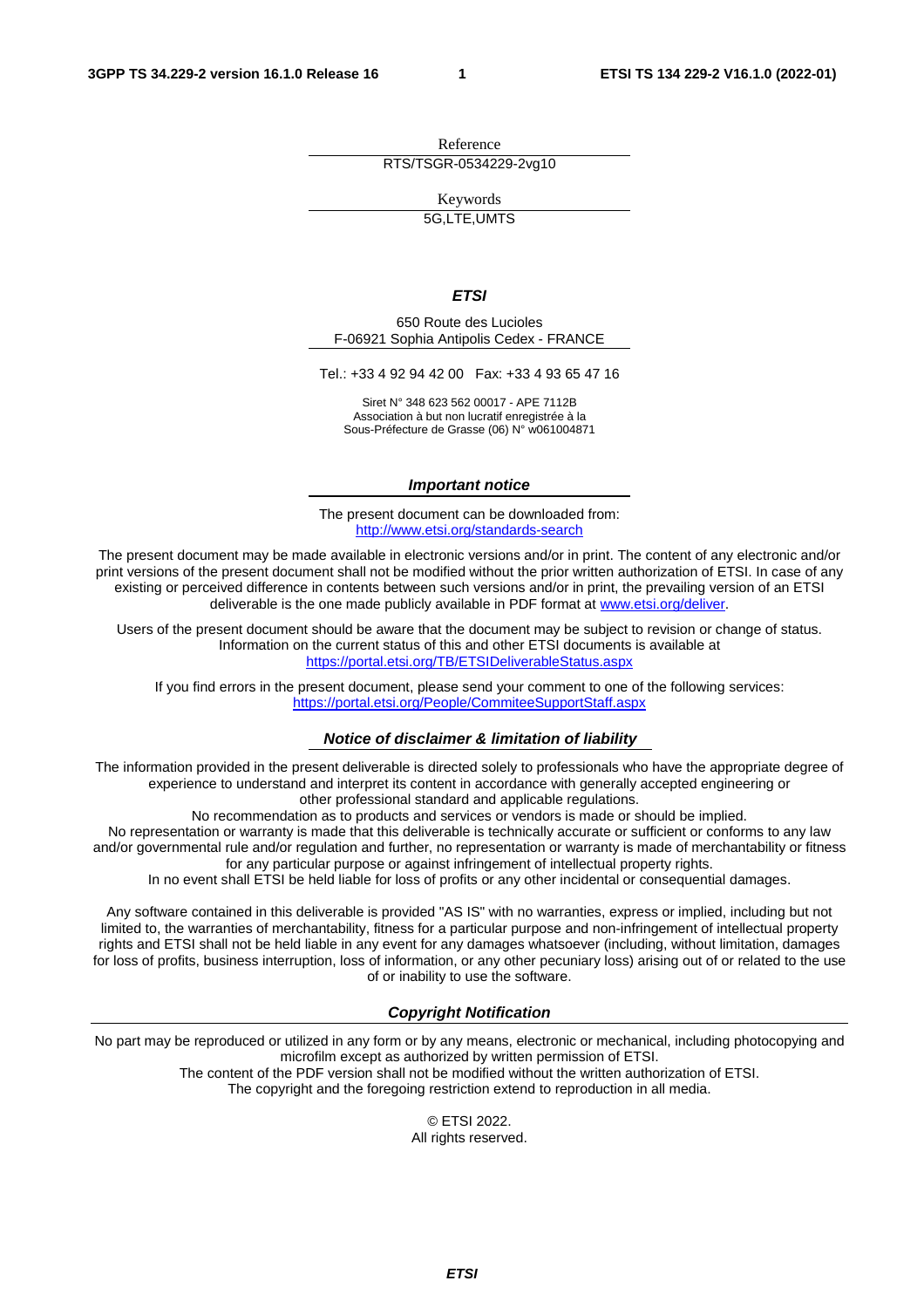Reference

RTS/TSGR-0534229-2vg10

Keywords

5G,LTE,UMTS

***ETSI***

650 Route des Lucioles
F-06921 Sophia Antipolis Cedex - FRANCE

Tel.: +33 4 92 94 42 00   Fax: +33 4 93 65 47 16

Siret N° 348 623 562 00017 - APE 7112B
Association à but non lucratif enregistrée à la
Sous-Préfecture de Grasse (06) N° w061004871

***Important notice***

The present document can be downloaded from:
http://www.etsi.org/standards-search

The present document may be made available in electronic versions and/or in print. The content of any electronic and/or print versions of the present document shall not be modified without the prior written authorization of ETSI. In case of any existing or perceived difference in contents between such versions and/or in print, the prevailing version of an ETSI deliverable is the one made publicly available in PDF format at www.etsi.org/deliver.

Users of the present document should be aware that the document may be subject to revision or change of status. Information on the current status of this and other ETSI documents is available at
https://portal.etsi.org/TB/ETSIDeliverableStatus.aspx

If you find errors in the present document, please send your comment to one of the following services:
https://portal.etsi.org/People/CommiteeSupportStaff.aspx

***Notice of disclaimer & limitation of liability***

The information provided in the present deliverable is directed solely to professionals who have the appropriate degree of experience to understand and interpret its content in accordance with generally accepted engineering or other professional standard and applicable regulations.
No recommendation as to products and services or vendors is made or should be implied.
No representation or warranty is made that this deliverable is technically accurate or sufficient or conforms to any law and/or governmental rule and/or regulation and further, no representation or warranty is made of merchantability or fitness for any particular purpose or against infringement of intellectual property rights.
In no event shall ETSI be held liable for loss of profits or any other incidental or consequential damages.

Any software contained in this deliverable is provided "AS IS" with no warranties, express or implied, including but not limited to, the warranties of merchantability, fitness for a particular purpose and non-infringement of intellectual property rights and ETSI shall not be held liable in any event for any damages whatsoever (including, without limitation, damages for loss of profits, business interruption, loss of information, or any other pecuniary loss) arising out of or related to the use of or inability to use the software.

***Copyright Notification***

No part may be reproduced or utilized in any form or by any means, electronic or mechanical, including photocopying and microfilm except as authorized by written permission of ETSI.
The content of the PDF version shall not be modified without the written authorization of ETSI.
The copyright and the foregoing restriction extend to reproduction in all media.

© ETSI 2022.
All rights reserved.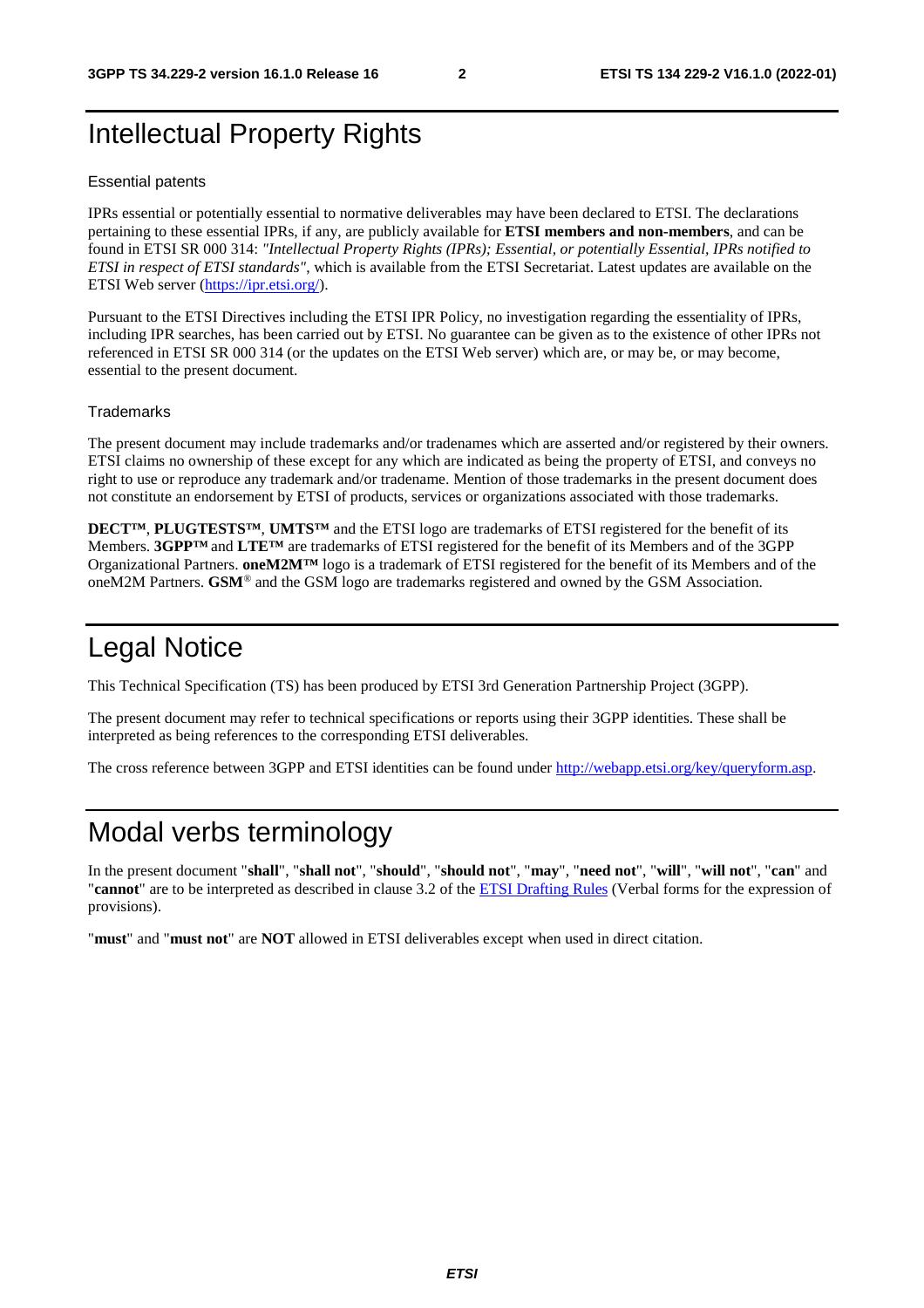# Intellectual Property Rights

### Essential patents

IPRs essential or potentially essential to normative deliverables may have been declared to ETSI. The declarations pertaining to these essential IPRs, if any, are publicly available for **ETSI members and non-members**, and can be found in ETSI SR 000 314: *"Intellectual Property Rights (IPRs); Essential, or potentially Essential, IPRs notified to ETSI in respect of ETSI standards"*, which is available from the ETSI Secretariat. Latest updates are available on the ETSI Web server (https://ipr.etsi.org/).

Pursuant to the ETSI Directives including the ETSI IPR Policy, no investigation regarding the essentiality of IPRs, including IPR searches, has been carried out by ETSI. No guarantee can be given as to the existence of other IPRs not referenced in ETSI SR 000 314 (or the updates on the ETSI Web server) which are, or may be, or may become, essential to the present document.

### Trademarks

The present document may include trademarks and/or tradenames which are asserted and/or registered by their owners. ETSI claims no ownership of these except for any which are indicated as being the property of ETSI, and conveys no right to use or reproduce any trademark and/or tradename. Mention of those trademarks in the present document does not constitute an endorsement by ETSI of products, services or organizations associated with those trademarks.

**DECT™**, **PLUGTESTS™**, **UMTS™** and the ETSI logo are trademarks of ETSI registered for the benefit of its Members. **3GPP™** and **LTE™** are trademarks of ETSI registered for the benefit of its Members and of the 3GPP Organizational Partners. **oneM2M™** logo is a trademark of ETSI registered for the benefit of its Members and of the oneM2M Partners. **GSM**® and the GSM logo are trademarks registered and owned by the GSM Association.

# Legal Notice

This Technical Specification (TS) has been produced by ETSI 3rd Generation Partnership Project (3GPP).

The present document may refer to technical specifications or reports using their 3GPP identities. These shall be interpreted as being references to the corresponding ETSI deliverables.

The cross reference between 3GPP and ETSI identities can be found under http://webapp.etsi.org/key/queryform.asp.

# Modal verbs terminology

In the present document "**shall**", "**shall not**", "**should**", "**should not**", "**may**", "**need not**", "**will**", "**will not**", "**can**" and "**cannot**" are to be interpreted as described in clause 3.2 of the ETSI Drafting Rules (Verbal forms for the expression of provisions).

"**must**" and "**must not**" are **NOT** allowed in ETSI deliverables except when used in direct citation.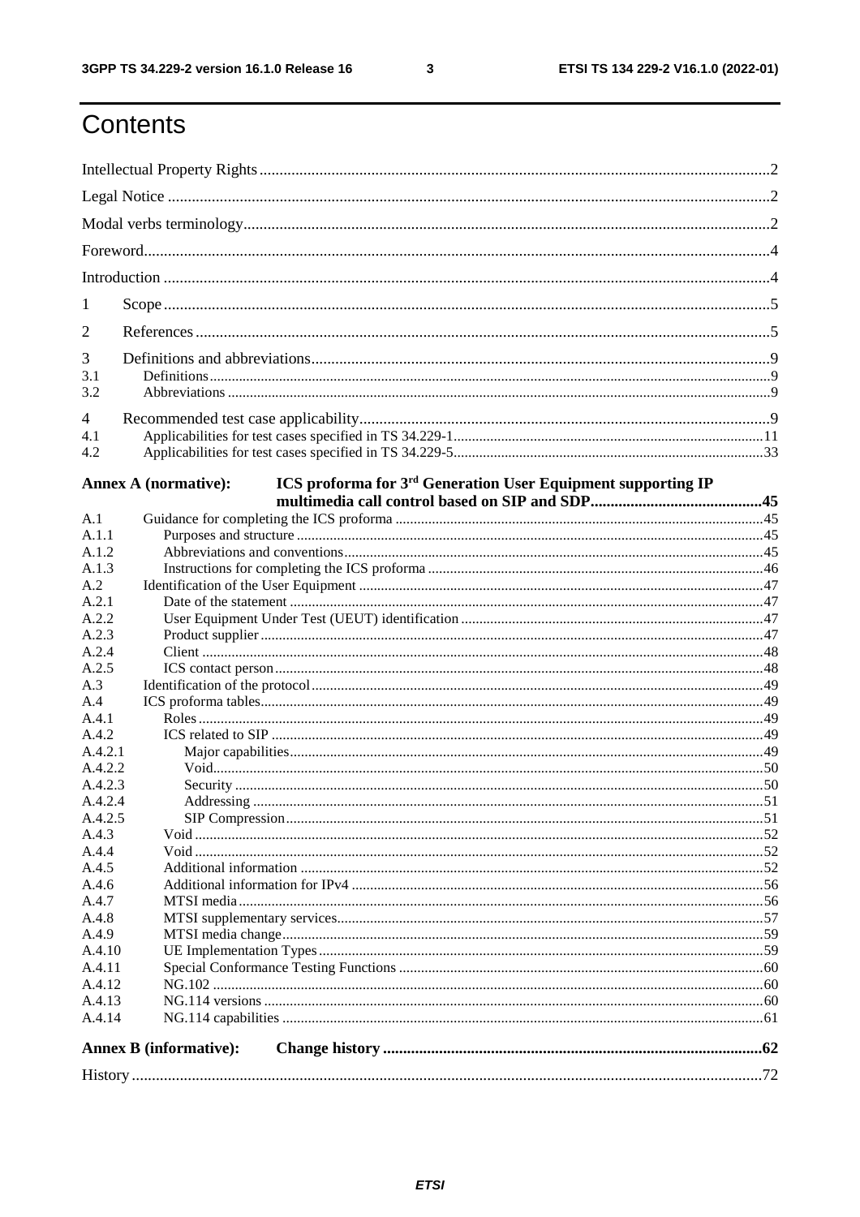# Contents

Intellectual Property Rights 2

Legal Notice 2

Modal verbs terminology 2

Foreword 4

Introduction 4

1 Scope 5

2 References 5

3 Definitions and abbreviations 9

3.1 Definitions 9

3.2 Abbreviations 9

4 Recommended test case applicability 9

4.1 Applicabilities for test cases specified in TS 34.229-1 11

4.2 Applicabilities for test cases specified in TS 34.229-5 33

**Annex A (normative): ICS proforma for 3rd Generation User Equipment supporting IP multimedia call control based on SIP and SDP 45**

A.1 Guidance for completing the ICS proforma 45

A.1.1 Purposes and structure 45

A.1.2 Abbreviations and conventions 45

A.1.3 Instructions for completing the ICS proforma 46

A.2 Identification of the User Equipment 47

A.2.1 Date of the statement 47

A.2.2 User Equipment Under Test (UEUT) identification 47

A.2.3 Product supplier 47

A.2.4 Client 48

A.2.5 ICS contact person 48

A.3 Identification of the protocol 49

A.4 ICS proforma tables 49

A.4.1 Roles 49

A.4.2 ICS related to SIP 49

A.4.2.1 Major capabilities 49

A.4.2.2 Void 50

A.4.2.3 Security 50

A.4.2.4 Addressing 51

A.4.2.5 SIP Compression 51

A.4.3 Void 52

A.4.4 Void 52

A.4.5 Additional information 52

A.4.6 Additional information for IPv4 56

A.4.7 MTSI media 56

A.4.8 MTSI supplementary services 57

A.4.9 MTSI media change 59

A.4.10 UE Implementation Types 59

A.4.11 Special Conformance Testing Functions 60

A.4.12 NG.102 60

A.4.13 NG.114 versions 60

A.4.14 NG.114 capabilities 61

**Annex B (informative): Change history 62**

History 72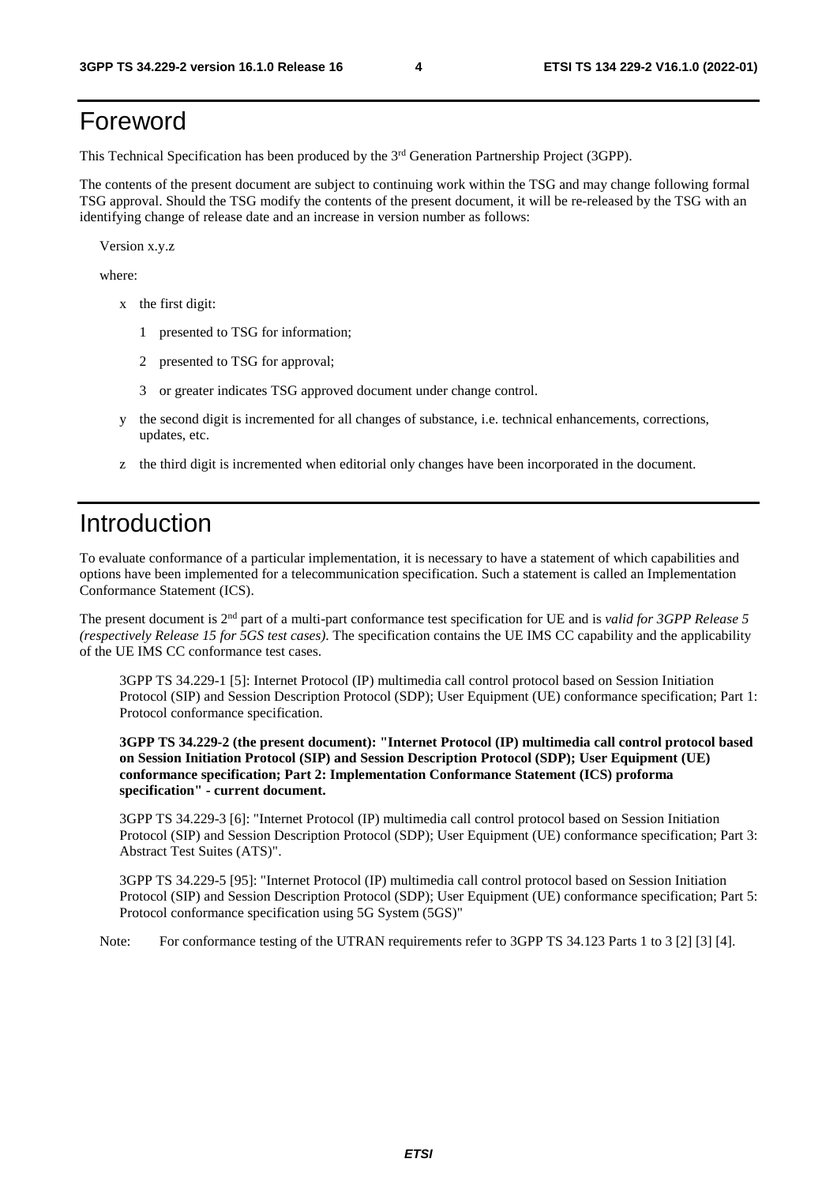# Foreword

This Technical Specification has been produced by the 3rd Generation Partnership Project (3GPP).

The contents of the present document are subject to continuing work within the TSG and may change following formal TSG approval. Should the TSG modify the contents of the present document, it will be re-released by the TSG with an identifying change of release date and an increase in version number as follows:

Version x.y.z

where:

- x the first digit:
  - 1 presented to TSG for information;
  - 2 presented to TSG for approval;
  - 3 or greater indicates TSG approved document under change control.
- y the second digit is incremented for all changes of substance, i.e. technical enhancements, corrections, updates, etc.
- z the third digit is incremented when editorial only changes have been incorporated in the document.

# Introduction

To evaluate conformance of a particular implementation, it is necessary to have a statement of which capabilities and options have been implemented for a telecommunication specification. Such a statement is called an Implementation Conformance Statement (ICS).

The present document is 2nd part of a multi-part conformance test specification for UE and is *valid for 3GPP Release 5 (respectively Release 15 for 5GS test cases)*. The specification contains the UE IMS CC capability and the applicability of the UE IMS CC conformance test cases.

3GPP TS 34.229-1 [5]: Internet Protocol (IP) multimedia call control protocol based on Session Initiation Protocol (SIP) and Session Description Protocol (SDP); User Equipment (UE) conformance specification; Part 1: Protocol conformance specification.

**3GPP TS 34.229-2 (the present document): "Internet Protocol (IP) multimedia call control protocol based on Session Initiation Protocol (SIP) and Session Description Protocol (SDP); User Equipment (UE) conformance specification; Part 2: Implementation Conformance Statement (ICS) proforma specification" - current document.**

3GPP TS 34.229-3 [6]: "Internet Protocol (IP) multimedia call control protocol based on Session Initiation Protocol (SIP) and Session Description Protocol (SDP); User Equipment (UE) conformance specification; Part 3: Abstract Test Suites (ATS)".

3GPP TS 34.229-5 [95]: "Internet Protocol (IP) multimedia call control protocol based on Session Initiation Protocol (SIP) and Session Description Protocol (SDP); User Equipment (UE) conformance specification; Part 5: Protocol conformance specification using 5G System (5GS)"

Note: For conformance testing of the UTRAN requirements refer to 3GPP TS 34.123 Parts 1 to 3 [2] [3] [4].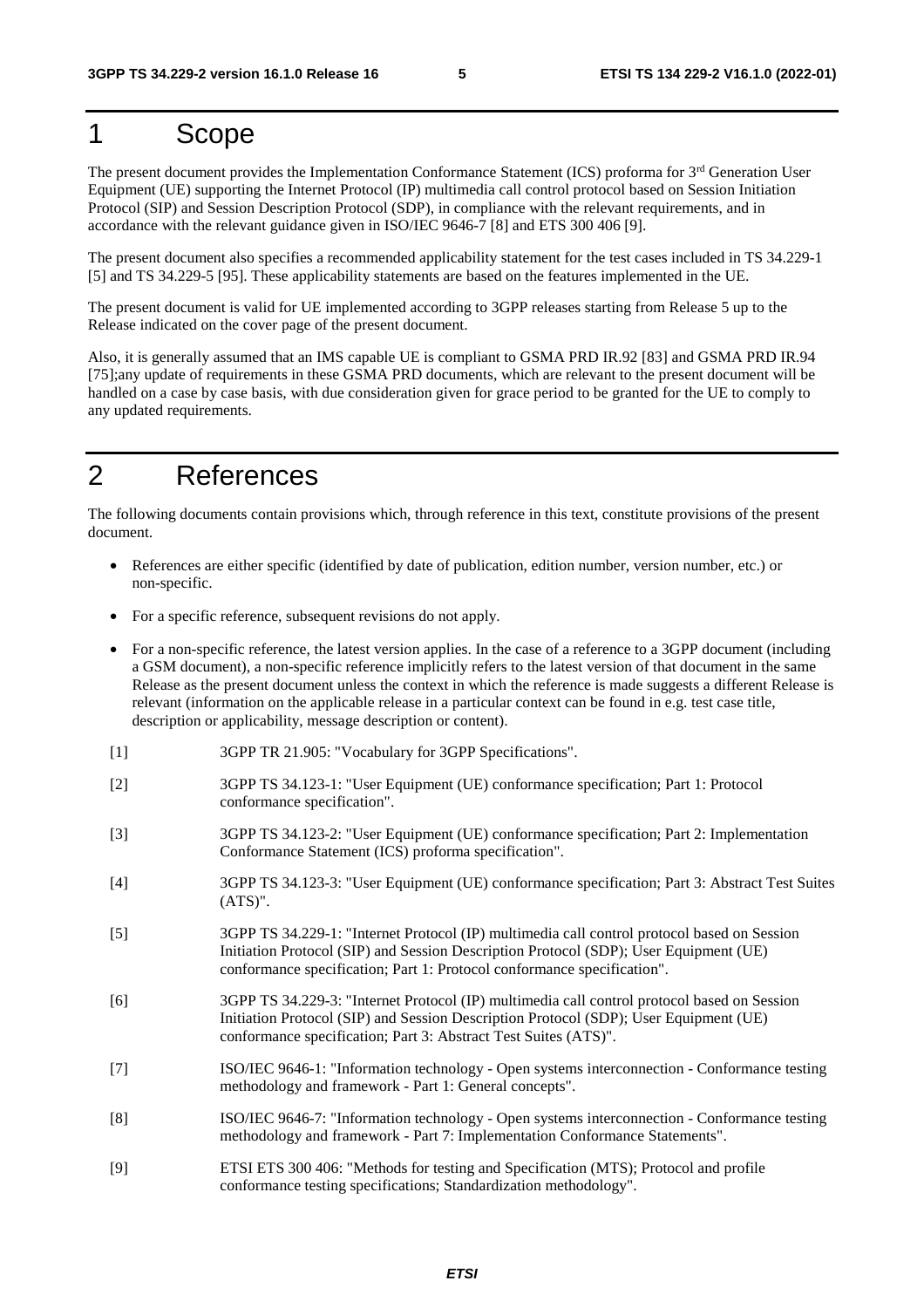# 1 Scope

The present document provides the Implementation Conformance Statement (ICS) proforma for 3rd Generation User Equipment (UE) supporting the Internet Protocol (IP) multimedia call control protocol based on Session Initiation Protocol (SIP) and Session Description Protocol (SDP), in compliance with the relevant requirements, and in accordance with the relevant guidance given in ISO/IEC 9646-7 [8] and ETS 300 406 [9].

The present document also specifies a recommended applicability statement for the test cases included in TS 34.229-1 [5] and TS 34.229-5 [95]. These applicability statements are based on the features implemented in the UE.

The present document is valid for UE implemented according to 3GPP releases starting from Release 5 up to the Release indicated on the cover page of the present document.

Also, it is generally assumed that an IMS capable UE is compliant to GSMA PRD IR.92 [83] and GSMA PRD IR.94 [75];any update of requirements in these GSMA PRD documents, which are relevant to the present document will be handled on a case by case basis, with due consideration given for grace period to be granted for the UE to comply to any updated requirements.

# 2 References

The following documents contain provisions which, through reference in this text, constitute provisions of the present document.

- References are either specific (identified by date of publication, edition number, version number, etc.) or non-specific.
- For a specific reference, subsequent revisions do not apply.
- For a non-specific reference, the latest version applies. In the case of a reference to a 3GPP document (including a GSM document), a non-specific reference implicitly refers to the latest version of that document in the same Release as the present document unless the context in which the reference is made suggests a different Release is relevant (information on the applicable release in a particular context can be found in e.g. test case title, description or applicability, message description or content).

[1] 3GPP TR 21.905: "Vocabulary for 3GPP Specifications".

[2] 3GPP TS 34.123-1: "User Equipment (UE) conformance specification; Part 1: Protocol conformance specification".

[3] 3GPP TS 34.123-2: "User Equipment (UE) conformance specification; Part 2: Implementation Conformance Statement (ICS) proforma specification".

[4] 3GPP TS 34.123-3: "User Equipment (UE) conformance specification; Part 3: Abstract Test Suites (ATS)".

[5] 3GPP TS 34.229-1: "Internet Protocol (IP) multimedia call control protocol based on Session Initiation Protocol (SIP) and Session Description Protocol (SDP); User Equipment (UE) conformance specification; Part 1: Protocol conformance specification".

[6] 3GPP TS 34.229-3: "Internet Protocol (IP) multimedia call control protocol based on Session Initiation Protocol (SIP) and Session Description Protocol (SDP); User Equipment (UE) conformance specification; Part 3: Abstract Test Suites (ATS)".

[7] ISO/IEC 9646-1: "Information technology - Open systems interconnection - Conformance testing methodology and framework - Part 1: General concepts".

[8] ISO/IEC 9646-7: "Information technology - Open systems interconnection - Conformance testing methodology and framework - Part 7: Implementation Conformance Statements".

[9] ETSI ETS 300 406: "Methods for testing and Specification (MTS); Protocol and profile conformance testing specifications; Standardization methodology".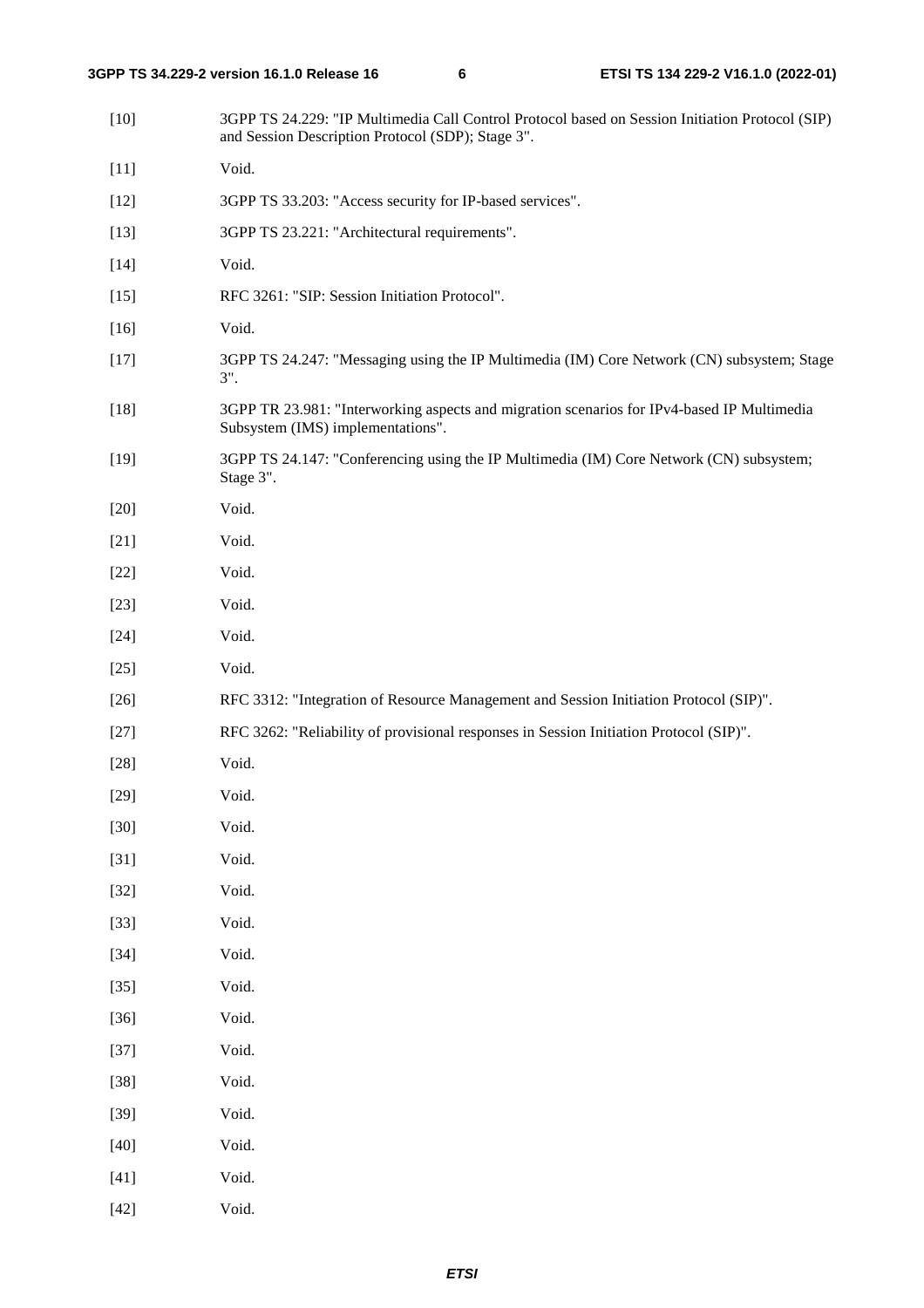[10] 3GPP TS 24.229: "IP Multimedia Call Control Protocol based on Session Initiation Protocol (SIP) and Session Description Protocol (SDP); Stage 3".

[11] Void.

[12] 3GPP TS 33.203: "Access security for IP-based services".

[13] 3GPP TS 23.221: "Architectural requirements".

[14] Void.

[15] RFC 3261: "SIP: Session Initiation Protocol".

[16] Void.

[17] 3GPP TS 24.247: "Messaging using the IP Multimedia (IM) Core Network (CN) subsystem; Stage 3".

[18] 3GPP TR 23.981: "Interworking aspects and migration scenarios for IPv4-based IP Multimedia Subsystem (IMS) implementations".

[19] 3GPP TS 24.147: "Conferencing using the IP Multimedia (IM) Core Network (CN) subsystem; Stage 3".

[20] Void.

[21] Void.

[22] Void.

[23] Void.

[24] Void.

[25] Void.

[26] RFC 3312: "Integration of Resource Management and Session Initiation Protocol (SIP)".

[27] RFC 3262: "Reliability of provisional responses in Session Initiation Protocol (SIP)".

[28] Void.

[29] Void.

[30] Void.

[31] Void.

[32] Void.

[33] Void.

[34] Void.

[35] Void.

[36] Void.

[37] Void.

[38] Void.

[39] Void.

[40] Void.

[41] Void.

[42] Void.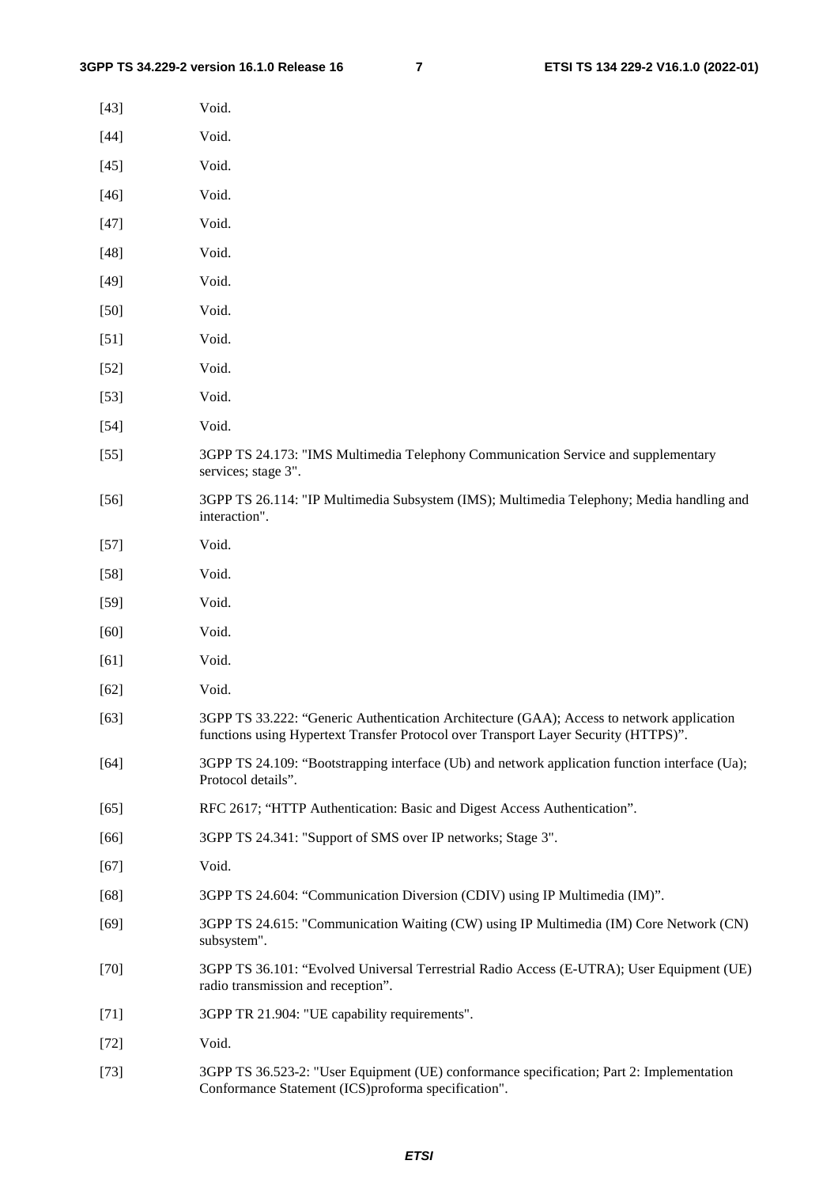[43] Void.

[44] Void.

[45] Void.

[46] Void.

[47] Void.

[48] Void.

[49] Void.

[50] Void.

[51] Void.

[52] Void.

[53] Void.

[54] Void.

[55] 3GPP TS 24.173: "IMS Multimedia Telephony Communication Service and supplementary services; stage 3".

[56] 3GPP TS 26.114: "IP Multimedia Subsystem (IMS); Multimedia Telephony; Media handling and interaction".

[57] Void.

[58] Void.

[59] Void.

[60] Void.

[61] Void.

[62] Void.

[63] 3GPP TS 33.222: "Generic Authentication Architecture (GAA); Access to network application functions using Hypertext Transfer Protocol over Transport Layer Security (HTTPS)".

[64] 3GPP TS 24.109: "Bootstrapping interface (Ub) and network application function interface (Ua); Protocol details".

[65] RFC 2617; "HTTP Authentication: Basic and Digest Access Authentication".

[66] 3GPP TS 24.341: "Support of SMS over IP networks; Stage 3".

[67] Void.

[68] 3GPP TS 24.604: "Communication Diversion (CDIV) using IP Multimedia (IM)".

[69] 3GPP TS 24.615: "Communication Waiting (CW) using IP Multimedia (IM) Core Network (CN) subsystem".

[70] 3GPP TS 36.101: "Evolved Universal Terrestrial Radio Access (E-UTRA); User Equipment (UE) radio transmission and reception".

[71] 3GPP TR 21.904: "UE capability requirements".

[72] Void.

[73] 3GPP TS 36.523-2: "User Equipment (UE) conformance specification; Part 2: Implementation Conformance Statement (ICS)proforma specification".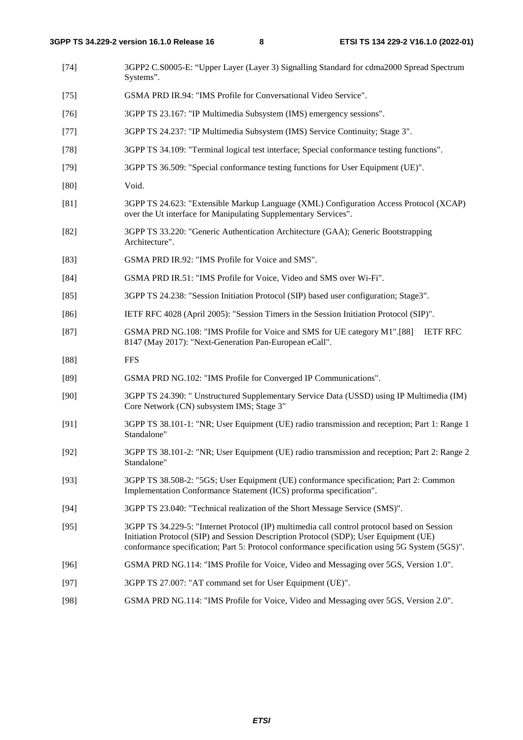[74] 3GPP2 C.S0005-E: “Upper Layer (Layer 3) Signalling Standard for cdma2000 Spread Spectrum Systems”.

[75] GSMA PRD IR.94: "IMS Profile for Conversational Video Service".

[76] 3GPP TS 23.167: "IP Multimedia Subsystem (IMS) emergency sessions".

[77] 3GPP TS 24.237: "IP Multimedia Subsystem (IMS) Service Continuity; Stage 3".

[78] 3GPP TS 34.109: "Terminal logical test interface; Special conformance testing functions".

[79] 3GPP TS 36.509: "Special conformance testing functions for User Equipment (UE)".

[80] Void.

[81] 3GPP TS 24.623: "Extensible Markup Language (XML) Configuration Access Protocol (XCAP) over the Ut interface for Manipulating Supplementary Services".

[82] 3GPP TS 33.220: "Generic Authentication Architecture (GAA); Generic Bootstrapping Architecture".

[83] GSMA PRD IR.92: "IMS Profile for Voice and SMS".

[84] GSMA PRD IR.51: "IMS Profile for Voice, Video and SMS over Wi-Fi".

[85] 3GPP TS 24.238: "Session Initiation Protocol (SIP) based user configuration; Stage3".

[86] IETF RFC 4028 (April 2005): "Session Timers in the Session Initiation Protocol (SIP)".

[87] GSMA PRD NG.108: "IMS Profile for Voice and SMS for UE category M1".[88] IETF RFC 8147 (May 2017): "Next-Generation Pan-European eCall".

[88] FFS

[89] GSMA PRD NG.102: "IMS Profile for Converged IP Communications".

[90] 3GPP TS 24.390: " Unstructured Supplementary Service Data (USSD) using IP Multimedia (IM) Core Network (CN) subsystem IMS; Stage 3"

[91] 3GPP TS 38.101-1: "NR; User Equipment (UE) radio transmission and reception; Part 1: Range 1 Standalone"

[92] 3GPP TS 38.101-2: "NR; User Equipment (UE) radio transmission and reception; Part 2: Range 2 Standalone"

[93] 3GPP TS 38.508-2: "5GS; User Equipment (UE) conformance specification; Part 2: Common Implementation Conformance Statement (ICS) proforma specification".

[94] 3GPP TS 23.040: "Technical realization of the Short Message Service (SMS)".

[95] 3GPP TS 34.229-5: "Internet Protocol (IP) multimedia call control protocol based on Session Initiation Protocol (SIP) and Session Description Protocol (SDP); User Equipment (UE) conformance specification; Part 5: Protocol conformance specification using 5G System (5GS)".

[96] GSMA PRD NG.114: "IMS Profile for Voice, Video and Messaging over 5GS, Version 1.0".

[97] 3GPP TS 27.007: "AT command set for User Equipment (UE)".

[98] GSMA PRD NG.114: "IMS Profile for Voice, Video and Messaging over 5GS, Version 2.0".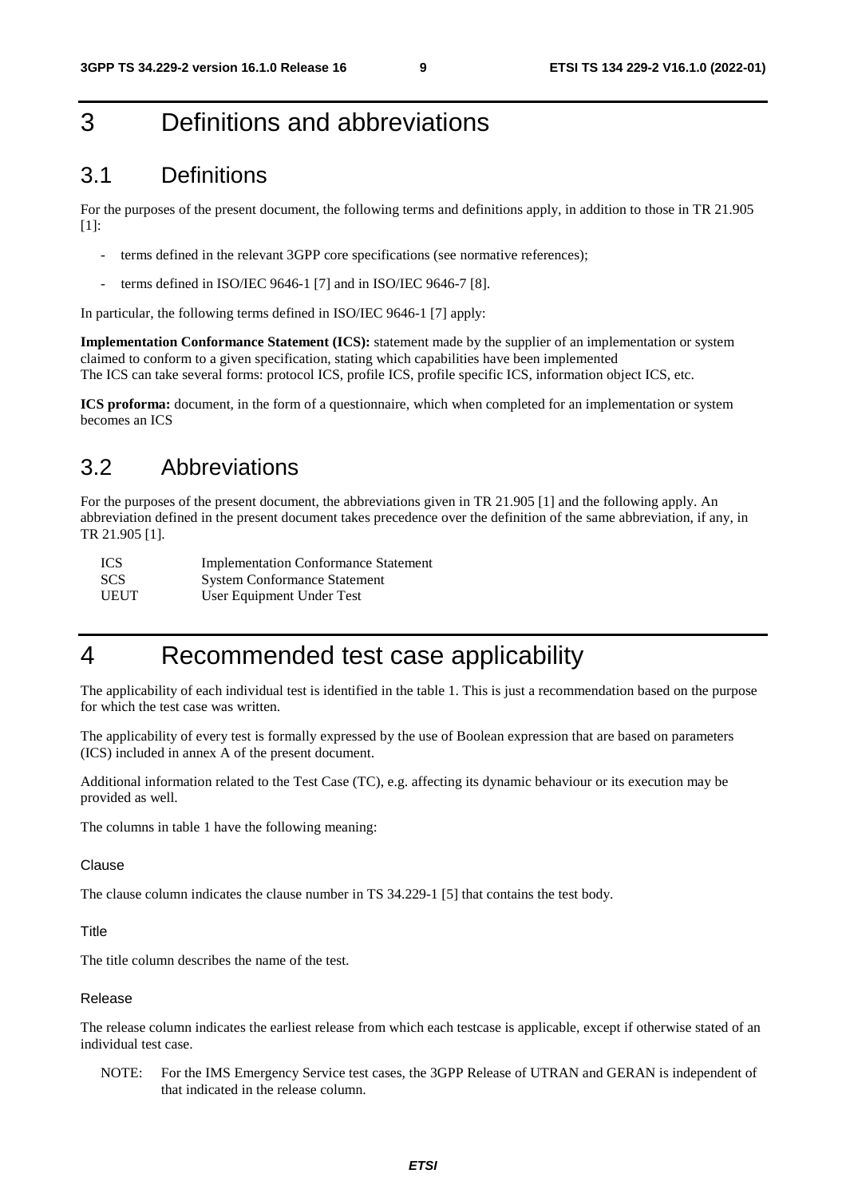# 3 Definitions and abbreviations

## 3.1 Definitions

For the purposes of the present document, the following terms and definitions apply, in addition to those in TR 21.905 [1]:

- terms defined in the relevant 3GPP core specifications (see normative references);
- terms defined in ISO/IEC 9646-1 [7] and in ISO/IEC 9646-7 [8].

In particular, the following terms defined in ISO/IEC 9646-1 [7] apply:

**Implementation Conformance Statement (ICS):** statement made by the supplier of an implementation or system claimed to conform to a given specification, stating which capabilities have been implemented
The ICS can take several forms: protocol ICS, profile ICS, profile specific ICS, information object ICS, etc.

**ICS proforma:** document, in the form of a questionnaire, which when completed for an implementation or system becomes an ICS

## 3.2 Abbreviations

For the purposes of the present document, the abbreviations given in TR 21.905 [1] and the following apply. An abbreviation defined in the present document takes precedence over the definition of the same abbreviation, if any, in TR 21.905 [1].

| | |
|---|---|
| ICS | Implementation Conformance Statement |
| SCS | System Conformance Statement |
| UEUT | User Equipment Under Test |

# 4 Recommended test case applicability

The applicability of each individual test is identified in the table 1. This is just a recommendation based on the purpose for which the test case was written.

The applicability of every test is formally expressed by the use of Boolean expression that are based on parameters (ICS) included in annex A of the present document.

Additional information related to the Test Case (TC), e.g. affecting its dynamic behaviour or its execution may be provided as well.

The columns in table 1 have the following meaning:

#### Clause

The clause column indicates the clause number in TS 34.229-1 [5] that contains the test body.

#### Title

The title column describes the name of the test.

#### Release

The release column indicates the earliest release from which each testcase is applicable, except if otherwise stated of an individual test case.

NOTE: For the IMS Emergency Service test cases, the 3GPP Release of UTRAN and GERAN is independent of that indicated in the release column.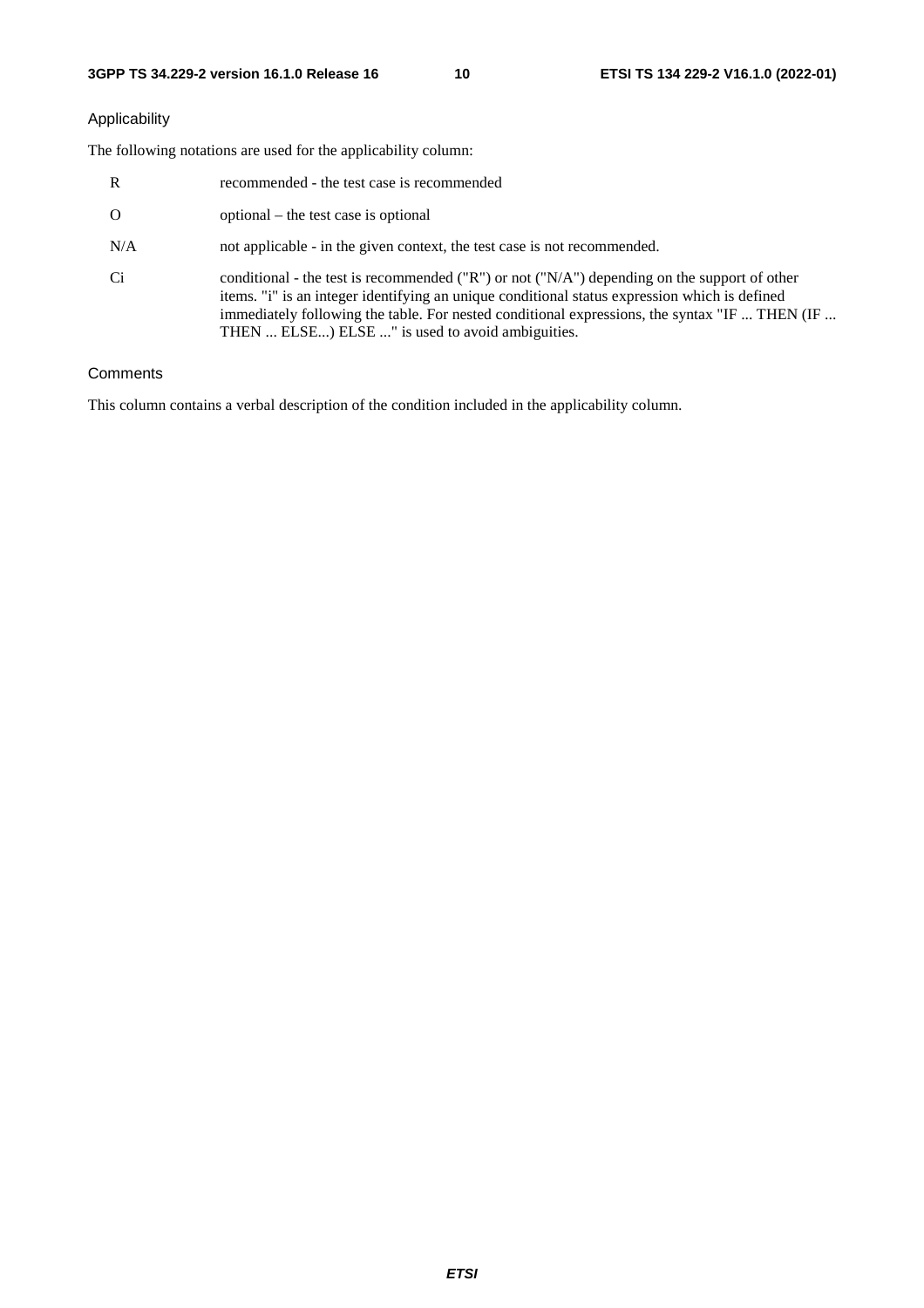Applicability

The following notations are used for the applicability column:

| | |
|---|---|
| R | recommended - the test case is recommended |
| O | optional – the test case is optional |
| N/A | not applicable - in the given context, the test case is not recommended. |
| Ci | conditional - the test is recommended ("R") or not ("N/A") depending on the support of other items. "i" is an integer identifying an unique conditional status expression which is defined immediately following the table. For nested conditional expressions, the syntax "IF ... THEN (IF ... THEN ... ELSE...) ELSE ..." is used to avoid ambiguities. |

Comments

This column contains a verbal description of the condition included in the applicability column.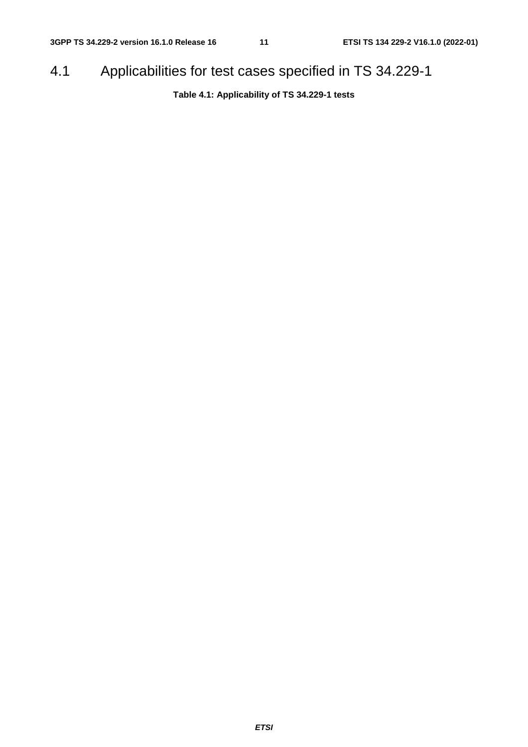## 4.1 Applicabilities for test cases specified in TS 34.229-1

**Table 4.1: Applicability of TS 34.229-1 tests**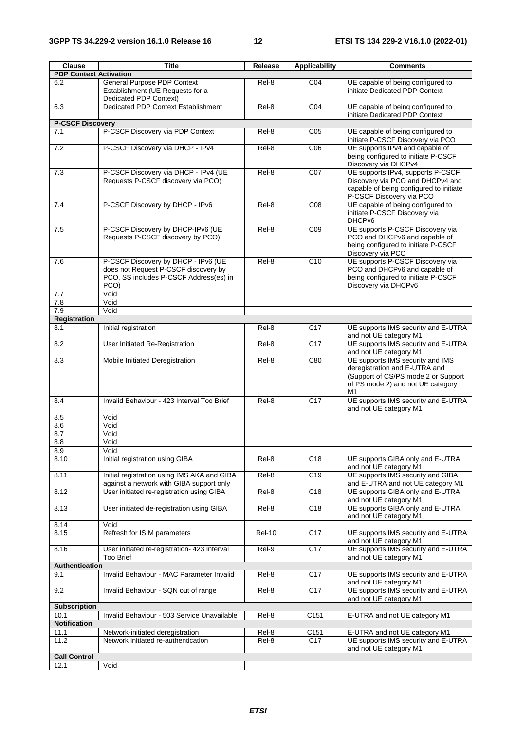| Clause | Title | Release | Applicability | Comments |
|---|---|---|---|---|
| **PDP Context Activation** | | | | |
| 6.2 | General Purpose PDP Context Establishment (UE Requests for a Dedicated PDP Context) | Rel-8 | C04 | UE capable of being configured to initiate Dedicated PDP Context |
| 6.3 | Dedicated PDP Context Establishment | Rel-8 | C04 | UE capable of being configured to initiate Dedicated PDP Context |
| **P-CSCF Discovery** | | | | |
| 7.1 | P-CSCF Discovery via PDP Context | Rel-8 | C05 | UE capable of being configured to initiate P-CSCF Discovery via PCO |
| 7.2 | P-CSCF Discovery via DHCP - IPv4 | Rel-8 | C06 | UE supports IPv4 and capable of being configured to initiate P-CSCF Discovery via DHCPv4 |
| 7.3 | P-CSCF Discovery via DHCP - IPv4 (UE Requests P-CSCF discovery via PCO) | Rel-8 | C07 | UE supports IPv4, supports P-CSCF Discovery via PCO and DHCPv4 and capable of being configured to initiate P-CSCF Discovery via PCO |
| 7.4 | P-CSCF Discovery by DHCP - IPv6 | Rel-8 | C08 | UE capable of being configured to initiate P-CSCF Discovery via DHCPv6 |
| 7.5 | P-CSCF Discovery by DHCP-IPv6 (UE Requests P-CSCF discovery by PCO) | Rel-8 | C09 | UE supports P-CSCF Discovery via PCO and DHCPv6 and capable of being configured to initiate P-CSCF Discovery via PCO |
| 7.6 | P-CSCF Discovery by DHCP - IPv6 (UE does not Request P-CSCF discovery by PCO, SS includes P-CSCF Address(es) in PCO) | Rel-8 | C10 | UE supports P-CSCF Discovery via PCO and DHCPv6 and capable of being configured to initiate P-CSCF Discovery via DHCPv6 |
| 7.7 | Void | | | |
| 7.8 | Void | | | |
| 7.9 | Void | | | |
| **Registration** | | | | |
| 8.1 | Initial registration | Rel-8 | C17 | UE supports IMS security and E-UTRA and not UE category M1 |
| 8.2 | User Initiated Re-Registration | Rel-8 | C17 | UE supports IMS security and E-UTRA and not UE category M1 |
| 8.3 | Mobile Initiated Deregistration | Rel-8 | C80 | UE supports IMS security and IMS deregistration and E-UTRA and (Support of CS/PS mode 2 or Support of PS mode 2) and not UE category M1 |
| 8.4 | Invalid Behaviour - 423 Interval Too Brief | Rel-8 | C17 | UE supports IMS security and E-UTRA and not UE category M1 |
| 8.5 | Void | | | |
| 8.6 | Void | | | |
| 8.7 | Void | | | |
| 8.8 | Void | | | |
| 8.9 | Void | | | |
| 8.10 | Initial registration using GIBA | Rel-8 | C18 | UE supports GIBA only and E-UTRA and not UE category M1 |
| 8.11 | Initial registration using IMS AKA and GIBA against a network with GIBA support only | Rel-8 | C19 | UE supports IMS security and GIBA and E-UTRA and not UE category M1 |
| 8.12 | User initiated re-registration using GIBA | Rel-8 | C18 | UE supports GIBA only and E-UTRA and not UE category M1 |
| 8.13 | User initiated de-registration using GIBA | Rel-8 | C18 | UE supports GIBA only and E-UTRA and not UE category M1 |
| 8.14 | Void | | | |
| 8.15 | Refresh for ISIM parameters | Rel-10 | C17 | UE supports IMS security and E-UTRA and not UE category M1 |
| 8.16 | User initiated re-registration- 423 Interval Too Brief | Rel-9 | C17 | UE supports IMS security and E-UTRA and not UE category M1 |
| **Authentication** | | | | |
| 9.1 | Invalid Behaviour - MAC Parameter Invalid | Rel-8 | C17 | UE supports IMS security and E-UTRA and not UE category M1 |
| 9.2 | Invalid Behaviour - SQN out of range | Rel-8 | C17 | UE supports IMS security and E-UTRA and not UE category M1 |
| **Subscription** | | | | |
| 10.1 | Invalid Behaviour - 503 Service Unavailable | Rel-8 | C151 | E-UTRA and not UE category M1 |
| **Notification** | | | | |
| 11.1 | Network-initiated deregistration | Rel-8 | C151 | E-UTRA and not UE category M1 |
| 11.2 | Network initiated re-authentication | Rel-8 | C17 | UE supports IMS security and E-UTRA and not UE category M1 |
| **Call Control** | | | | |
| 12.1 | Void | | | |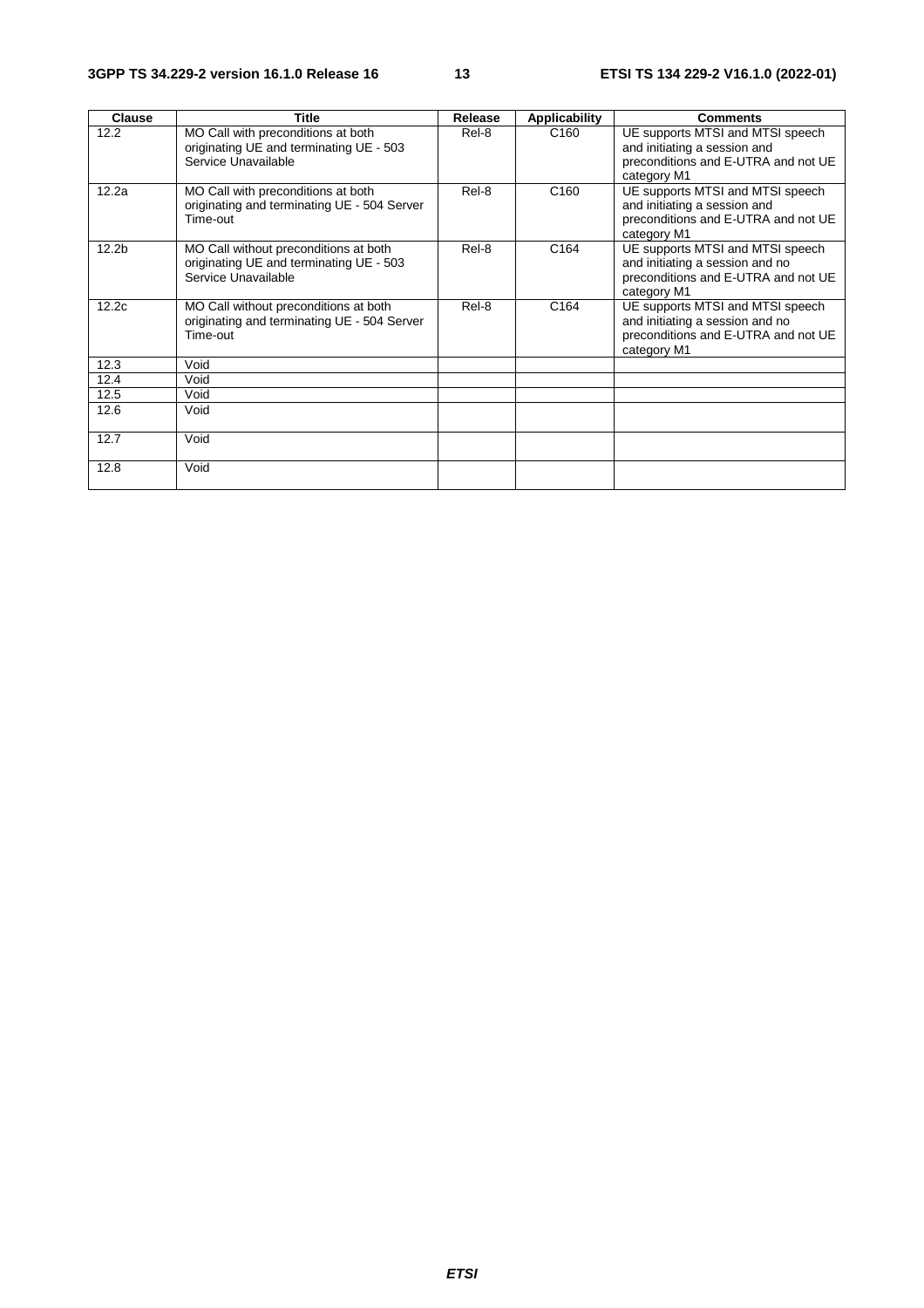| Clause | Title | Release | Applicability | Comments |
| --- | --- | --- | --- | --- |
| 12.2 | MO Call with preconditions at both originating UE and terminating UE - 503 Service Unavailable | Rel-8 | C160 | UE supports MTSI and MTSI speech and initiating a session and preconditions and E-UTRA and not UE category M1 |
| 12.2a | MO Call with preconditions at both originating and terminating UE - 504 Server Time-out | Rel-8 | C160 | UE supports MTSI and MTSI speech and initiating a session and preconditions and E-UTRA and not UE category M1 |
| 12.2b | MO Call without preconditions at both originating UE and terminating UE - 503 Service Unavailable | Rel-8 | C164 | UE supports MTSI and MTSI speech and initiating a session and no preconditions and E-UTRA and not UE category M1 |
| 12.2c | MO Call without preconditions at both originating and terminating UE - 504 Server Time-out | Rel-8 | C164 | UE supports MTSI and MTSI speech and initiating a session and no preconditions and E-UTRA and not UE category M1 |
| 12.3 | Void | | | |
| 12.4 | Void | | | |
| 12.5 | Void | | | |
| 12.6 | Void | | | |
| 12.7 | Void | | | |
| 12.8 | Void | | | |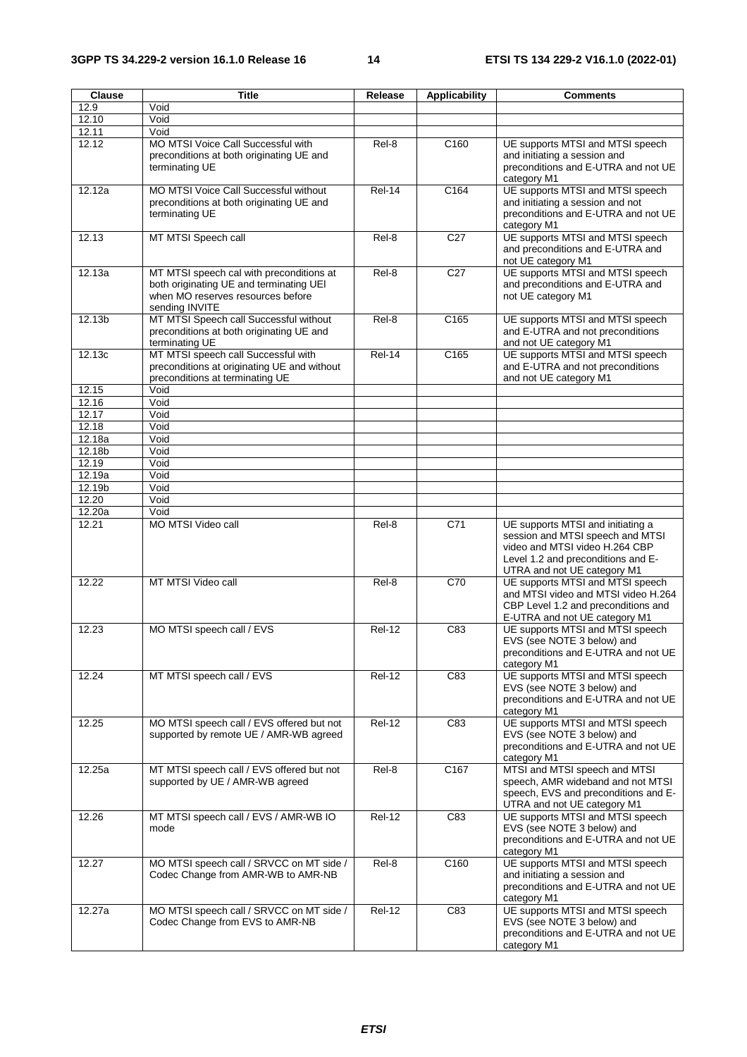| Clause | Title | Release | Applicability | Comments |
|---|---|---|---|---|
| 12.9 | Void | | | |
| 12.10 | Void | | | |
| 12.11 | Void | | | |
| 12.12 | MO MTSI Voice Call Successful with preconditions at both originating UE and terminating UE | Rel-8 | C160 | UE supports MTSI and MTSI speech and initiating a session and preconditions and E-UTRA and not UE category M1 |
| 12.12a | MO MTSI Voice Call Successful without preconditions at both originating UE and terminating UE | Rel-14 | C164 | UE supports MTSI and MTSI speech and initiating a session and not preconditions and E-UTRA and not UE category M1 |
| 12.13 | MT MTSI Speech call | Rel-8 | C27 | UE supports MTSI and MTSI speech and preconditions and E-UTRA and not UE category M1 |
| 12.13a | MT MTSI speech cal with preconditions at both originating UE and terminating UEI when MO reserves resources before sending INVITE | Rel-8 | C27 | UE supports MTSI and MTSI speech and preconditions and E-UTRA and not UE category M1 |
| 12.13b | MT MTSI Speech call Successful without preconditions at both originating UE and terminating UE | Rel-8 | C165 | UE supports MTSI and MTSI speech and E-UTRA and not preconditions and not UE category M1 |
| 12.13c | MT MTSI speech call Successful with preconditions at originating UE and without preconditions at terminating UE | Rel-14 | C165 | UE supports MTSI and MTSI speech and E-UTRA and not preconditions and not UE category M1 |
| 12.15 | Void | | | |
| 12.16 | Void | | | |
| 12.17 | Void | | | |
| 12.18 | Void | | | |
| 12.18a | Void | | | |
| 12.18b | Void | | | |
| 12.19 | Void | | | |
| 12.19a | Void | | | |
| 12.19b | Void | | | |
| 12.20 | Void | | | |
| 12.20a | Void | | | |
| 12.21 | MO MTSI Video call | Rel-8 | C71 | UE supports MTSI and initiating a session and MTSI speech and MTSI video and MTSI video H.264 CBP Level 1.2 and preconditions and E-UTRA and not UE category M1 |
| 12.22 | MT MTSI Video call | Rel-8 | C70 | UE supports MTSI and MTSI speech and MTSI video and MTSI video H.264 CBP Level 1.2 and preconditions and E-UTRA and not UE category M1 |
| 12.23 | MO MTSI speech call / EVS | Rel-12 | C83 | UE supports MTSI and MTSI speech EVS (see NOTE 3 below) and preconditions and E-UTRA and not UE category M1 |
| 12.24 | MT MTSI speech call / EVS | Rel-12 | C83 | UE supports MTSI and MTSI speech EVS (see NOTE 3 below) and preconditions and E-UTRA and not UE category M1 |
| 12.25 | MO MTSI speech call / EVS offered but not supported by remote UE / AMR-WB agreed | Rel-12 | C83 | UE supports MTSI and MTSI speech EVS (see NOTE 3 below) and preconditions and E-UTRA and not UE category M1 |
| 12.25a | MT MTSI speech call / EVS offered but not supported by UE / AMR-WB agreed | Rel-8 | C167 | MTSI and MTSI speech and MTSI speech, AMR wideband and not MTSI speech, EVS and preconditions and E-UTRA and not UE category M1 |
| 12.26 | MT MTSI speech call / EVS / AMR-WB IO mode | Rel-12 | C83 | UE supports MTSI and MTSI speech EVS (see NOTE 3 below) and preconditions and E-UTRA and not UE category M1 |
| 12.27 | MO MTSI speech call / SRVCC on MT side / Codec Change from AMR-WB to AMR-NB | Rel-8 | C160 | UE supports MTSI and MTSI speech and initiating a session and preconditions and E-UTRA and not UE category M1 |
| 12.27a | MO MTSI speech call / SRVCC on MT side / Codec Change from EVS to AMR-NB | Rel-12 | C83 | UE supports MTSI and MTSI speech EVS (see NOTE 3 below) and preconditions and E-UTRA and not UE category M1 |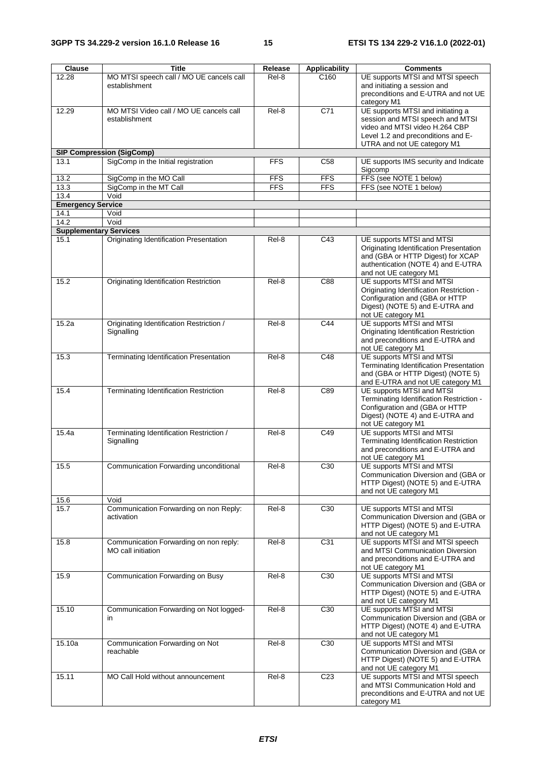| Clause | Title | Release | Applicability | Comments |
|---|---|---|---|---|
| 12.28 | MO MTSI speech call / MO UE cancels call establishment | Rel-8 | C160 | UE supports MTSI and MTSI speech and initiating a session and preconditions and E-UTRA and not UE category M1 |
| 12.29 | MO MTSI Video call / MO UE cancels call establishment | Rel-8 | C71 | UE supports MTSI and initiating a session and MTSI speech and MTSI video and MTSI video H.264 CBP Level 1.2 and preconditions and E-UTRA and not UE category M1 |
| **SIP Compression (SigComp)** | | | | |
| 13.1 | SigComp in the Initial registration | FFS | C58 | UE supports IMS security and Indicate Sigcomp |
| 13.2 | SigComp in the MO Call | FFS | FFS | FFS (see NOTE 1 below) |
| 13.3 | SigComp in the MT Call | FFS | FFS | FFS (see NOTE 1 below) |
| 13.4 | Void | | | |
| **Emergency Service** | | | | |
| 14.1 | Void | | | |
| 14.2 | Void | | | |
| **Supplementary Services** | | | | |
| 15.1 | Originating Identification Presentation | Rel-8 | C43 | UE supports MTSI and MTSI Originating Identification Presentation and (GBA or HTTP Digest) for XCAP authentication (NOTE 4) and E-UTRA and not UE category M1 |
| 15.2 | Originating Identification Restriction | Rel-8 | C88 | UE supports MTSI and MTSI Originating Identification Restriction - Configuration and (GBA or HTTP Digest) (NOTE 5) and E-UTRA and not UE category M1 |
| 15.2a | Originating Identification Restriction / Signalling | Rel-8 | C44 | UE supports MTSI and MTSI Originating Identification Restriction and preconditions and E-UTRA and not UE category M1 |
| 15.3 | Terminating Identification Presentation | Rel-8 | C48 | UE supports MTSI and MTSI Terminating Identification Presentation and (GBA or HTTP Digest) (NOTE 5) and E-UTRA and not UE category M1 |
| 15.4 | Terminating Identification Restriction | Rel-8 | C89 | UE supports MTSI and MTSI Terminating Identification Restriction - Configuration and (GBA or HTTP Digest) (NOTE 4) and E-UTRA and not UE category M1 |
| 15.4a | Terminating Identification Restriction / Signalling | Rel-8 | C49 | UE supports MTSI and MTSI Terminating Identification Restriction and preconditions and E-UTRA and not UE category M1 |
| 15.5 | Communication Forwarding unconditional | Rel-8 | C30 | UE supports MTSI and MTSI Communication Diversion and (GBA or HTTP Digest) (NOTE 5) and E-UTRA and not UE category M1 |
| 15.6 | Void | | | |
| 15.7 | Communication Forwarding on non Reply: activation | Rel-8 | C30 | UE supports MTSI and MTSI Communication Diversion and (GBA or HTTP Digest) (NOTE 5) and E-UTRA and not UE category M1 |
| 15.8 | Communication Forwarding on non reply: MO call initiation | Rel-8 | C31 | UE supports MTSI and MTSI speech and MTSI Communication Diversion and preconditions and E-UTRA and not UE category M1 |
| 15.9 | Communication Forwarding on Busy | Rel-8 | C30 | UE supports MTSI and MTSI Communication Diversion and (GBA or HTTP Digest) (NOTE 5) and E-UTRA and not UE category M1 |
| 15.10 | Communication Forwarding on Not logged-in | Rel-8 | C30 | UE supports MTSI and MTSI Communication Diversion and (GBA or HTTP Digest) (NOTE 4) and E-UTRA and not UE category M1 |
| 15.10a | Communication Forwarding on Not reachable | Rel-8 | C30 | UE supports MTSI and MTSI Communication Diversion and (GBA or HTTP Digest) (NOTE 5) and E-UTRA and not UE category M1 |
| 15.11 | MO Call Hold without announcement | Rel-8 | C23 | UE supports MTSI and MTSI speech and MTSI Communication Hold and preconditions and E-UTRA and not UE category M1 |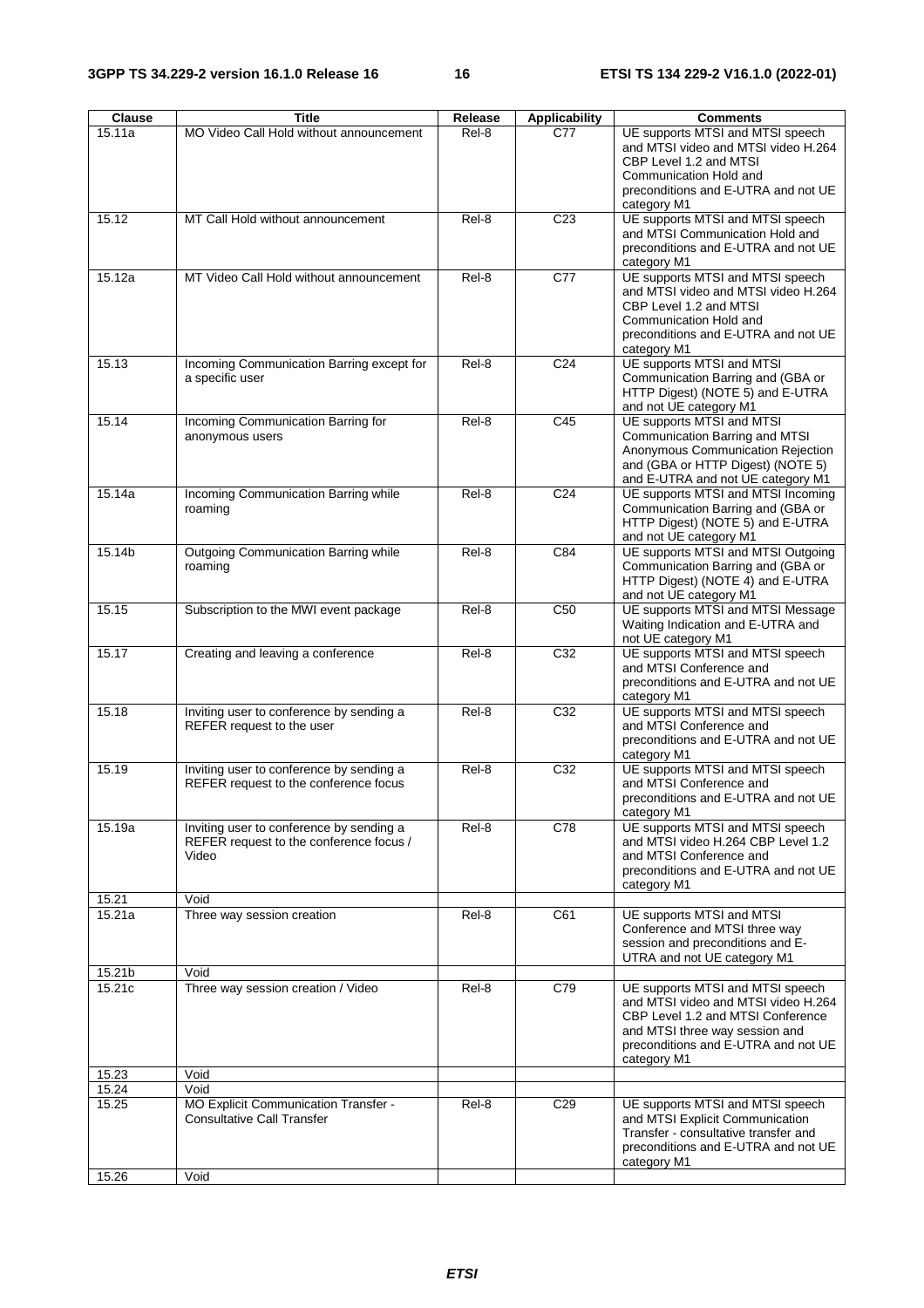| Clause | Title | Release | Applicability | Comments |
|---|---|---|---|---|
| 15.11a | MO Video Call Hold without announcement | Rel-8 | C77 | UE supports MTSI and MTSI speech and MTSI video and MTSI video H.264 CBP Level 1.2 and MTSI Communication Hold and preconditions and E-UTRA and not UE category M1 |
| 15.12 | MT Call Hold without announcement | Rel-8 | C23 | UE supports MTSI and MTSI speech and MTSI Communication Hold and preconditions and E-UTRA and not UE category M1 |
| 15.12a | MT Video Call Hold without announcement | Rel-8 | C77 | UE supports MTSI and MTSI speech and MTSI video and MTSI video H.264 CBP Level 1.2 and MTSI Communication Hold and preconditions and E-UTRA and not UE category M1 |
| 15.13 | Incoming Communication Barring except for a specific user | Rel-8 | C24 | UE supports MTSI and MTSI Communication Barring and (GBA or HTTP Digest) (NOTE 5) and E-UTRA and not UE category M1 |
| 15.14 | Incoming Communication Barring for anonymous users | Rel-8 | C45 | UE supports MTSI and MTSI Communication Barring and MTSI Anonymous Communication Rejection and (GBA or HTTP Digest) (NOTE 5) and E-UTRA and not UE category M1 |
| 15.14a | Incoming Communication Barring while roaming | Rel-8 | C24 | UE supports MTSI and MTSI Incoming Communication Barring and (GBA or HTTP Digest) (NOTE 5) and E-UTRA and not UE category M1 |
| 15.14b | Outgoing Communication Barring while roaming | Rel-8 | C84 | UE supports MTSI and MTSI Outgoing Communication Barring and (GBA or HTTP Digest) (NOTE 4) and E-UTRA and not UE category M1 |
| 15.15 | Subscription to the MWI event package | Rel-8 | C50 | UE supports MTSI and MTSI Message Waiting Indication and E-UTRA and not UE category M1 |
| 15.17 | Creating and leaving a conference | Rel-8 | C32 | UE supports MTSI and MTSI speech and MTSI Conference and preconditions and E-UTRA and not UE category M1 |
| 15.18 | Inviting user to conference by sending a REFER request to the user | Rel-8 | C32 | UE supports MTSI and MTSI speech and MTSI Conference and preconditions and E-UTRA and not UE category M1 |
| 15.19 | Inviting user to conference by sending a REFER request to the conference focus | Rel-8 | C32 | UE supports MTSI and MTSI speech and MTSI Conference and preconditions and E-UTRA and not UE category M1 |
| 15.19a | Inviting user to conference by sending a REFER request to the conference focus / Video | Rel-8 | C78 | UE supports MTSI and MTSI speech and MTSI video H.264 CBP Level 1.2 and MTSI Conference and preconditions and E-UTRA and not UE category M1 |
| 15.21 | Void | | | |
| 15.21a | Three way session creation | Rel-8 | C61 | UE supports MTSI and MTSI Conference and MTSI three way session and preconditions and E-UTRA and not UE category M1 |
| 15.21b | Void | | | |
| 15.21c | Three way session creation / Video | Rel-8 | C79 | UE supports MTSI and MTSI speech and MTSI video and MTSI video H.264 CBP Level 1.2 and MTSI Conference and MTSI three way session and preconditions and E-UTRA and not UE category M1 |
| 15.23 | Void | | | |
| 15.24 | Void | | | |
| 15.25 | MO Explicit Communication Transfer - Consultative Call Transfer | Rel-8 | C29 | UE supports MTSI and MTSI speech and MTSI Explicit Communication Transfer - consultative transfer and preconditions and E-UTRA and not UE category M1 |
| 15.26 | Void | | | |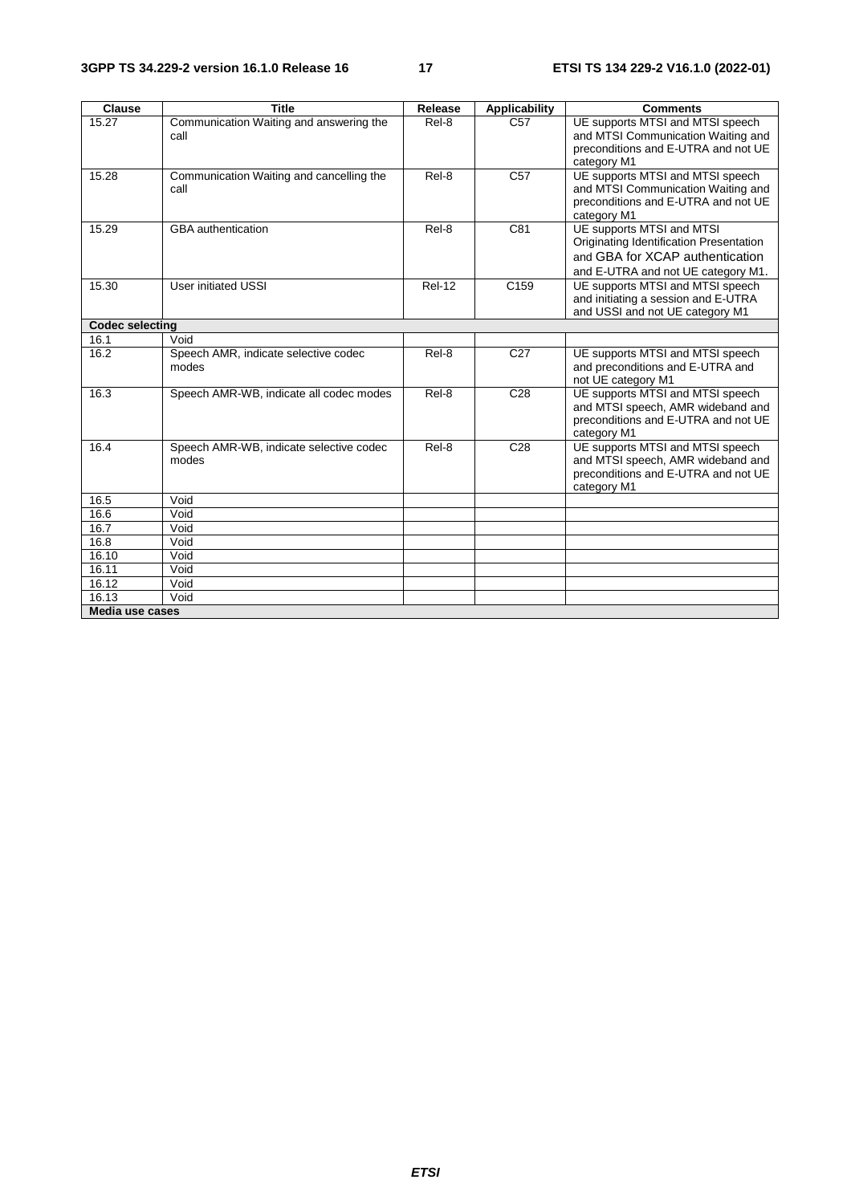| Clause | Title | Release | Applicability | Comments |
|---|---|---|---|---|
| 15.27 | Communication Waiting and answering the call | Rel-8 | C57 | UE supports MTSI and MTSI speech and MTSI Communication Waiting and preconditions and E-UTRA and not UE category M1 |
| 15.28 | Communication Waiting and cancelling the call | Rel-8 | C57 | UE supports MTSI and MTSI speech and MTSI Communication Waiting and preconditions and E-UTRA and not UE category M1 |
| 15.29 | GBA authentication | Rel-8 | C81 | UE supports MTSI and MTSI Originating Identification Presentation and GBA for XCAP authentication and E-UTRA and not UE category M1. |
| 15.30 | User initiated USSI | Rel-12 | C159 | UE supports MTSI and MTSI speech and initiating a session and E-UTRA and USSI and not UE category M1 |
| **Codec selecting** | | | | |
| 16.1 | Void | | | |
| 16.2 | Speech AMR, indicate selective codec modes | Rel-8 | C27 | UE supports MTSI and MTSI speech and preconditions and E-UTRA and not UE category M1 |
| 16.3 | Speech AMR-WB, indicate all codec modes | Rel-8 | C28 | UE supports MTSI and MTSI speech and MTSI speech, AMR wideband and preconditions and E-UTRA and not UE category M1 |
| 16.4 | Speech AMR-WB, indicate selective codec modes | Rel-8 | C28 | UE supports MTSI and MTSI speech and MTSI speech, AMR wideband and preconditions and E-UTRA and not UE category M1 |
| 16.5 | Void | | | |
| 16.6 | Void | | | |
| 16.7 | Void | | | |
| 16.8 | Void | | | |
| 16.10 | Void | | | |
| 16.11 | Void | | | |
| 16.12 | Void | | | |
| 16.13 | Void | | | |
| **Media use cases** | | | | |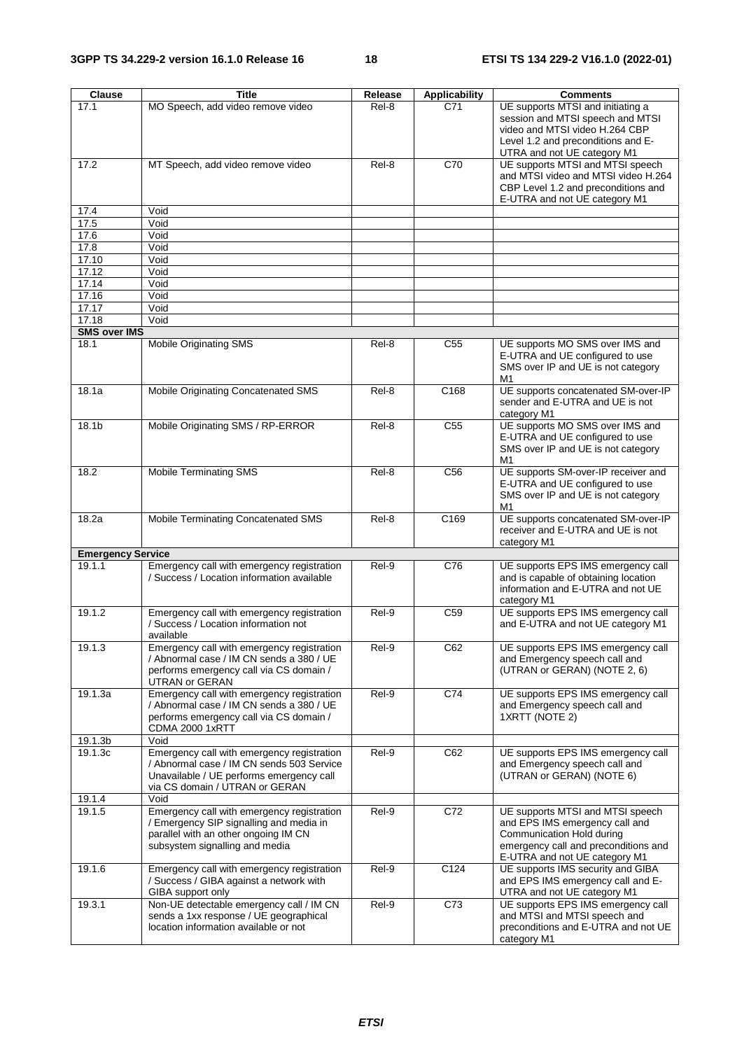| Clause | Title | Release | Applicability | Comments |
| --- | --- | --- | --- | --- |
| 17.1 | MO Speech, add video remove video | Rel-8 | C71 | UE supports MTSI and initiating a session and MTSI speech and MTSI video and MTSI video H.264 CBP Level 1.2 and preconditions and E-UTRA and not UE category M1 |
| 17.2 | MT Speech, add video remove video | Rel-8 | C70 | UE supports MTSI and MTSI speech and MTSI video and MTSI video H.264 CBP Level 1.2 and preconditions and E-UTRA and not UE category M1 |
| 17.4 | Void | | | |
| 17.5 | Void | | | |
| 17.6 | Void | | | |
| 17.8 | Void | | | |
| 17.10 | Void | | | |
| 17.12 | Void | | | |
| 17.14 | Void | | | |
| 17.16 | Void | | | |
| 17.17 | Void | | | |
| 17.18 | Void | | | |
| **SMS over IMS** | | | | |
| 18.1 | Mobile Originating SMS | Rel-8 | C55 | UE supports MO SMS over IMS and E-UTRA and UE configured to use SMS over IP and UE is not category M1 |
| 18.1a | Mobile Originating Concatenated SMS | Rel-8 | C168 | UE supports concatenated SM-over-IP sender and E-UTRA and UE is not category M1 |
| 18.1b | Mobile Originating SMS / RP-ERROR | Rel-8 | C55 | UE supports MO SMS over IMS and E-UTRA and UE configured to use SMS over IP and UE is not category M1 |
| 18.2 | Mobile Terminating SMS | Rel-8 | C56 | UE supports SM-over-IP receiver and E-UTRA and UE configured to use SMS over IP and UE is not category M1 |
| 18.2a | Mobile Terminating Concatenated SMS | Rel-8 | C169 | UE supports concatenated SM-over-IP receiver and E-UTRA and UE is not category M1 |
| **Emergency Service** | | | | |
| 19.1.1 | Emergency call with emergency registration / Success / Location information available | Rel-9 | C76 | UE supports EPS IMS emergency call and is capable of obtaining location information and E-UTRA and not UE category M1 |
| 19.1.2 | Emergency call with emergency registration / Success / Location information not available | Rel-9 | C59 | UE supports EPS IMS emergency call and E-UTRA and not UE category M1 |
| 19.1.3 | Emergency call with emergency registration / Abnormal case / IM CN sends a 380 / UE performs emergency call via CS domain / UTRAN or GERAN | Rel-9 | C62 | UE supports EPS IMS emergency call and Emergency speech call and (UTRAN or GERAN) (NOTE 2, 6) |
| 19.1.3a | Emergency call with emergency registration / Abnormal case / IM CN sends a 380 / UE performs emergency call via CS domain / CDMA 2000 1xRTT | Rel-9 | C74 | UE supports EPS IMS emergency call and Emergency speech call and 1XRTT (NOTE 2) |
| 19.1.3b | Void | | | |
| 19.1.3c | Emergency call with emergency registration / Abnormal case / IM CN sends 503 Service Unavailable / UE performs emergency call via CS domain / UTRAN or GERAN | Rel-9 | C62 | UE supports EPS IMS emergency call and Emergency speech call and (UTRAN or GERAN) (NOTE 6) |
| 19.1.4 | Void | | | |
| 19.1.5 | Emergency call with emergency registration / Emergency SIP signalling and media in parallel with an other ongoing IM CN subsystem signalling and media | Rel-9 | C72 | UE supports MTSI and MTSI speech and EPS IMS emergency call and Communication Hold during emergency call and preconditions and E-UTRA and not UE category M1 |
| 19.1.6 | Emergency call with emergency registration / Success / GIBA against a network with GIBA support only | Rel-9 | C124 | UE supports IMS security and GIBA and EPS IMS emergency call and E-UTRA and not UE category M1 |
| 19.3.1 | Non-UE detectable emergency call / IM CN sends a 1xx response / UE geographical location information available or not | Rel-9 | C73 | UE supports EPS IMS emergency call and MTSI and MTSI speech and preconditions and E-UTRA and not UE category M1 |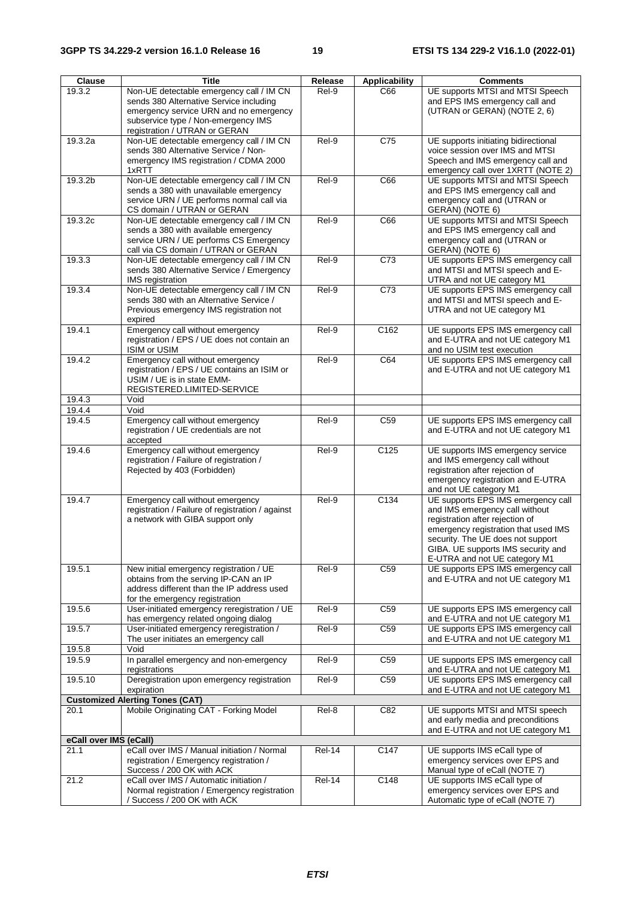| Clause | Title | Release | Applicability | Comments |
|---|---|---|---|---|
| 19.3.2 | Non-UE detectable emergency call / IM CN sends 380 Alternative Service including emergency service URN and no emergency subservice type / Non-emergency IMS registration / UTRAN or GERAN | Rel-9 | C66 | UE supports MTSI and MTSI Speech and EPS IMS emergency call and (UTRAN or GERAN) (NOTE 2, 6) |
| 19.3.2a | Non-UE detectable emergency call / IM CN sends 380 Alternative Service / Non-emergency IMS registration / CDMA 2000 1xRTT | Rel-9 | C75 | UE supports initiating bidirectional voice session over IMS and MTSI Speech and IMS emergency call and emergency call over 1XRTT (NOTE 2) |
| 19.3.2b | Non-UE detectable emergency call / IM CN sends a 380 with unavailable emergency service URN / UE performs normal call via CS domain / UTRAN or GERAN | Rel-9 | C66 | UE supports MTSI and MTSI Speech and EPS IMS emergency call and emergency call and (UTRAN or GERAN) (NOTE 6) |
| 19.3.2c | Non-UE detectable emergency call / IM CN sends a 380 with available emergency service URN / UE performs CS Emergency call via CS domain / UTRAN or GERAN | Rel-9 | C66 | UE supports MTSI and MTSI Speech and EPS IMS emergency call and emergency call and (UTRAN or GERAN) (NOTE 6) |
| 19.3.3 | Non-UE detectable emergency call / IM CN sends 380 Alternative Service / Emergency IMS registration | Rel-9 | C73 | UE supports EPS IMS emergency call and MTSI and MTSI speech and E-UTRA and not UE category M1 |
| 19.3.4 | Non-UE detectable emergency call / IM CN sends 380 with an Alternative Service / Previous emergency IMS registration not expired | Rel-9 | C73 | UE supports EPS IMS emergency call and MTSI and MTSI speech and E-UTRA and not UE category M1 |
| 19.4.1 | Emergency call without emergency registration / EPS / UE does not contain an ISIM or USIM | Rel-9 | C162 | UE supports EPS IMS emergency call and E-UTRA and not UE category M1 and no USIM test execution |
| 19.4.2 | Emergency call without emergency registration / EPS / UE contains an ISIM or USIM / UE is in state EMM-REGISTERED.LIMITED-SERVICE | Rel-9 | C64 | UE supports EPS IMS emergency call and E-UTRA and not UE category M1 |
| 19.4.3 | Void | | | |
| 19.4.4 | Void | | | |
| 19.4.5 | Emergency call without emergency registration / UE credentials are not accepted | Rel-9 | C59 | UE supports EPS IMS emergency call and E-UTRA and not UE category M1 |
| 19.4.6 | Emergency call without emergency registration / Failure of registration / Rejected by 403 (Forbidden) | Rel-9 | C125 | UE supports IMS emergency service and IMS emergency call without registration after rejection of emergency registration and E-UTRA and not UE category M1 |
| 19.4.7 | Emergency call without emergency registration / Failure of registration / against a network with GIBA support only | Rel-9 | C134 | UE supports EPS IMS emergency call and IMS emergency call without registration after rejection of emergency registration that used IMS security. The UE does not support GIBA. UE supports IMS security and E-UTRA and not UE category M1 |
| 19.5.1 | New initial emergency registration / UE obtains from the serving IP-CAN an IP address different than the IP address used for the emergency registration | Rel-9 | C59 | UE supports EPS IMS emergency call and E-UTRA and not UE category M1 |
| 19.5.6 | User-initiated emergency reregistration / UE has emergency related ongoing dialog | Rel-9 | C59 | UE supports EPS IMS emergency call and E-UTRA and not UE category M1 |
| 19.5.7 | User-initiated emergency reregistration / The user initiates an emergency call | Rel-9 | C59 | UE supports EPS IMS emergency call and E-UTRA and not UE category M1 |
| 19.5.8 | Void | | | |
| 19.5.9 | In parallel emergency and non-emergency registrations | Rel-9 | C59 | UE supports EPS IMS emergency call and E-UTRA and not UE category M1 |
| 19.5.10 | Deregistration upon emergency registration expiration | Rel-9 | C59 | UE supports EPS IMS emergency call and E-UTRA and not UE category M1 |
| **Customized Alerting Tones (CAT)** | | | | |
| 20.1 | Mobile Originating CAT - Forking Model | Rel-8 | C82 | UE supports MTSI and MTSI speech and early media and preconditions and E-UTRA and not UE category M1 |
| **eCall over IMS (eCall)** | | | | |
| 21.1 | eCall over IMS / Manual initiation / Normal registration / Emergency registration / Success / 200 OK with ACK | Rel-14 | C147 | UE supports IMS eCall type of emergency services over EPS and Manual type of eCall (NOTE 7) |
| 21.2 | eCall over IMS / Automatic initiation / Normal registration / Emergency registration / Success / 200 OK with ACK | Rel-14 | C148 | UE supports IMS eCall type of emergency services over EPS and Automatic type of eCall (NOTE 7) |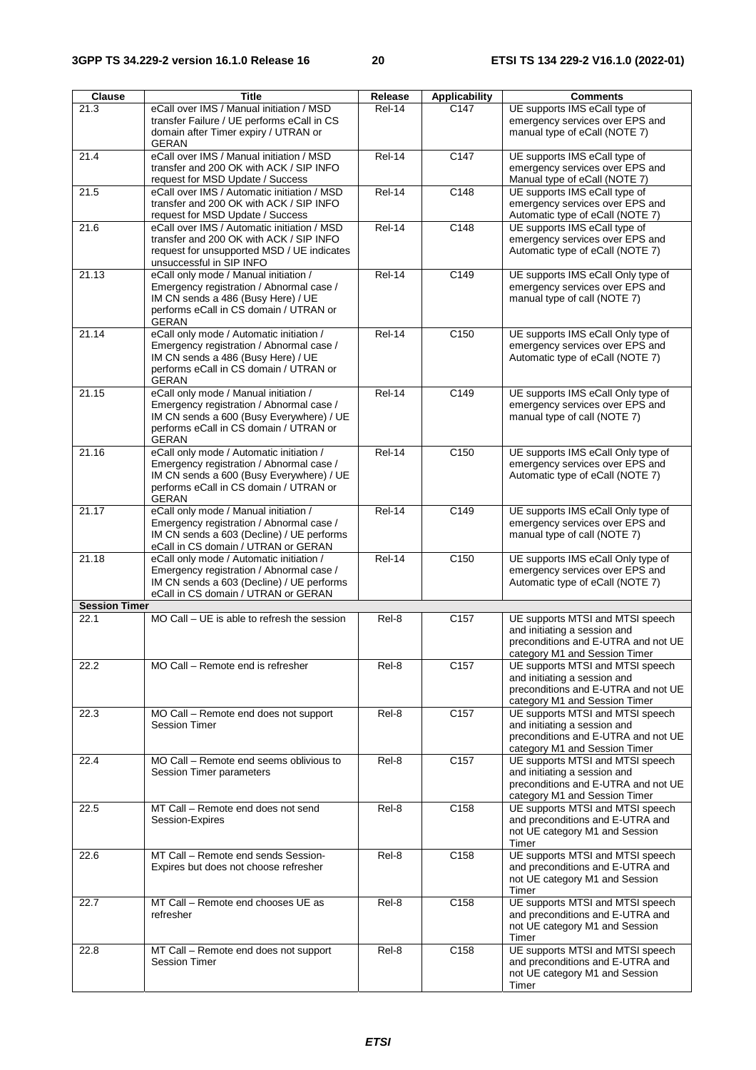| Clause | Title | Release | Applicability | Comments |
|---|---|---|---|---|
| 21.3 | eCall over IMS / Manual initiation / MSD transfer Failure / UE performs eCall in CS domain after Timer expiry / UTRAN or GERAN | Rel-14 | C147 | UE supports IMS eCall type of emergency services over EPS and manual type of eCall (NOTE 7) |
| 21.4 | eCall over IMS / Manual initiation / MSD transfer and 200 OK with ACK / SIP INFO request for MSD Update / Success | Rel-14 | C147 | UE supports IMS eCall type of emergency services over EPS and Manual type of eCall (NOTE 7) |
| 21.5 | eCall over IMS / Automatic initiation / MSD transfer and 200 OK with ACK / SIP INFO request for MSD Update / Success | Rel-14 | C148 | UE supports IMS eCall type of emergency services over EPS and Automatic type of eCall (NOTE 7) |
| 21.6 | eCall over IMS / Automatic initiation / MSD transfer and 200 OK with ACK / SIP INFO request for unsupported MSD / UE indicates unsuccessful in SIP INFO | Rel-14 | C148 | UE supports IMS eCall type of emergency services over EPS and Automatic type of eCall (NOTE 7) |
| 21.13 | eCall only mode / Manual initiation / Emergency registration / Abnormal case / IM CN sends a 486 (Busy Here) / UE performs eCall in CS domain / UTRAN or GERAN | Rel-14 | C149 | UE supports IMS eCall Only type of emergency services over EPS and manual type of call (NOTE 7) |
| 21.14 | eCall only mode / Automatic initiation / Emergency registration / Abnormal case / IM CN sends a 486 (Busy Here) / UE performs eCall in CS domain / UTRAN or GERAN | Rel-14 | C150 | UE supports IMS eCall Only type of emergency services over EPS and Automatic type of eCall (NOTE 7) |
| 21.15 | eCall only mode / Manual initiation / Emergency registration / Abnormal case / IM CN sends a 600 (Busy Everywhere) / UE performs eCall in CS domain / UTRAN or GERAN | Rel-14 | C149 | UE supports IMS eCall Only type of emergency services over EPS and manual type of call (NOTE 7) |
| 21.16 | eCall only mode / Automatic initiation / Emergency registration / Abnormal case / IM CN sends a 600 (Busy Everywhere) / UE performs eCall in CS domain / UTRAN or GERAN | Rel-14 | C150 | UE supports IMS eCall Only type of emergency services over EPS and Automatic type of eCall (NOTE 7) |
| 21.17 | eCall only mode / Manual initiation / Emergency registration / Abnormal case / IM CN sends a 603 (Decline) / UE performs eCall in CS domain / UTRAN or GERAN | Rel-14 | C149 | UE supports IMS eCall Only type of emergency services over EPS and manual type of call (NOTE 7) |
| 21.18 | eCall only mode / Automatic initiation / Emergency registration / Abnormal case / IM CN sends a 603 (Decline) / UE performs eCall in CS domain / UTRAN or GERAN | Rel-14 | C150 | UE supports IMS eCall Only type of emergency services over EPS and Automatic type of eCall (NOTE 7) |
| **Session Timer** | | | | |
| 22.1 | MO Call – UE is able to refresh the session | Rel-8 | C157 | UE supports MTSI and MTSI speech and initiating a session and preconditions and E-UTRA and not UE category M1 and Session Timer |
| 22.2 | MO Call – Remote end is refresher | Rel-8 | C157 | UE supports MTSI and MTSI speech and initiating a session and preconditions and E-UTRA and not UE category M1 and Session Timer |
| 22.3 | MO Call – Remote end does not support Session Timer | Rel-8 | C157 | UE supports MTSI and MTSI speech and initiating a session and preconditions and E-UTRA and not UE category M1 and Session Timer |
| 22.4 | MO Call – Remote end seems oblivious to Session Timer parameters | Rel-8 | C157 | UE supports MTSI and MTSI speech and initiating a session and preconditions and E-UTRA and not UE category M1 and Session Timer |
| 22.5 | MT Call – Remote end does not send Session-Expires | Rel-8 | C158 | UE supports MTSI and MTSI speech and preconditions and E-UTRA and not UE category M1 and Session Timer |
| 22.6 | MT Call – Remote end sends Session-Expires but does not choose refresher | Rel-8 | C158 | UE supports MTSI and MTSI speech and preconditions and E-UTRA and not UE category M1 and Session Timer |
| 22.7 | MT Call – Remote end chooses UE as refresher | Rel-8 | C158 | UE supports MTSI and MTSI speech and preconditions and E-UTRA and not UE category M1 and Session Timer |
| 22.8 | MT Call – Remote end does not support Session Timer | Rel-8 | C158 | UE supports MTSI and MTSI speech and preconditions and E-UTRA and not UE category M1 and Session Timer |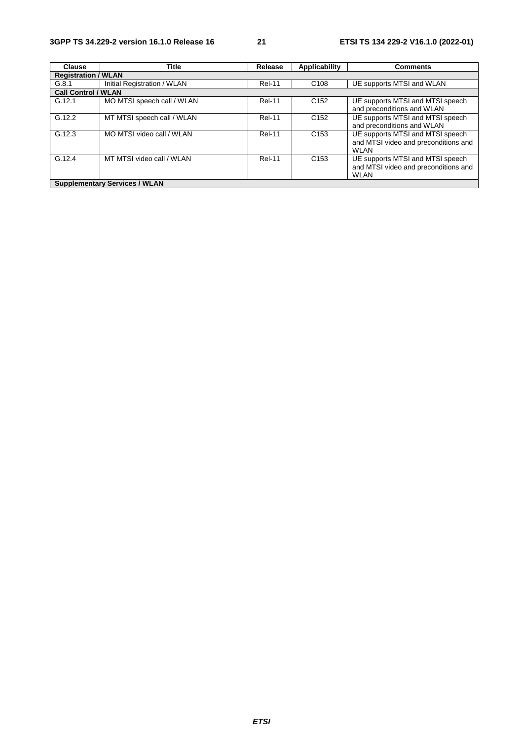| Clause | Title | Release | Applicability | Comments |
|---|---|---|---|---|
| **Registration / WLAN** | | | | |
| G.8.1 | Initial Registration / WLAN | Rel-11 | C108 | UE supports MTSI and WLAN |
| **Call Control / WLAN** | | | | |
| G.12.1 | MO MTSI speech call / WLAN | Rel-11 | C152 | UE supports MTSI and MTSI speech and preconditions and WLAN |
| G.12.2 | MT MTSI speech call / WLAN | Rel-11 | C152 | UE supports MTSI and MTSI speech and preconditions and WLAN |
| G.12.3 | MO MTSI video call / WLAN | Rel-11 | C153 | UE supports MTSI and MTSI speech and MTSI video and preconditions and WLAN |
| G.12.4 | MT MTSI video call / WLAN | Rel-11 | C153 | UE supports MTSI and MTSI speech and MTSI video and preconditions and WLAN |
| **Supplementary Services / WLAN** | | | | |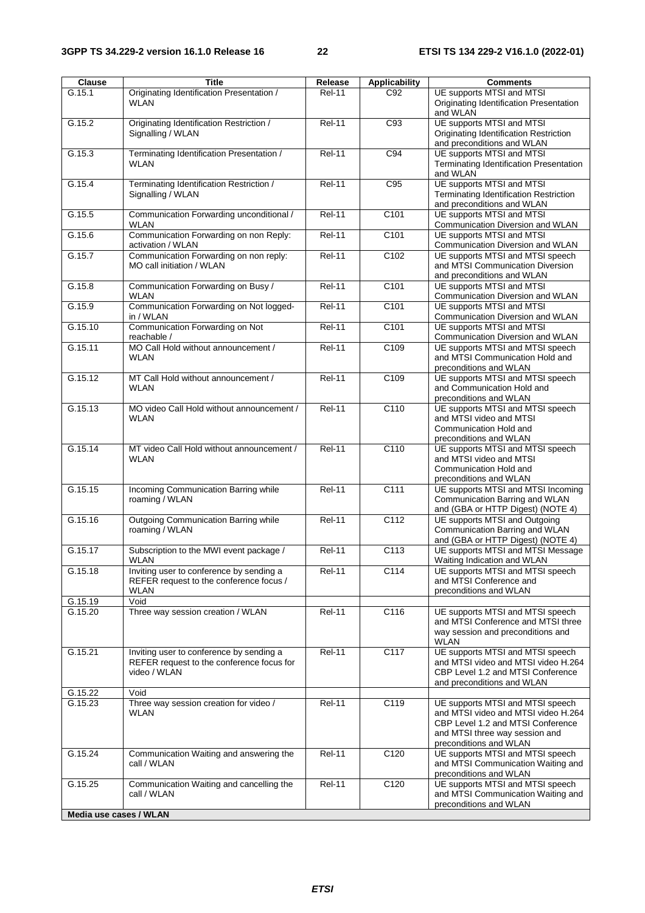| Clause | Title | Release | Applicability | Comments |
|---|---|---|---|---|
| G.15.1 | Originating Identification Presentation / WLAN | Rel-11 | C92 | UE supports MTSI and MTSI Originating Identification Presentation and WLAN |
| G.15.2 | Originating Identification Restriction / Signalling / WLAN | Rel-11 | C93 | UE supports MTSI and MTSI Originating Identification Restriction and preconditions and WLAN |
| G.15.3 | Terminating Identification Presentation / WLAN | Rel-11 | C94 | UE supports MTSI and MTSI Terminating Identification Presentation and WLAN |
| G.15.4 | Terminating Identification Restriction / Signalling / WLAN | Rel-11 | C95 | UE supports MTSI and MTSI Terminating Identification Restriction and preconditions and WLAN |
| G.15.5 | Communication Forwarding unconditional / WLAN | Rel-11 | C101 | UE supports MTSI and MTSI Communication Diversion and WLAN |
| G.15.6 | Communication Forwarding on non Reply: activation / WLAN | Rel-11 | C101 | UE supports MTSI and MTSI Communication Diversion and WLAN |
| G.15.7 | Communication Forwarding on non reply: MO call initiation / WLAN | Rel-11 | C102 | UE supports MTSI and MTSI speech and MTSI Communication Diversion and preconditions and WLAN |
| G.15.8 | Communication Forwarding on Busy / WLAN | Rel-11 | C101 | UE supports MTSI and MTSI Communication Diversion and WLAN |
| G.15.9 | Communication Forwarding on Not logged-in / WLAN | Rel-11 | C101 | UE supports MTSI and MTSI Communication Diversion and WLAN |
| G.15.10 | Communication Forwarding on Not reachable / | Rel-11 | C101 | UE supports MTSI and MTSI Communication Diversion and WLAN |
| G.15.11 | MO Call Hold without announcement / WLAN | Rel-11 | C109 | UE supports MTSI and MTSI speech and MTSI Communication Hold and preconditions and WLAN |
| G.15.12 | MT Call Hold without announcement / WLAN | Rel-11 | C109 | UE supports MTSI and MTSI speech and Communication Hold and preconditions and WLAN |
| G.15.13 | MO video Call Hold without announcement / WLAN | Rel-11 | C110 | UE supports MTSI and MTSI speech and MTSI video and MTSI Communication Hold and preconditions and WLAN |
| G.15.14 | MT video Call Hold without announcement / WLAN | Rel-11 | C110 | UE supports MTSI and MTSI speech and MTSI video and MTSI Communication Hold and preconditions and WLAN |
| G.15.15 | Incoming Communication Barring while roaming / WLAN | Rel-11 | C111 | UE supports MTSI and MTSI Incoming Communication Barring and WLAN and (GBA or HTTP Digest) (NOTE 4) |
| G.15.16 | Outgoing Communication Barring while roaming / WLAN | Rel-11 | C112 | UE supports MTSI and Outgoing Communication Barring and WLAN and (GBA or HTTP Digest) (NOTE 4) |
| G.15.17 | Subscription to the MWI event package / WLAN | Rel-11 | C113 | UE supports MTSI and MTSI Message Waiting Indication and WLAN |
| G.15.18 | Inviting user to conference by sending a REFER request to the conference focus / WLAN | Rel-11 | C114 | UE supports MTSI and MTSI speech and MTSI Conference and preconditions and WLAN |
| G.15.19 | Void | | | |
| G.15.20 | Three way session creation / WLAN | Rel-11 | C116 | UE supports MTSI and MTSI speech and MTSI Conference and MTSI three way session and preconditions and WLAN |
| G.15.21 | Inviting user to conference by sending a REFER request to the conference focus for video / WLAN | Rel-11 | C117 | UE supports MTSI and MTSI speech and MTSI video and MTSI video H.264 CBP Level 1.2 and MTSI Conference and preconditions and WLAN |
| G.15.22 | Void | | | |
| G.15.23 | Three way session creation for video / WLAN | Rel-11 | C119 | UE supports MTSI and MTSI speech and MTSI video and MTSI video H.264 CBP Level 1.2 and MTSI Conference and MTSI three way session and preconditions and WLAN |
| G.15.24 | Communication Waiting and answering the call / WLAN | Rel-11 | C120 | UE supports MTSI and MTSI speech and MTSI Communication Waiting and preconditions and WLAN |
| G.15.25 | Communication Waiting and cancelling the call / WLAN | Rel-11 | C120 | UE supports MTSI and MTSI speech and MTSI Communication Waiting and preconditions and WLAN |
| **Media use cases / WLAN** | | | | |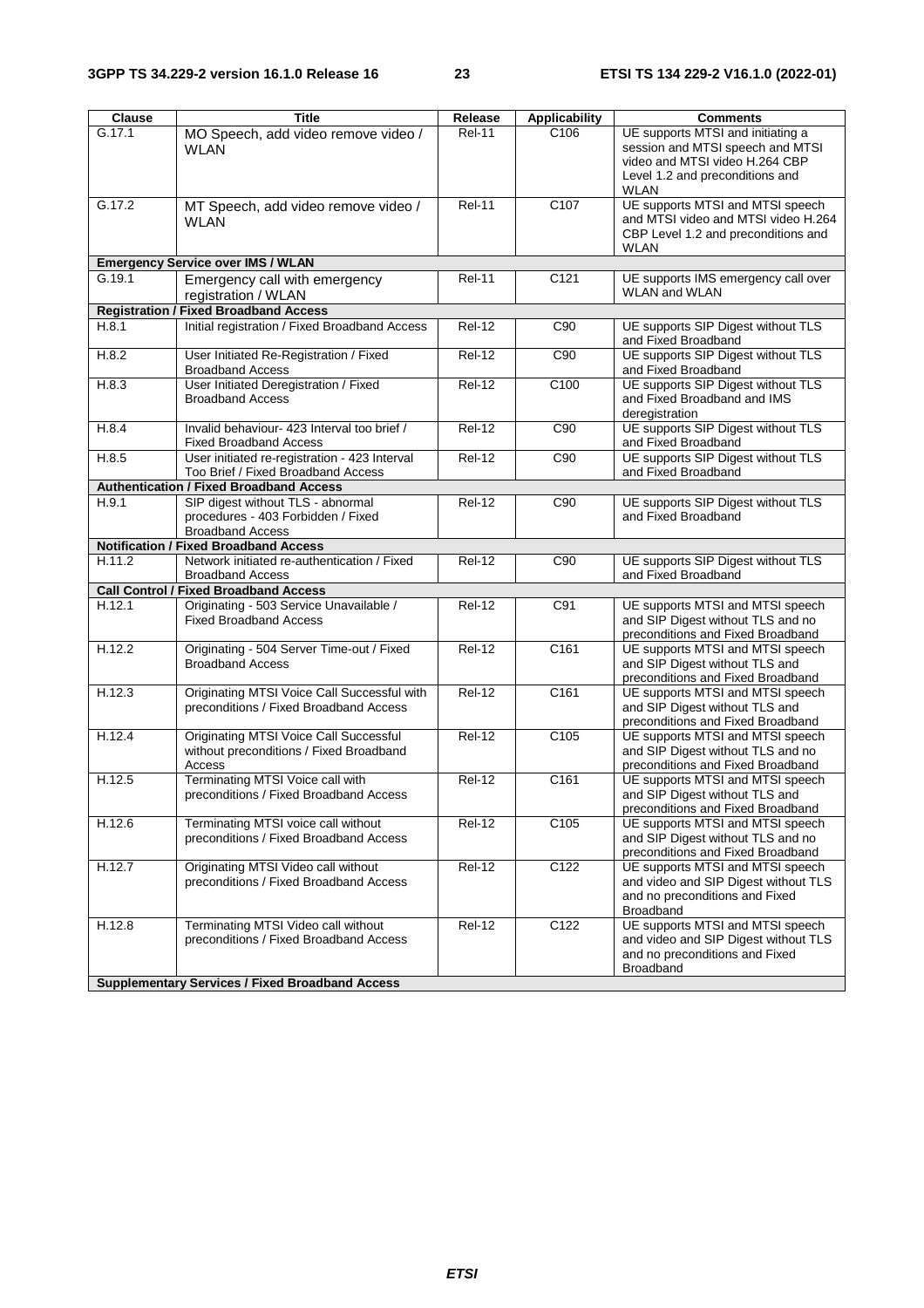| Clause | Title | Release | Applicability | Comments |
|---|---|---|---|---|
| G.17.1 | MO Speech, add video remove video / WLAN | Rel-11 | C106 | UE supports MTSI and initiating a session and MTSI speech and MTSI video and MTSI video H.264 CBP Level 1.2 and preconditions and WLAN |
| G.17.2 | MT Speech, add video remove video / WLAN | Rel-11 | C107 | UE supports MTSI and MTSI speech and MTSI video and MTSI video H.264 CBP Level 1.2 and preconditions and WLAN |
| **Emergency Service over IMS / WLAN** | | | | |
| G.19.1 | Emergency call with emergency registration / WLAN | Rel-11 | C121 | UE supports IMS emergency call over WLAN and WLAN |
| **Registration / Fixed Broadband Access** | | | | |
| H.8.1 | Initial registration / Fixed Broadband Access | Rel-12 | C90 | UE supports SIP Digest without TLS and Fixed Broadband |
| H.8.2 | User Initiated Re-Registration / Fixed Broadband Access | Rel-12 | C90 | UE supports SIP Digest without TLS and Fixed Broadband |
| H.8.3 | User Initiated Deregistration / Fixed Broadband Access | Rel-12 | C100 | UE supports SIP Digest without TLS and Fixed Broadband and IMS deregistration |
| H.8.4 | Invalid behaviour- 423 Interval too brief / Fixed Broadband Access | Rel-12 | C90 | UE supports SIP Digest without TLS and Fixed Broadband |
| H.8.5 | User initiated re-registration - 423 Interval Too Brief / Fixed Broadband Access | Rel-12 | C90 | UE supports SIP Digest without TLS and Fixed Broadband |
| **Authentication / Fixed Broadband Access** | | | | |
| H.9.1 | SIP digest without TLS - abnormal procedures - 403 Forbidden / Fixed Broadband Access | Rel-12 | C90 | UE supports SIP Digest without TLS and Fixed Broadband |
| **Notification / Fixed Broadband Access** | | | | |
| H.11.2 | Network initiated re-authentication / Fixed Broadband Access | Rel-12 | C90 | UE supports SIP Digest without TLS and Fixed Broadband |
| **Call Control / Fixed Broadband Access** | | | | |
| H.12.1 | Originating - 503 Service Unavailable / Fixed Broadband Access | Rel-12 | C91 | UE supports MTSI and MTSI speech and SIP Digest without TLS and no preconditions and Fixed Broadband |
| H.12.2 | Originating - 504 Server Time-out / Fixed Broadband Access | Rel-12 | C161 | UE supports MTSI and MTSI speech and SIP Digest without TLS and preconditions and Fixed Broadband |
| H.12.3 | Originating MTSI Voice Call Successful with preconditions / Fixed Broadband Access | Rel-12 | C161 | UE supports MTSI and MTSI speech and SIP Digest without TLS and preconditions and Fixed Broadband |
| H.12.4 | Originating MTSI Voice Call Successful without preconditions / Fixed Broadband Access | Rel-12 | C105 | UE supports MTSI and MTSI speech and SIP Digest without TLS and no preconditions and Fixed Broadband |
| H.12.5 | Terminating MTSI Voice call with preconditions / Fixed Broadband Access | Rel-12 | C161 | UE supports MTSI and MTSI speech and SIP Digest without TLS and preconditions and Fixed Broadband |
| H.12.6 | Terminating MTSI voice call without preconditions / Fixed Broadband Access | Rel-12 | C105 | UE supports MTSI and MTSI speech and SIP Digest without TLS and no preconditions and Fixed Broadband |
| H.12.7 | Originating MTSI Video call without preconditions / Fixed Broadband Access | Rel-12 | C122 | UE supports MTSI and MTSI speech and video and SIP Digest without TLS and no preconditions and Fixed Broadband |
| H.12.8 | Terminating MTSI Video call without preconditions / Fixed Broadband Access | Rel-12 | C122 | UE supports MTSI and MTSI speech and video and SIP Digest without TLS and no preconditions and Fixed Broadband |
| **Supplementary Services / Fixed Broadband Access** | | | | |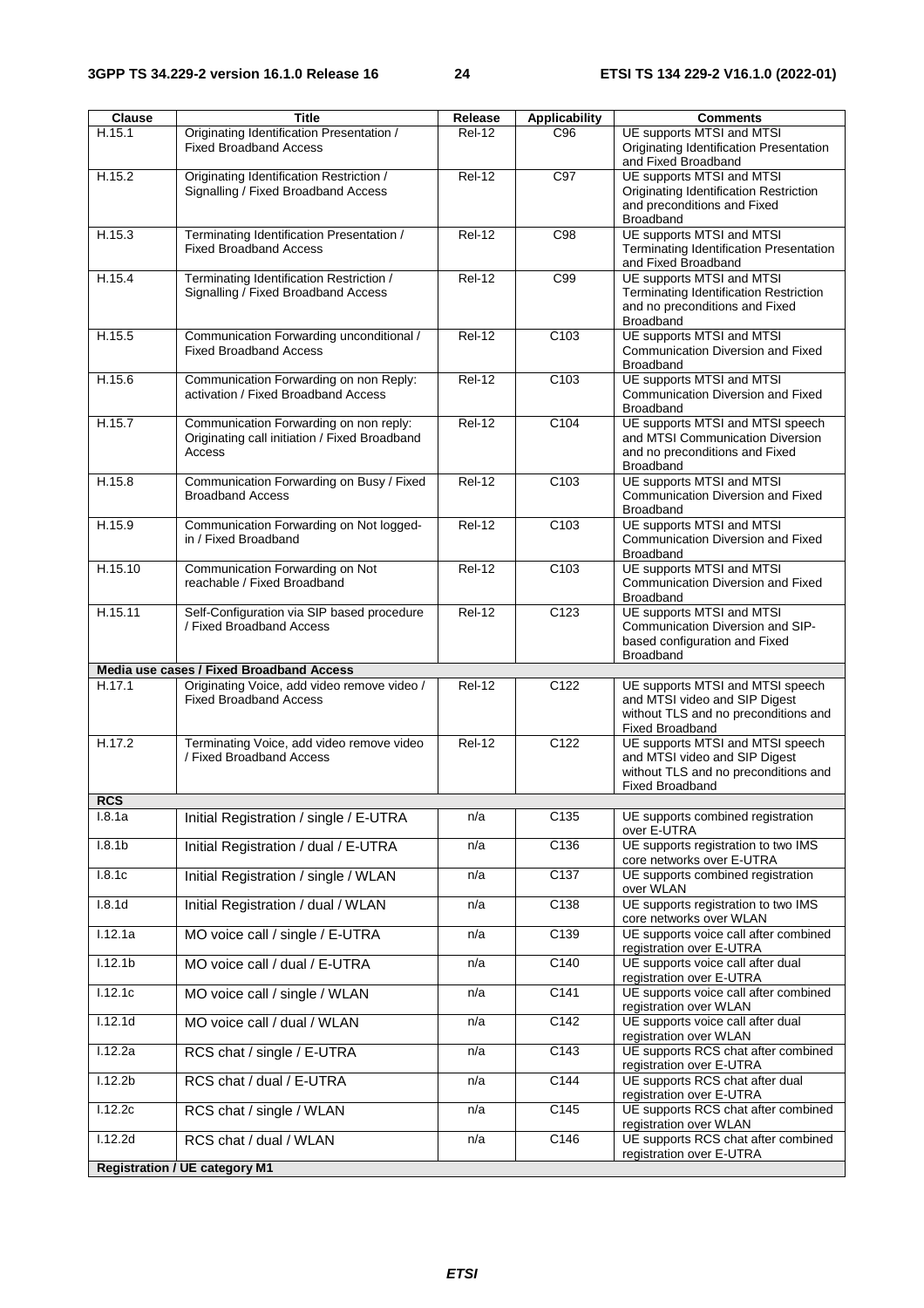| Clause | Title | Release | Applicability | Comments |
| --- | --- | --- | --- | --- |
| H.15.1 | Originating Identification Presentation / Fixed Broadband Access | Rel-12 | C96 | UE supports MTSI and MTSI Originating Identification Presentation and Fixed Broadband |
| H.15.2 | Originating Identification Restriction / Signalling / Fixed Broadband Access | Rel-12 | C97 | UE supports MTSI and MTSI Originating Identification Restriction and preconditions and Fixed Broadband |
| H.15.3 | Terminating Identification Presentation / Fixed Broadband Access | Rel-12 | C98 | UE supports MTSI and MTSI Terminating Identification Presentation and Fixed Broadband |
| H.15.4 | Terminating Identification Restriction / Signalling / Fixed Broadband Access | Rel-12 | C99 | UE supports MTSI and MTSI Terminating Identification Restriction and no preconditions and Fixed Broadband |
| H.15.5 | Communication Forwarding unconditional / Fixed Broadband Access | Rel-12 | C103 | UE supports MTSI and MTSI Communication Diversion and Fixed Broadband |
| H.15.6 | Communication Forwarding on non Reply: activation / Fixed Broadband Access | Rel-12 | C103 | UE supports MTSI and MTSI Communication Diversion and Fixed Broadband |
| H.15.7 | Communication Forwarding on non reply: Originating call initiation / Fixed Broadband Access | Rel-12 | C104 | UE supports MTSI and MTSI speech and MTSI Communication Diversion and no preconditions and Fixed Broadband |
| H.15.8 | Communication Forwarding on Busy / Fixed Broadband Access | Rel-12 | C103 | UE supports MTSI and MTSI Communication Diversion and Fixed Broadband |
| H.15.9 | Communication Forwarding on Not logged-in / Fixed Broadband | Rel-12 | C103 | UE supports MTSI and MTSI Communication Diversion and Fixed Broadband |
| H.15.10 | Communication Forwarding on Not reachable / Fixed Broadband | Rel-12 | C103 | UE supports MTSI and MTSI Communication Diversion and Fixed Broadband |
| H.15.11 | Self-Configuration via SIP based procedure / Fixed Broadband Access | Rel-12 | C123 | UE supports MTSI and MTSI Communication Diversion and SIP-based configuration and Fixed Broadband |
| **Media use cases / Fixed Broadband Access** | | | | |
| H.17.1 | Originating Voice, add video remove video / Fixed Broadband Access | Rel-12 | C122 | UE supports MTSI and MTSI speech and MTSI video and SIP Digest without TLS and no preconditions and Fixed Broadband |
| H.17.2 | Terminating Voice, add video remove video / Fixed Broadband Access | Rel-12 | C122 | UE supports MTSI and MTSI speech and MTSI video and SIP Digest without TLS and no preconditions and Fixed Broadband |
| **RCS** | | | | |
| I.8.1a | Initial Registration / single / E-UTRA | n/a | C135 | UE supports combined registration over E-UTRA |
| I.8.1b | Initial Registration / dual / E-UTRA | n/a | C136 | UE supports registration to two IMS core networks over E-UTRA |
| I.8.1c | Initial Registration / single / WLAN | n/a | C137 | UE supports combined registration over WLAN |
| I.8.1d | Initial Registration / dual / WLAN | n/a | C138 | UE supports registration to two IMS core networks over WLAN |
| I.12.1a | MO voice call / single / E-UTRA | n/a | C139 | UE supports voice call after combined registration over E-UTRA |
| I.12.1b | MO voice call / dual / E-UTRA | n/a | C140 | UE supports voice call after dual registration over E-UTRA |
| I.12.1c | MO voice call / single / WLAN | n/a | C141 | UE supports voice call after combined registration over WLAN |
| I.12.1d | MO voice call / dual / WLAN | n/a | C142 | UE supports voice call after dual registration over WLAN |
| I.12.2a | RCS chat / single / E-UTRA | n/a | C143 | UE supports RCS chat after combined registration over E-UTRA |
| I.12.2b | RCS chat / dual / E-UTRA | n/a | C144 | UE supports RCS chat after dual registration over E-UTRA |
| I.12.2c | RCS chat / single / WLAN | n/a | C145 | UE supports RCS chat after combined registration over WLAN |
| I.12.2d | RCS chat / dual / WLAN | n/a | C146 | UE supports RCS chat after combined registration over E-UTRA |
| **Registration / UE category M1** | | | | |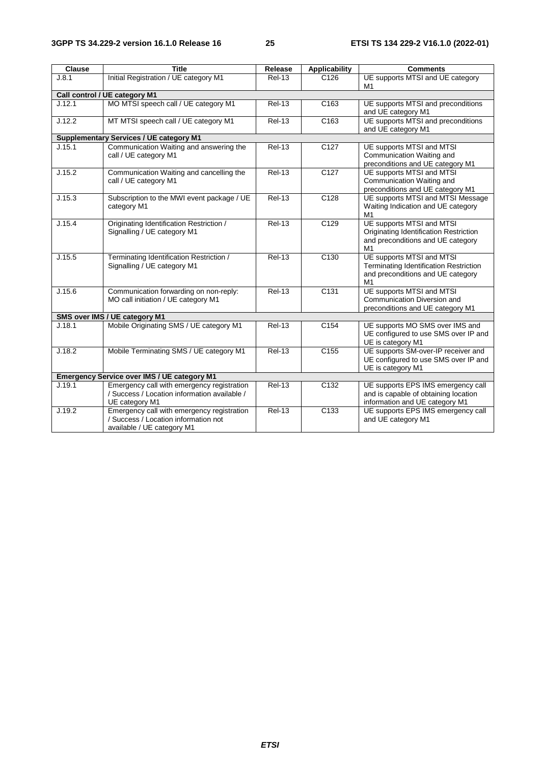| Clause | Title | Release | Applicability | Comments |
|---|---|---|---|---|
| J.8.1 | Initial Registration / UE category M1 | Rel-13 | C126 | UE supports MTSI and UE category M1 |
| **Call control / UE category M1** | | | | |
| J.12.1 | MO MTSI speech call / UE category M1 | Rel-13 | C163 | UE supports MTSI and preconditions and UE category M1 |
| J.12.2 | MT MTSI speech call / UE category M1 | Rel-13 | C163 | UE supports MTSI and preconditions and UE category M1 |
| **Supplementary Services / UE category M1** | | | | |
| J.15.1 | Communication Waiting and answering the call / UE category M1 | Rel-13 | C127 | UE supports MTSI and MTSI Communication Waiting and preconditions and UE category M1 |
| J.15.2 | Communication Waiting and cancelling the call / UE category M1 | Rel-13 | C127 | UE supports MTSI and MTSI Communication Waiting and preconditions and UE category M1 |
| J.15.3 | Subscription to the MWI event package / UE category M1 | Rel-13 | C128 | UE supports MTSI and MTSI Message Waiting Indication and UE category M1 |
| J.15.4 | Originating Identification Restriction / Signalling / UE category M1 | Rel-13 | C129 | UE supports MTSI and MTSI Originating Identification Restriction and preconditions and UE category M1 |
| J.15.5 | Terminating Identification Restriction / Signalling / UE category M1 | Rel-13 | C130 | UE supports MTSI and MTSI Terminating Identification Restriction and preconditions and UE category M1 |
| J.15.6 | Communication forwarding on non-reply: MO call initiation / UE category M1 | Rel-13 | C131 | UE supports MTSI and MTSI Communication Diversion and preconditions and UE category M1 |
| **SMS over IMS / UE category M1** | | | | |
| J.18.1 | Mobile Originating SMS / UE category M1 | Rel-13 | C154 | UE supports MO SMS over IMS and UE configured to use SMS over IP and UE is category M1 |
| J.18.2 | Mobile Terminating SMS / UE category M1 | Rel-13 | C155 | UE supports SM-over-IP receiver and UE configured to use SMS over IP and UE is category M1 |
| **Emergency Service over IMS / UE category M1** | | | | |
| J.19.1 | Emergency call with emergency registration / Success / Location information available / UE category M1 | Rel-13 | C132 | UE supports EPS IMS emergency call and is capable of obtaining location information and UE category M1 |
| J.19.2 | Emergency call with emergency registration / Success / Location information not available / UE category M1 | Rel-13 | C133 | UE supports EPS IMS emergency call and UE category M1 |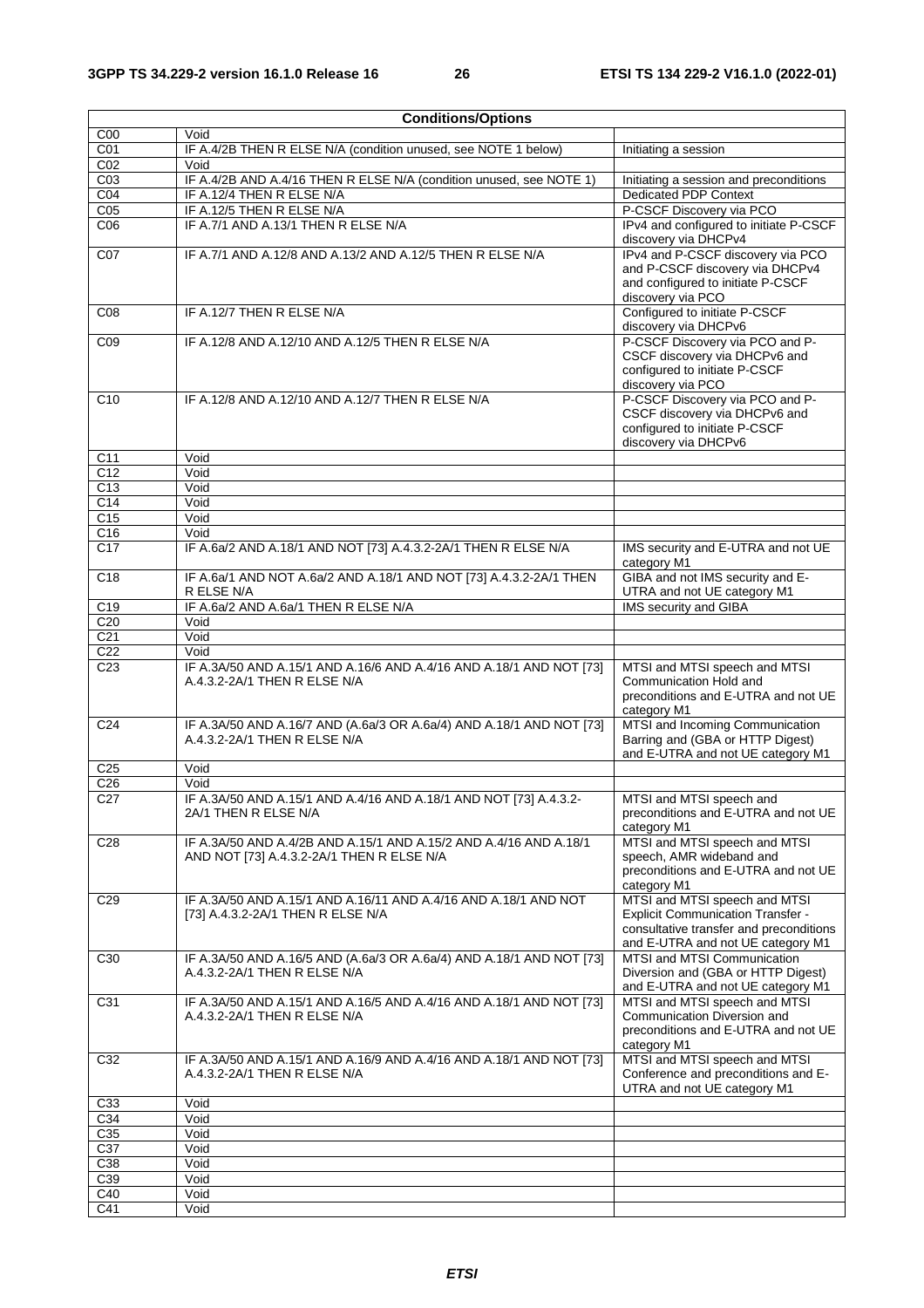| Conditions/Options | | |
|---|---|---|
| C00 | Void | |
| C01 | IF A.4/2B THEN R ELSE N/A (condition unused, see NOTE 1 below) | Initiating a session |
| C02 | Void | |
| C03 | IF A.4/2B AND A.4/16 THEN R ELSE N/A (condition unused, see NOTE 1) | Initiating a session and preconditions |
| C04 | IF A.12/4 THEN R ELSE N/A | Dedicated PDP Context |
| C05 | IF A.12/5 THEN R ELSE N/A | P-CSCF Discovery via PCO |
| C06 | IF A.7/1 AND A.13/1 THEN R ELSE N/A | IPv4 and configured to initiate P-CSCF discovery via DHCPv4 |
| C07 | IF A.7/1 AND A.12/8 AND A.13/2 AND A.12/5 THEN R ELSE N/A | IPv4 and P-CSCF discovery via PCO and P-CSCF discovery via DHCPv4 and configured to initiate P-CSCF discovery via PCO |
| C08 | IF A.12/7 THEN R ELSE N/A | Configured to initiate P-CSCF discovery via DHCPv6 |
| C09 | IF A.12/8 AND A.12/10 AND A.12/5 THEN R ELSE N/A | P-CSCF Discovery via PCO and P-CSCF discovery via DHCPv6 and configured to initiate P-CSCF discovery via PCO |
| C10 | IF A.12/8 AND A.12/10 AND A.12/7 THEN R ELSE N/A | P-CSCF Discovery via PCO and P-CSCF discovery via DHCPv6 and configured to initiate P-CSCF discovery via DHCPv6 |
| C11 | Void | |
| C12 | Void | |
| C13 | Void | |
| C14 | Void | |
| C15 | Void | |
| C16 | Void | |
| C17 | IF A.6a/2 AND A.18/1 AND NOT [73] A.4.3.2-2A/1 THEN R ELSE N/A | IMS security and E-UTRA and not UE category M1 |
| C18 | IF A.6a/1 AND NOT A.6a/2 AND A.18/1 AND NOT [73] A.4.3.2-2A/1 THEN R ELSE N/A | GIBA and not IMS security and E-UTRA and not UE category M1 |
| C19 | IF A.6a/2 AND A.6a/1 THEN R ELSE N/A | IMS security and GIBA |
| C20 | Void | |
| C21 | Void | |
| C22 | Void | |
| C23 | IF A.3A/50 AND A.15/1 AND A.16/6 AND A.4/16 AND A.18/1 AND NOT [73] A.4.3.2-2A/1 THEN R ELSE N/A | MTSI and MTSI speech and MTSI Communication Hold and preconditions and E-UTRA and not UE category M1 |
| C24 | IF A.3A/50 AND A.16/7 AND (A.6a/3 OR A.6a/4) AND A.18/1 AND NOT [73] A.4.3.2-2A/1 THEN R ELSE N/A | MTSI and Incoming Communication Barring and (GBA or HTTP Digest) and E-UTRA and not UE category M1 |
| C25 | Void | |
| C26 | Void | |
| C27 | IF A.3A/50 AND A.15/1 AND A.4/16 AND A.18/1 AND NOT [73] A.4.3.2-2A/1 THEN R ELSE N/A | MTSI and MTSI speech and preconditions and E-UTRA and not UE category M1 |
| C28 | IF A.3A/50 AND A.4/2B AND A.15/1 AND A.15/2 AND A.4/16 AND A.18/1 AND NOT [73] A.4.3.2-2A/1 THEN R ELSE N/A | MTSI and MTSI speech and MTSI speech, AMR wideband and preconditions and E-UTRA and not UE category M1 |
| C29 | IF A.3A/50 AND A.15/1 AND A.16/11 AND A.4/16 AND A.18/1 AND NOT [73] A.4.3.2-2A/1 THEN R ELSE N/A | MTSI and MTSI speech and MTSI Explicit Communication Transfer - consultative transfer and preconditions and E-UTRA and not UE category M1 |
| C30 | IF A.3A/50 AND A.16/5 AND (A.6a/3 OR A.6a/4) AND A.18/1 AND NOT [73] A.4.3.2-2A/1 THEN R ELSE N/A | MTSI and MTSI Communication Diversion and (GBA or HTTP Digest) and E-UTRA and not UE category M1 |
| C31 | IF A.3A/50 AND A.15/1 AND A.16/5 AND A.4/16 AND A.18/1 AND NOT [73] A.4.3.2-2A/1 THEN R ELSE N/A | MTSI and MTSI speech and MTSI Communication Diversion and preconditions and E-UTRA and not UE category M1 |
| C32 | IF A.3A/50 AND A.15/1 AND A.16/9 AND A.4/16 AND A.18/1 AND NOT [73] A.4.3.2-2A/1 THEN R ELSE N/A | MTSI and MTSI speech and MTSI Conference and preconditions and E-UTRA and not UE category M1 |
| C33 | Void | |
| C34 | Void | |
| C35 | Void | |
| C37 | Void | |
| C38 | Void | |
| C39 | Void | |
| C40 | Void | |
| C41 | Void | |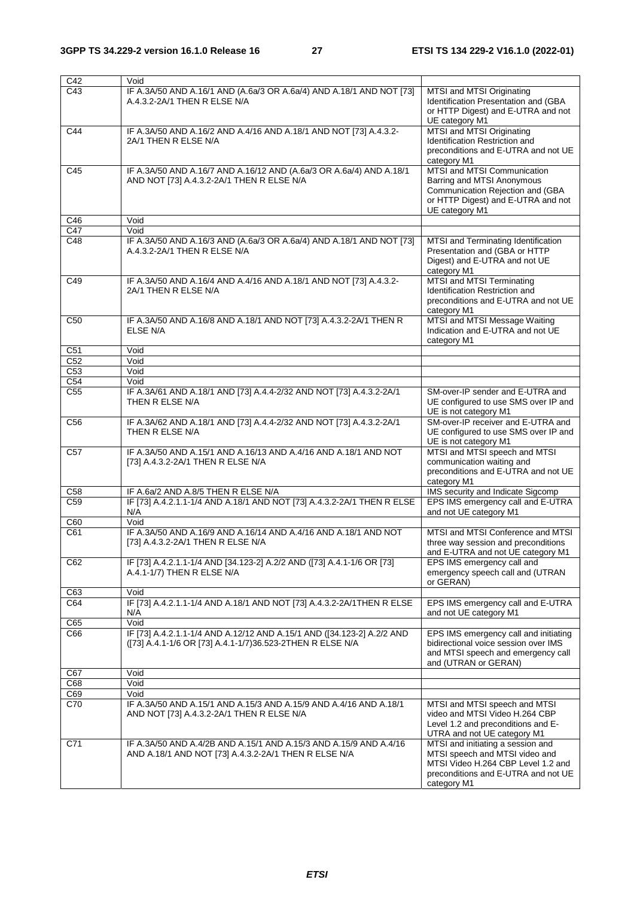| | | |
|---|---|---|
| C42 | Void | |
| C43 | IF A.3A/50 AND A.16/1 AND (A.6a/3 OR A.6a/4) AND A.18/1 AND NOT [73] A.4.3.2-2A/1 THEN R ELSE N/A | MTSI and MTSI Originating Identification Presentation and (GBA or HTTP Digest) and E-UTRA and not UE category M1 |
| C44 | IF A.3A/50 AND A.16/2 AND A.4/16 AND A.18/1 AND NOT [73] A.4.3.2-2A/1 THEN R ELSE N/A | MTSI and MTSI Originating Identification Restriction and preconditions and E-UTRA and not UE category M1 |
| C45 | IF A.3A/50 AND A.16/7 AND A.16/12 AND (A.6a/3 OR A.6a/4) AND A.18/1 AND NOT [73] A.4.3.2-2A/1 THEN R ELSE N/A | MTSI and MTSI Communication Barring and MTSI Anonymous Communication Rejection and (GBA or HTTP Digest) and E-UTRA and not UE category M1 |
| C46 | Void | |
| C47 | Void | |
| C48 | IF A.3A/50 AND A.16/3 AND (A.6a/3 OR A.6a/4) AND A.18/1 AND NOT [73] A.4.3.2-2A/1 THEN R ELSE N/A | MTSI and Terminating Identification Presentation and (GBA or HTTP Digest) and E-UTRA and not UE category M1 |
| C49 | IF A.3A/50 AND A.16/4 AND A.4/16 AND A.18/1 AND NOT [73] A.4.3.2-2A/1 THEN R ELSE N/A | MTSI and MTSI Terminating Identification Restriction and preconditions and E-UTRA and not UE category M1 |
| C50 | IF A.3A/50 AND A.16/8 AND A.18/1 AND NOT [73] A.4.3.2-2A/1 THEN R ELSE N/A | MTSI and MTSI Message Waiting Indication and E-UTRA and not UE category M1 |
| C51 | Void | |
| C52 | Void | |
| C53 | Void | |
| C54 | Void | |
| C55 | IF A.3A/61 AND A.18/1 AND [73] A.4.4-2/32 AND NOT [73] A.4.3.2-2A/1 THEN R ELSE N/A | SM-over-IP sender and E-UTRA and UE configured to use SMS over IP and UE is not category M1 |
| C56 | IF A.3A/62 AND A.18/1 AND [73] A.4.4-2/32 AND NOT [73] A.4.3.2-2A/1 THEN R ELSE N/A | SM-over-IP receiver and E-UTRA and UE configured to use SMS over IP and UE is not category M1 |
| C57 | IF A.3A/50 AND A.15/1 AND A.16/13 AND A.4/16 AND A.18/1 AND NOT [73] A.4.3.2-2A/1 THEN R ELSE N/A | MTSI and MTSI speech and MTSI communication waiting and preconditions and E-UTRA and not UE category M1 |
| C58 | IF A.6a/2 AND A.8/5 THEN R ELSE N/A | IMS security and Indicate Sigcomp |
| C59 | IF [73] A.4.2.1.1-1/4 AND A.18/1 AND NOT [73] A.4.3.2-2A/1 THEN R ELSE N/A | EPS IMS emergency call and E-UTRA and not UE category M1 |
| C60 | Void | |
| C61 | IF A.3A/50 AND A.16/9 AND A.16/14 AND A.4/16 AND A.18/1 AND NOT [73] A.4.3.2-2A/1 THEN R ELSE N/A | MTSI and MTSI Conference and MTSI three way session and preconditions and E-UTRA and not UE category M1 |
| C62 | IF [73] A.4.2.1.1-1/4 AND [34.123-2] A.2/2 AND ([73] A.4.1-1/6 OR [73] A.4.1-1/7) THEN R ELSE N/A | EPS IMS emergency call and emergency speech call and (UTRAN or GERAN) |
| C63 | Void | |
| C64 | IF [73] A.4.2.1.1-1/4 AND A.18/1 AND NOT [73] A.4.3.2-2A/1THEN R ELSE N/A | EPS IMS emergency call and E-UTRA and not UE category M1 |
| C65 | Void | |
| C66 | IF [73] A.4.2.1.1-1/4 AND A.12/12 AND A.15/1 AND ([34.123-2] A.2/2 AND ([73] A.4.1-1/6 OR [73] A.4.1-1/7)36.523-2THEN R ELSE N/A | EPS IMS emergency call and initiating bidirectional voice session over IMS and MTSI speech and emergency call and (UTRAN or GERAN) |
| C67 | Void | |
| C68 | Void | |
| C69 | Void | |
| C70 | IF A.3A/50 AND A.15/1 AND A.15/3 AND A.15/9 AND A.4/16 AND A.18/1 AND NOT [73] A.4.3.2-2A/1 THEN R ELSE N/A | MTSI and MTSI speech and MTSI video and MTSI Video H.264 CBP Level 1.2 and preconditions and E-UTRA and not UE category M1 |
| C71 | IF A.3A/50 AND A.4/2B AND A.15/1 AND A.15/3 AND A.15/9 AND A.4/16 AND A.18/1 AND NOT [73] A.4.3.2-2A/1 THEN R ELSE N/A | MTSI and initiating a session and MTSI speech and MTSI video and MTSI Video H.264 CBP Level 1.2 and preconditions and E-UTRA and not UE category M1 |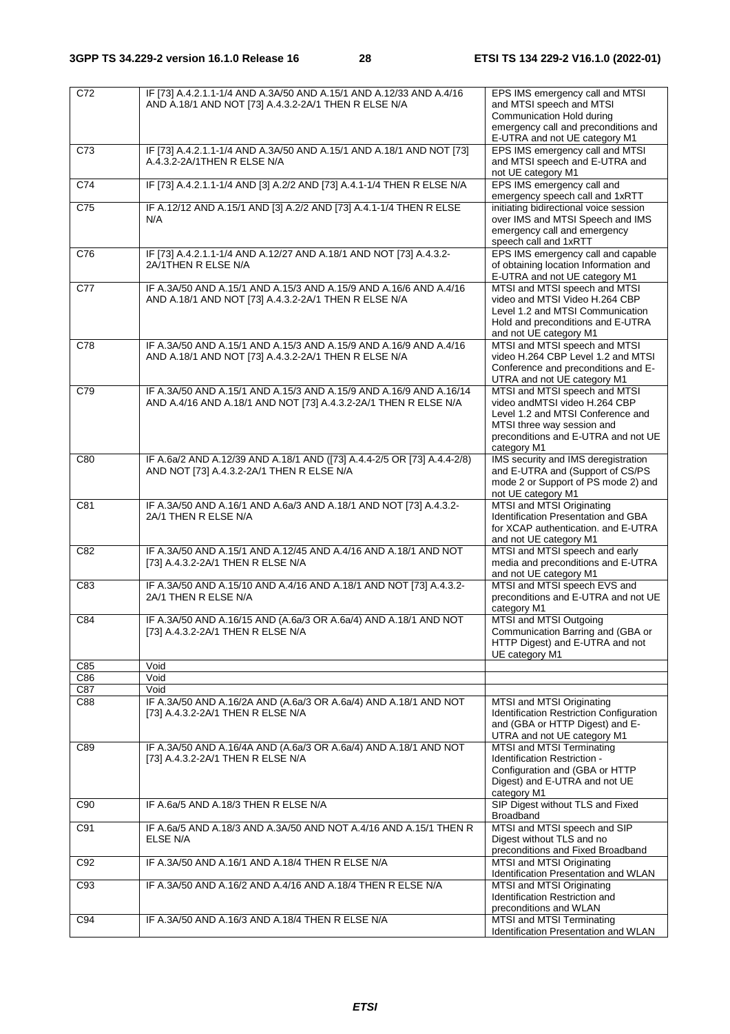| | | |
|---|---|---|
| C72 | IF [73] A.4.2.1.1-1/4 AND A.3A/50 AND A.15/1 AND A.12/33 AND A.4/16 AND A.18/1 AND NOT [73] A.4.3.2-2A/1 THEN R ELSE N/A | EPS IMS emergency call and MTSI and MTSI speech and MTSI Communication Hold during emergency call and preconditions and E-UTRA and not UE category M1 |
| C73 | IF [73] A.4.2.1.1-1/4 AND A.3A/50 AND A.15/1 AND A.18/1 AND NOT [73] A.4.3.2-2A/1THEN R ELSE N/A | EPS IMS emergency call and MTSI and MTSI speech and E-UTRA and not UE category M1 |
| C74 | IF [73] A.4.2.1.1-1/4 AND [3] A.2/2 AND [73] A.4.1-1/4 THEN R ELSE N/A | EPS IMS emergency call and emergency speech call and 1xRTT |
| C75 | IF A.12/12 AND A.15/1 AND [3] A.2/2 AND [73] A.4.1-1/4 THEN R ELSE N/A | initiating bidirectional voice session over IMS and MTSI Speech and IMS emergency call and emergency speech call and 1xRTT |
| C76 | IF [73] A.4.2.1.1-1/4 AND A.12/27 AND A.18/1 AND NOT [73] A.4.3.2-2A/1THEN R ELSE N/A | EPS IMS emergency call and capable of obtaining location Information and E-UTRA and not UE category M1 |
| C77 | IF A.3A/50 AND A.15/1 AND A.15/3 AND A.15/9 AND A.16/6 AND A.4/16 AND A.18/1 AND NOT [73] A.4.3.2-2A/1 THEN R ELSE N/A | MTSI and MTSI speech and MTSI video and MTSI Video H.264 CBP Level 1.2 and MTSI Communication Hold and preconditions and E-UTRA and not UE category M1 |
| C78 | IF A.3A/50 AND A.15/1 AND A.15/3 AND A.15/9 AND A.16/9 AND A.4/16 AND A.18/1 AND NOT [73] A.4.3.2-2A/1 THEN R ELSE N/A | MTSI and MTSI speech and MTSI video H.264 CBP Level 1.2 and MTSI Conference and preconditions and E-UTRA and not UE category M1 |
| C79 | IF A.3A/50 AND A.15/1 AND A.15/3 AND A.15/9 AND A.16/9 AND A.16/14 AND A.4/16 AND A.18/1 AND NOT [73] A.4.3.2-2A/1 THEN R ELSE N/A | MTSI and MTSI speech and MTSI video andMTSI video H.264 CBP Level 1.2 and MTSI Conference and MTSI three way session and preconditions and E-UTRA and not UE category M1 |
| C80 | IF A.6a/2 AND A.12/39 AND A.18/1 AND ([73] A.4.4-2/5 OR [73] A.4.4-2/8) AND NOT [73] A.4.3.2-2A/1 THEN R ELSE N/A | IMS security and IMS deregistration and E-UTRA and (Support of CS/PS mode 2 or Support of PS mode 2) and not UE category M1 |
| C81 | IF A.3A/50 AND A.16/1 AND A.6a/3 AND A.18/1 AND NOT [73] A.4.3.2-2A/1 THEN R ELSE N/A | MTSI and MTSI Originating Identification Presentation and GBA for XCAP authentication. and E-UTRA and not UE category M1 |
| C82 | IF A.3A/50 AND A.15/1 AND A.12/45 AND A.4/16 AND A.18/1 AND NOT [73] A.4.3.2-2A/1 THEN R ELSE N/A | MTSI and MTSI speech and early media and preconditions and E-UTRA and not UE category M1 |
| C83 | IF A.3A/50 AND A.15/10 AND A.4/16 AND A.18/1 AND NOT [73] A.4.3.2-2A/1 THEN R ELSE N/A | MTSI and MTSI speech EVS and preconditions and E-UTRA and not UE category M1 |
| C84 | IF A.3A/50 AND A.16/15 AND (A.6a/3 OR A.6a/4) AND A.18/1 AND NOT [73] A.4.3.2-2A/1 THEN R ELSE N/A | MTSI and MTSI Outgoing Communication Barring and (GBA or HTTP Digest) and E-UTRA and not UE category M1 |
| C85 | Void | |
| C86 | Void | |
| C87 | Void | |
| C88 | IF A.3A/50 AND A.16/2A AND (A.6a/3 OR A.6a/4) AND A.18/1 AND NOT [73] A.4.3.2-2A/1 THEN R ELSE N/A | MTSI and MTSI Originating Identification Restriction Configuration and (GBA or HTTP Digest) and E-UTRA and not UE category M1 |
| C89 | IF A.3A/50 AND A.16/4A AND (A.6a/3 OR A.6a/4) AND A.18/1 AND NOT [73] A.4.3.2-2A/1 THEN R ELSE N/A | MTSI and MTSI Terminating Identification Restriction - Configuration and (GBA or HTTP Digest) and E-UTRA and not UE category M1 |
| C90 | IF A.6a/5 AND A.18/3 THEN R ELSE N/A | SIP Digest without TLS and Fixed Broadband |
| C91 | IF A.6a/5 AND A.18/3 AND A.3A/50 AND NOT A.4/16 AND A.15/1 THEN R ELSE N/A | MTSI and MTSI speech and SIP Digest without TLS and no preconditions and Fixed Broadband |
| C92 | IF A.3A/50 AND A.16/1 AND A.18/4 THEN R ELSE N/A | MTSI and MTSI Originating Identification Presentation and WLAN |
| C93 | IF A.3A/50 AND A.16/2 AND A.4/16 AND A.18/4 THEN R ELSE N/A | MTSI and MTSI Originating Identification Restriction and preconditions and WLAN |
| C94 | IF A.3A/50 AND A.16/3 AND A.18/4 THEN R ELSE N/A | MTSI and MTSI Terminating Identification Presentation and WLAN |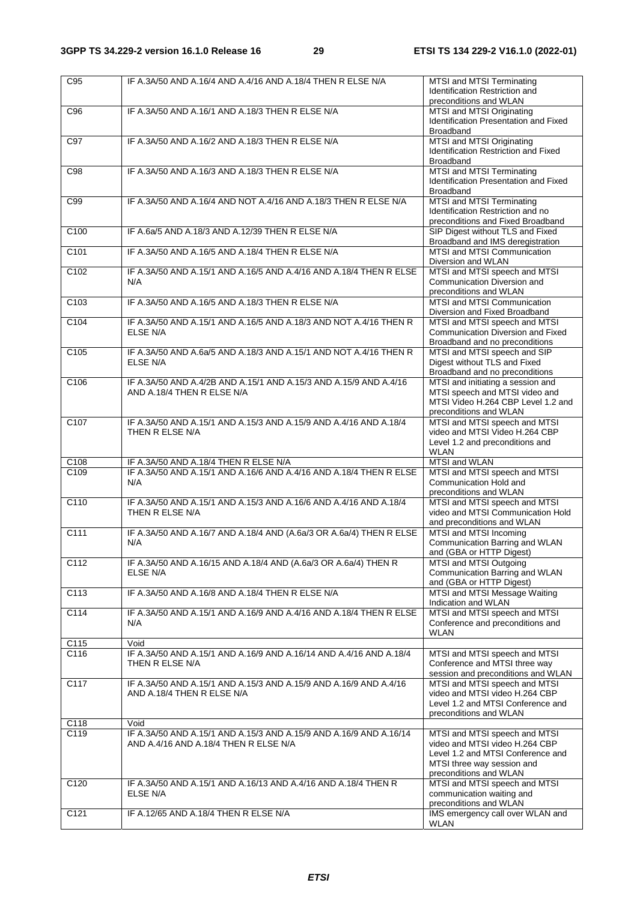| | | |
|---|---|---|
| C95 | IF A.3A/50 AND A.16/4 AND A.4/16 AND A.18/4 THEN R ELSE N/A | MTSI and MTSI Terminating Identification Restriction and preconditions and WLAN |
| C96 | IF A.3A/50 AND A.16/1 AND A.18/3 THEN R ELSE N/A | MTSI and MTSI Originating Identification Presentation and Fixed Broadband |
| C97 | IF A.3A/50 AND A.16/2 AND A.18/3 THEN R ELSE N/A | MTSI and MTSI Originating Identification Restriction and Fixed Broadband |
| C98 | IF A.3A/50 AND A.16/3 AND A.18/3 THEN R ELSE N/A | MTSI and MTSI Terminating Identification Presentation and Fixed Broadband |
| C99 | IF A.3A/50 AND A.16/4 AND NOT A.4/16 AND A.18/3 THEN R ELSE N/A | MTSI and MTSI Terminating Identification Restriction and no preconditions and Fixed Broadband |
| C100 | IF A.6a/5 AND A.18/3 AND A.12/39 THEN R ELSE N/A | SIP Digest without TLS and Fixed Broadband and IMS deregistration |
| C101 | IF A.3A/50 AND A.16/5 AND A.18/4 THEN R ELSE N/A | MTSI and MTSI Communication Diversion and WLAN |
| C102 | IF A.3A/50 AND A.15/1 AND A.16/5 AND A.4/16 AND A.18/4 THEN R ELSE N/A | MTSI and MTSI speech and MTSI Communication Diversion and preconditions and WLAN |
| C103 | IF A.3A/50 AND A.16/5 AND A.18/3 THEN R ELSE N/A | MTSI and MTSI Communication Diversion and Fixed Broadband |
| C104 | IF A.3A/50 AND A.15/1 AND A.16/5 AND A.18/3 AND NOT A.4/16 THEN R ELSE N/A | MTSI and MTSI speech and MTSI Communication Diversion and Fixed Broadband and no preconditions |
| C105 | IF A.3A/50 AND A.6a/5 AND A.18/3 AND A.15/1 AND NOT A.4/16 THEN R ELSE N/A | MTSI and MTSI speech and SIP Digest without TLS and Fixed Broadband and no preconditions |
| C106 | IF A.3A/50 AND A.4/2B AND A.15/1 AND A.15/3 AND A.15/9 AND A.4/16 AND A.18/4 THEN R ELSE N/A | MTSI and initiating a session and MTSI speech and MTSI video and MTSI Video H.264 CBP Level 1.2 and preconditions and WLAN |
| C107 | IF A.3A/50 AND A.15/1 AND A.15/3 AND A.15/9 AND A.4/16 AND A.18/4 THEN R ELSE N/A | MTSI and MTSI speech and MTSI video and MTSI Video H.264 CBP Level 1.2 and preconditions and WLAN |
| C108 | IF A.3A/50 AND A.18/4 THEN R ELSE N/A | MTSI and WLAN |
| C109 | IF A.3A/50 AND A.15/1 AND A.16/6 AND A.4/16 AND A.18/4 THEN R ELSE N/A | MTSI and MTSI speech and MTSI Communication Hold and preconditions and WLAN |
| C110 | IF A.3A/50 AND A.15/1 AND A.15/3 AND A.16/6 AND A.4/16 AND A.18/4 THEN R ELSE N/A | MTSI and MTSI speech and MTSI video and MTSI Communication Hold and preconditions and WLAN |
| C111 | IF A.3A/50 AND A.16/7 AND A.18/4 AND (A.6a/3 OR A.6a/4) THEN R ELSE N/A | MTSI and MTSI Incoming Communication Barring and WLAN and (GBA or HTTP Digest) |
| C112 | IF A.3A/50 AND A.16/15 AND A.18/4 AND (A.6a/3 OR A.6a/4) THEN R ELSE N/A | MTSI and MTSI Outgoing Communication Barring and WLAN and (GBA or HTTP Digest) |
| C113 | IF A.3A/50 AND A.16/8 AND A.18/4 THEN R ELSE N/A | MTSI and MTSI Message Waiting Indication and WLAN |
| C114 | IF A.3A/50 AND A.15/1 AND A.16/9 AND A.4/16 AND A.18/4 THEN R ELSE N/A | MTSI and MTSI speech and MTSI Conference and preconditions and WLAN |
| C115 | Void | |
| C116 | IF A.3A/50 AND A.15/1 AND A.16/9 AND A.16/14 AND A.4/16 AND A.18/4 THEN R ELSE N/A | MTSI and MTSI speech and MTSI Conference and MTSI three way session and preconditions and WLAN |
| C117 | IF A.3A/50 AND A.15/1 AND A.15/3 AND A.15/9 AND A.16/9 AND A.4/16 AND A.18/4 THEN R ELSE N/A | MTSI and MTSI speech and MTSI video and MTSI video H.264 CBP Level 1.2 and MTSI Conference and preconditions and WLAN |
| C118 | Void | |
| C119 | IF A.3A/50 AND A.15/1 AND A.15/3 AND A.15/9 AND A.16/9 AND A.16/14 AND A.4/16 AND A.18/4 THEN R ELSE N/A | MTSI and MTSI speech and MTSI video and MTSI video H.264 CBP Level 1.2 and MTSI Conference and MTSI three way session and preconditions and WLAN |
| C120 | IF A.3A/50 AND A.15/1 AND A.16/13 AND A.4/16 AND A.18/4 THEN R ELSE N/A | MTSI and MTSI speech and MTSI communication waiting and preconditions and WLAN |
| C121 | IF A.12/65 AND A.18/4 THEN R ELSE N/A | IMS emergency call over WLAN and WLAN |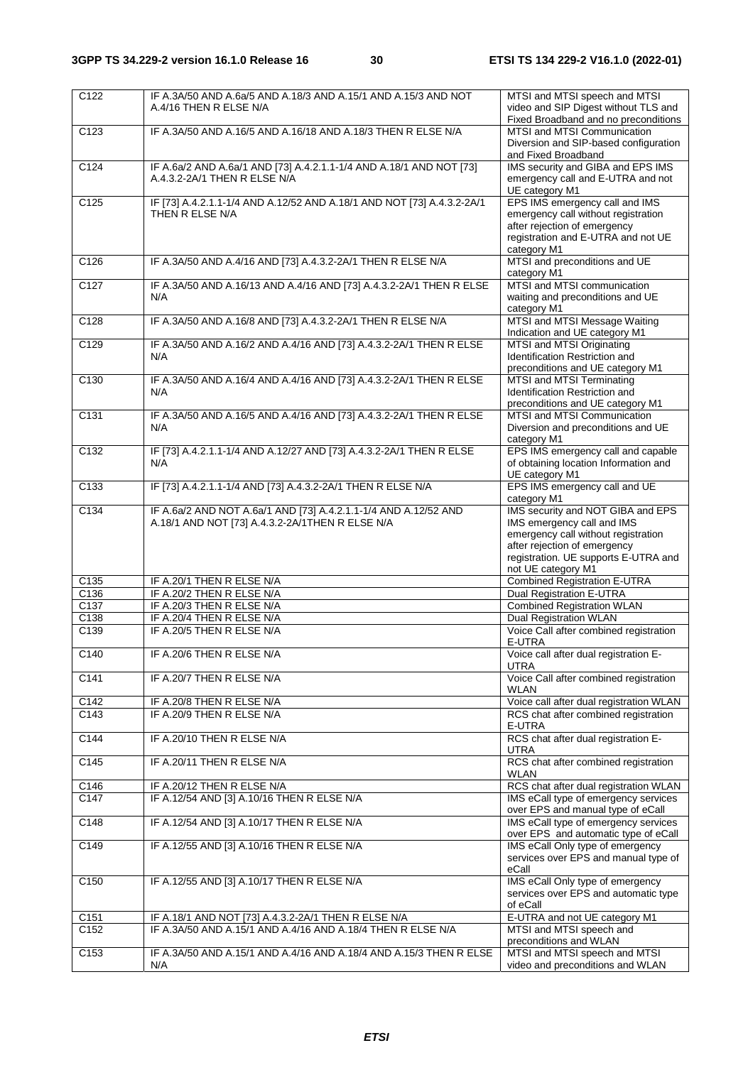| | | |
|---|---|---|
| C122 | IF A.3A/50 AND A.6a/5 AND A.18/3 AND A.15/1 AND A.15/3 AND NOT A.4/16 THEN R ELSE N/A | MTSI and MTSI speech and MTSI video and SIP Digest without TLS and Fixed Broadband and no preconditions |
| C123 | IF A.3A/50 AND A.16/5 AND A.16/18 AND A.18/3 THEN R ELSE N/A | MTSI and MTSI Communication Diversion and SIP-based configuration and Fixed Broadband |
| C124 | IF A.6a/2 AND A.6a/1 AND [73] A.4.2.1.1-1/4 AND A.18/1 AND NOT [73] A.4.3.2-2A/1 THEN R ELSE N/A | IMS security and GIBA and EPS IMS emergency call and E-UTRA and not UE category M1 |
| C125 | IF [73] A.4.2.1.1-1/4 AND A.12/52 AND A.18/1 AND NOT [73] A.4.3.2-2A/1 THEN R ELSE N/A | EPS IMS emergency call and IMS emergency call without registration after rejection of emergency registration and E-UTRA and not UE category M1 |
| C126 | IF A.3A/50 AND A.4/16 AND [73] A.4.3.2-2A/1 THEN R ELSE N/A | MTSI and preconditions and UE category M1 |
| C127 | IF A.3A/50 AND A.16/13 AND A.4/16 AND [73] A.4.3.2-2A/1 THEN R ELSE N/A | MTSI and MTSI communication waiting and preconditions and UE category M1 |
| C128 | IF A.3A/50 AND A.16/8 AND [73] A.4.3.2-2A/1 THEN R ELSE N/A | MTSI and MTSI Message Waiting Indication and UE category M1 |
| C129 | IF A.3A/50 AND A.16/2 AND A.4/16 AND [73] A.4.3.2-2A/1 THEN R ELSE N/A | MTSI and MTSI Originating Identification Restriction and preconditions and UE category M1 |
| C130 | IF A.3A/50 AND A.16/4 AND A.4/16 AND [73] A.4.3.2-2A/1 THEN R ELSE N/A | MTSI and MTSI Terminating Identification Restriction and preconditions and UE category M1 |
| C131 | IF A.3A/50 AND A.16/5 AND A.4/16 AND [73] A.4.3.2-2A/1 THEN R ELSE N/A | MTSI and MTSI Communication Diversion and preconditions and UE category M1 |
| C132 | IF [73] A.4.2.1.1-1/4 AND A.12/27 AND [73] A.4.3.2-2A/1 THEN R ELSE N/A | EPS IMS emergency call and capable of obtaining location Information and UE category M1 |
| C133 | IF [73] A.4.2.1.1-1/4 AND [73] A.4.3.2-2A/1 THEN R ELSE N/A | EPS IMS emergency call and UE category M1 |
| C134 | IF A.6a/2 AND NOT A.6a/1 AND [73] A.4.2.1.1-1/4 AND A.12/52 AND A.18/1 AND NOT [73] A.4.3.2-2A/1THEN R ELSE N/A | IMS security and NOT GIBA and EPS IMS emergency call and IMS emergency call without registration after rejection of emergency registration. UE supports E-UTRA and not UE category M1 |
| C135 | IF A.20/1 THEN R ELSE N/A | Combined Registration E-UTRA |
| C136 | IF A.20/2 THEN R ELSE N/A | Dual Registration E-UTRA |
| C137 | IF A.20/3 THEN R ELSE N/A | Combined Registration WLAN |
| C138 | IF A.20/4 THEN R ELSE N/A | Dual Registration WLAN |
| C139 | IF A.20/5 THEN R ELSE N/A | Voice Call after combined registration E-UTRA |
| C140 | IF A.20/6 THEN R ELSE N/A | Voice call after dual registration E-UTRA |
| C141 | IF A.20/7 THEN R ELSE N/A | Voice Call after combined registration WLAN |
| C142 | IF A.20/8 THEN R ELSE N/A | Voice call after dual registration WLAN |
| C143 | IF A.20/9 THEN R ELSE N/A | RCS chat after combined registration E-UTRA |
| C144 | IF A.20/10 THEN R ELSE N/A | RCS chat after dual registration E-UTRA |
| C145 | IF A.20/11 THEN R ELSE N/A | RCS chat after combined registration WLAN |
| C146 | IF A.20/12 THEN R ELSE N/A | RCS chat after dual registration WLAN |
| C147 | IF A.12/54 AND [3] A.10/16 THEN R ELSE N/A | IMS eCall type of emergency services over EPS and manual type of eCall |
| C148 | IF A.12/54 AND [3] A.10/17 THEN R ELSE N/A | IMS eCall type of emergency services over EPS and automatic type of eCall |
| C149 | IF A.12/55 AND [3] A.10/16 THEN R ELSE N/A | IMS eCall Only type of emergency services over EPS and manual type of eCall |
| C150 | IF A.12/55 AND [3] A.10/17 THEN R ELSE N/A | IMS eCall Only type of emergency services over EPS and automatic type of eCall |
| C151 | IF A.18/1 AND NOT [73] A.4.3.2-2A/1 THEN R ELSE N/A | E-UTRA and not UE category M1 |
| C152 | IF A.3A/50 AND A.15/1 AND A.4/16 AND A.18/4 THEN R ELSE N/A | MTSI and MTSI speech and preconditions and WLAN |
| C153 | IF A.3A/50 AND A.15/1 AND A.4/16 AND A.18/4 AND A.15/3 THEN R ELSE N/A | MTSI and MTSI speech and MTSI video and preconditions and WLAN |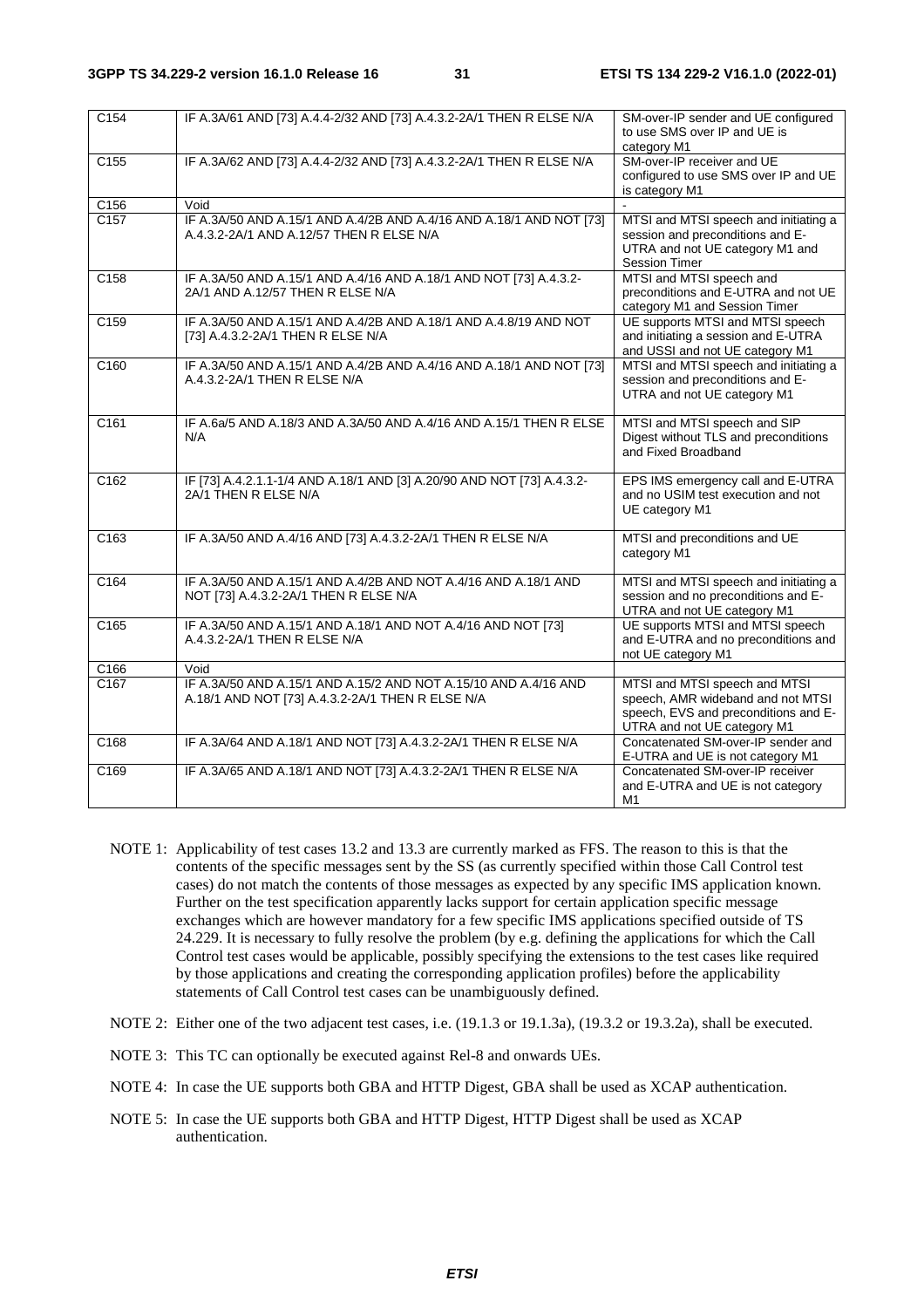| | | |
|---|---|---|
| C154 | IF A.3A/61 AND [73] A.4.4-2/32 AND [73] A.4.3.2-2A/1 THEN R ELSE N/A | SM-over-IP sender and UE configured to use SMS over IP and UE is category M1 |
| C155 | IF A.3A/62 AND [73] A.4.4-2/32 AND [73] A.4.3.2-2A/1 THEN R ELSE N/A | SM-over-IP receiver and UE configured to use SMS over IP and UE is category M1 |
| C156 | Void | - |
| C157 | IF A.3A/50 AND A.15/1 AND A.4/2B AND A.4/16 AND A.18/1 AND NOT [73] A.4.3.2-2A/1 AND A.12/57 THEN R ELSE N/A | MTSI and MTSI speech and initiating a session and preconditions and E-UTRA and not UE category M1 and Session Timer |
| C158 | IF A.3A/50 AND A.15/1 AND A.4/16 AND A.18/1 AND NOT [73] A.4.3.2-2A/1 AND A.12/57 THEN R ELSE N/A | MTSI and MTSI speech and preconditions and E-UTRA and not UE category M1 and Session Timer |
| C159 | IF A.3A/50 AND A.15/1 AND A.4/2B AND A.18/1 AND A.4.8/19 AND NOT [73] A.4.3.2-2A/1 THEN R ELSE N/A | UE supports MTSI and MTSI speech and initiating a session and E-UTRA and USSI and not UE category M1 |
| C160 | IF A.3A/50 AND A.15/1 AND A.4/2B AND A.4/16 AND A.18/1 AND NOT [73] A.4.3.2-2A/1 THEN R ELSE N/A | MTSI and MTSI speech and initiating a session and preconditions and E-UTRA and not UE category M1 |
| C161 | IF A.6a/5 AND A.18/3 AND A.3A/50 AND A.4/16 AND A.15/1 THEN R ELSE N/A | MTSI and MTSI speech and SIP Digest without TLS and preconditions and Fixed Broadband |
| C162 | IF [73] A.4.2.1.1-1/4 AND A.18/1 AND [3] A.20/90 AND NOT [73] A.4.3.2-2A/1 THEN R ELSE N/A | EPS IMS emergency call and E-UTRA and no USIM test execution and not UE category M1 |
| C163 | IF A.3A/50 AND A.4/16 AND [73] A.4.3.2-2A/1 THEN R ELSE N/A | MTSI and preconditions and UE category M1 |
| C164 | IF A.3A/50 AND A.15/1 AND A.4/2B AND NOT A.4/16 AND A.18/1 AND NOT [73] A.4.3.2-2A/1 THEN R ELSE N/A | MTSI and MTSI speech and initiating a session and no preconditions and E-UTRA and not UE category M1 |
| C165 | IF A.3A/50 AND A.15/1 AND A.18/1 AND NOT A.4/16 AND NOT [73] A.4.3.2-2A/1 THEN R ELSE N/A | UE supports MTSI and MTSI speech and E-UTRA and no preconditions and not UE category M1 |
| C166 | Void | |
| C167 | IF A.3A/50 AND A.15/1 AND A.15/2 AND NOT A.15/10 AND A.4/16 AND A.18/1 AND NOT [73] A.4.3.2-2A/1 THEN R ELSE N/A | MTSI and MTSI speech and MTSI speech, AMR wideband and not MTSI speech, EVS and preconditions and E-UTRA and not UE category M1 |
| C168 | IF A.3A/64 AND A.18/1 AND NOT [73] A.4.3.2-2A/1 THEN R ELSE N/A | Concatenated SM-over-IP sender and E-UTRA and UE is not category M1 |
| C169 | IF A.3A/65 AND A.18/1 AND NOT [73] A.4.3.2-2A/1 THEN R ELSE N/A | Concatenated SM-over-IP receiver and E-UTRA and UE is not category M1 |

NOTE 1: Applicability of test cases 13.2 and 13.3 are currently marked as FFS. The reason to this is that the contents of the specific messages sent by the SS (as currently specified within those Call Control test cases) do not match the contents of those messages as expected by any specific IMS application known. Further on the test specification apparently lacks support for certain application specific message exchanges which are however mandatory for a few specific IMS applications specified outside of TS 24.229. It is necessary to fully resolve the problem (by e.g. defining the applications for which the Call Control test cases would be applicable, possibly specifying the extensions to the test cases like required by those applications and creating the corresponding application profiles) before the applicability statements of Call Control test cases can be unambiguously defined.

NOTE 2: Either one of the two adjacent test cases, i.e. (19.1.3 or 19.1.3a), (19.3.2 or 19.3.2a), shall be executed.

NOTE 3: This TC can optionally be executed against Rel-8 and onwards UEs.

NOTE 4: In case the UE supports both GBA and HTTP Digest, GBA shall be used as XCAP authentication.

NOTE 5: In case the UE supports both GBA and HTTP Digest, HTTP Digest shall be used as XCAP authentication.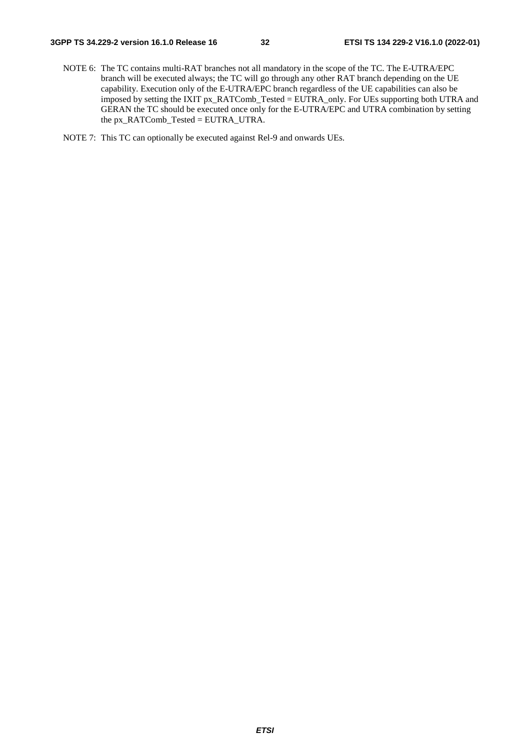NOTE 6: The TC contains multi-RAT branches not all mandatory in the scope of the TC. The E-UTRA/EPC branch will be executed always; the TC will go through any other RAT branch depending on the UE capability. Execution only of the E-UTRA/EPC branch regardless of the UE capabilities can also be imposed by setting the IXIT px_RATComb_Tested = EUTRA_only. For UEs supporting both UTRA and GERAN the TC should be executed once only for the E-UTRA/EPC and UTRA combination by setting the px_RATComb_Tested = EUTRA_UTRA.

NOTE 7: This TC can optionally be executed against Rel-9 and onwards UEs.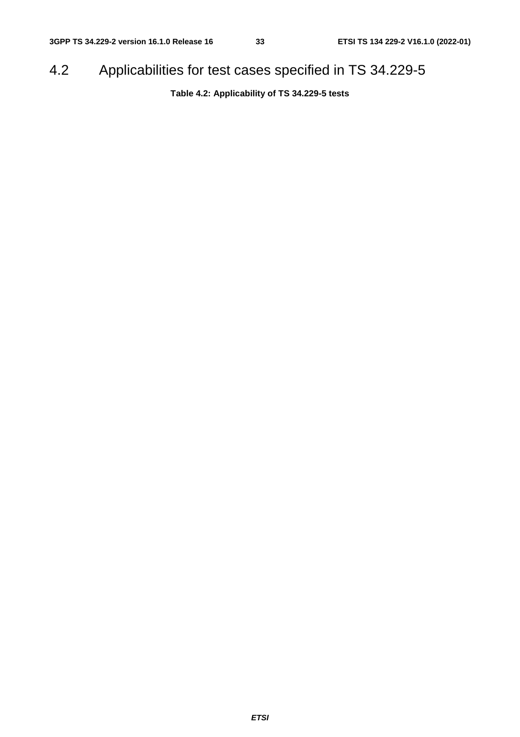## 4.2 Applicabilities for test cases specified in TS 34.229-5

**Table 4.2: Applicability of TS 34.229-5 tests**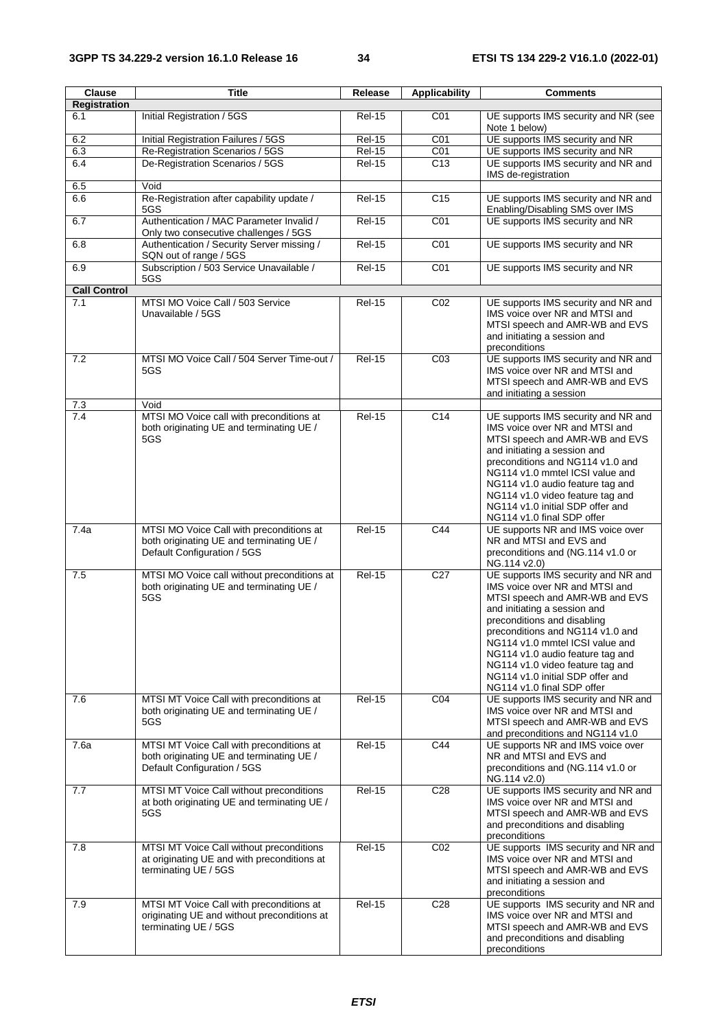| Clause | Title | Release | Applicability | Comments |
|---|---|---|---|---|
| **Registration** | | | | |
| 6.1 | Initial Registration / 5GS | Rel-15 | C01 | UE supports IMS security and NR (see Note 1 below) |
| 6.2 | Initial Registration Failures / 5GS | Rel-15 | C01 | UE supports IMS security and NR |
| 6.3 | Re-Registration Scenarios / 5GS | Rel-15 | C01 | UE supports IMS security and NR |
| 6.4 | De-Registration Scenarios / 5GS | Rel-15 | C13 | UE supports IMS security and NR and IMS de-registration |
| 6.5 | Void | | | |
| 6.6 | Re-Registration after capability update / 5GS | Rel-15 | C15 | UE supports IMS security and NR and Enabling/Disabling SMS over IMS |
| 6.7 | Authentication / MAC Parameter Invalid / Only two consecutive challenges / 5GS | Rel-15 | C01 | UE supports IMS security and NR |
| 6.8 | Authentication / Security Server missing / SQN out of range / 5GS | Rel-15 | C01 | UE supports IMS security and NR |
| 6.9 | Subscription / 503 Service Unavailable / 5GS | Rel-15 | C01 | UE supports IMS security and NR |
| **Call Control** | | | | |
| 7.1 | MTSI MO Voice Call / 503 Service Unavailable / 5GS | Rel-15 | C02 | UE supports IMS security and NR and IMS voice over NR and MTSI and MTSI speech and AMR-WB and EVS and initiating a session and preconditions |
| 7.2 | MTSI MO Voice Call / 504 Server Time-out / 5GS | Rel-15 | C03 | UE supports IMS security and NR and IMS voice over NR and MTSI and MTSI speech and AMR-WB and EVS and initiating a session |
| 7.3 | Void | | | |
| 7.4 | MTSI MO Voice call with preconditions at both originating UE and terminating UE / 5GS | Rel-15 | C14 | UE supports IMS security and NR and IMS voice over NR and MTSI and MTSI speech and AMR-WB and EVS and initiating a session and preconditions and NG114 v1.0 and NG114 v1.0 mmtel ICSI value and NG114 v1.0 audio feature tag and NG114 v1.0 video feature tag and NG114 v1.0 initial SDP offer and NG114 v1.0 final SDP offer |
| 7.4a | MTSI MO Voice Call with preconditions at both originating UE and terminating UE / Default Configuration / 5GS | Rel-15 | C44 | UE supports NR and IMS voice over NR and MTSI and EVS and preconditions and (NG.114 v1.0 or NG.114 v2.0) |
| 7.5 | MTSI MO Voice call without preconditions at both originating UE and terminating UE / 5GS | Rel-15 | C27 | UE supports IMS security and NR and IMS voice over NR and MTSI and MTSI speech and AMR-WB and EVS and initiating a session and preconditions and disabling preconditions and NG114 v1.0 and NG114 v1.0 mmtel ICSI value and NG114 v1.0 audio feature tag and NG114 v1.0 video feature tag and NG114 v1.0 initial SDP offer and NG114 v1.0 final SDP offer |
| 7.6 | MTSI MT Voice Call with preconditions at both originating UE and terminating UE / 5GS | Rel-15 | C04 | UE supports IMS security and NR and IMS voice over NR and MTSI and MTSI speech and AMR-WB and EVS and preconditions and NG114 v1.0 |
| 7.6a | MTSI MT Voice Call with preconditions at both originating UE and terminating UE / Default Configuration / 5GS | Rel-15 | C44 | UE supports NR and IMS voice over NR and MTSI and EVS and preconditions and (NG.114 v1.0 or NG.114 v2.0) |
| 7.7 | MTSI MT Voice Call without preconditions at both originating UE and terminating UE / 5GS | Rel-15 | C28 | UE supports IMS security and NR and IMS voice over NR and MTSI and MTSI speech and AMR-WB and EVS and preconditions and disabling preconditions |
| 7.8 | MTSI MT Voice Call without preconditions at originating UE and with preconditions at terminating UE / 5GS | Rel-15 | C02 | UE supports IMS security and NR and IMS voice over NR and MTSI and MTSI speech and AMR-WB and EVS and initiating a session and preconditions |
| 7.9 | MTSI MT Voice Call with preconditions at originating UE and without preconditions at terminating UE / 5GS | Rel-15 | C28 | UE supports IMS security and NR and IMS voice over NR and MTSI and MTSI speech and AMR-WB and EVS and preconditions and disabling preconditions |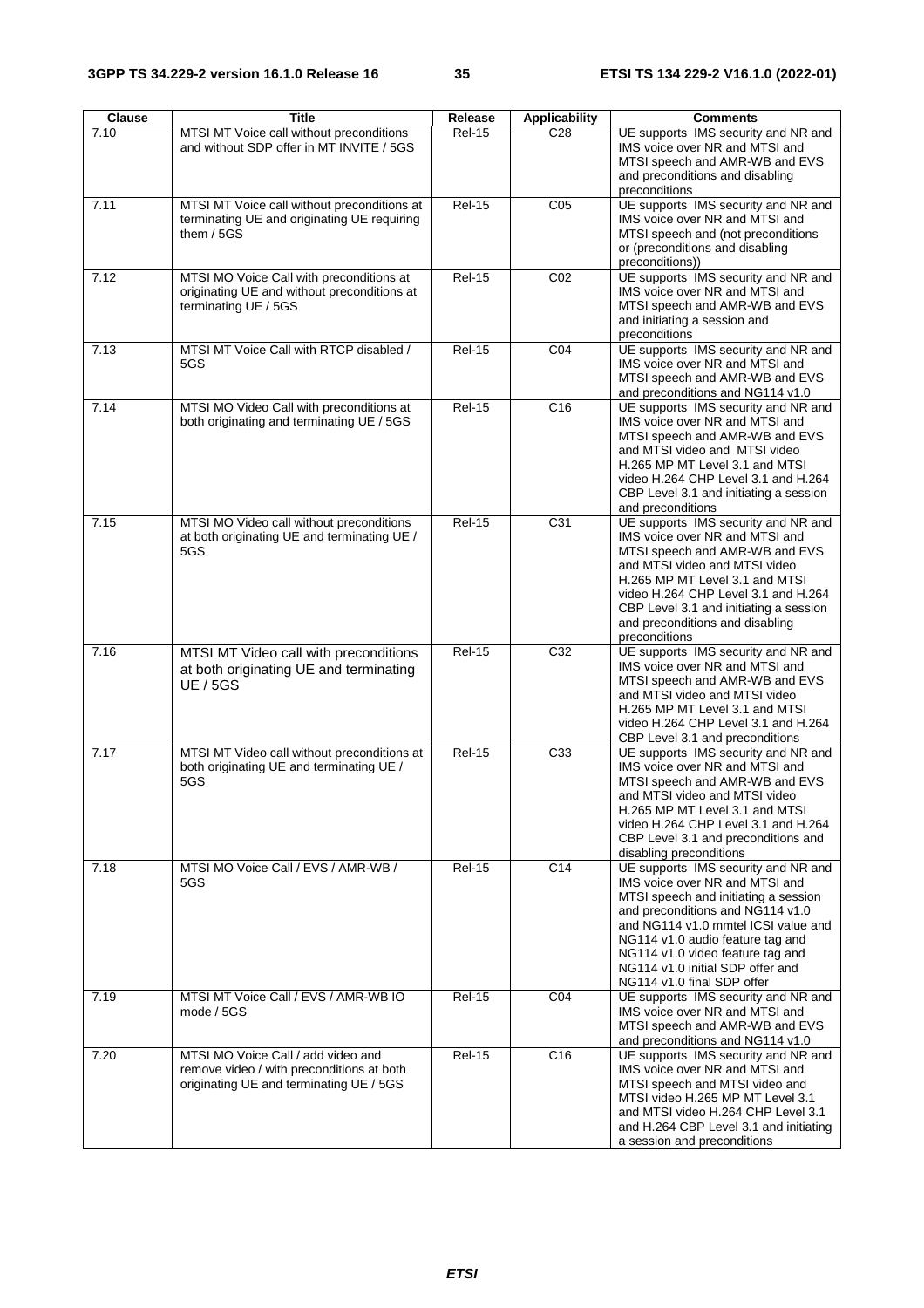| Clause | Title | Release | Applicability | Comments |
|---|---|---|---|---|
| 7.10 | MTSI MT Voice call without preconditions and without SDP offer in MT INVITE / 5GS | Rel-15 | C28 | UE supports IMS security and NR and IMS voice over NR and MTSI and MTSI speech and AMR-WB and EVS and preconditions and disabling preconditions |
| 7.11 | MTSI MT Voice call without preconditions at terminating UE and originating UE requiring them / 5GS | Rel-15 | C05 | UE supports IMS security and NR and IMS voice over NR and MTSI and MTSI speech and (not preconditions or (preconditions and disabling preconditions)) |
| 7.12 | MTSI MO Voice Call with preconditions at originating UE and without preconditions at terminating UE / 5GS | Rel-15 | C02 | UE supports IMS security and NR and IMS voice over NR and MTSI and MTSI speech and AMR-WB and EVS and initiating a session and preconditions |
| 7.13 | MTSI MT Voice Call with RTCP disabled / 5GS | Rel-15 | C04 | UE supports IMS security and NR and IMS voice over NR and MTSI and MTSI speech and AMR-WB and EVS and preconditions and NG114 v1.0 |
| 7.14 | MTSI MO Video Call with preconditions at both originating and terminating UE / 5GS | Rel-15 | C16 | UE supports IMS security and NR and IMS voice over NR and MTSI and MTSI speech and AMR-WB and EVS and MTSI video and MTSI video H.265 MP MT Level 3.1 and MTSI video H.264 CHP Level 3.1 and H.264 CBP Level 3.1 and initiating a session and preconditions |
| 7.15 | MTSI MO Video call without preconditions at both originating UE and terminating UE / 5GS | Rel-15 | C31 | UE supports IMS security and NR and IMS voice over NR and MTSI and MTSI speech and AMR-WB and EVS and MTSI video and MTSI video H.265 MP MT Level 3.1 and MTSI video H.264 CHP Level 3.1 and H.264 CBP Level 3.1 and initiating a session and preconditions and disabling preconditions |
| 7.16 | MTSI MT Video call with preconditions at both originating UE and terminating UE / 5GS | Rel-15 | C32 | UE supports IMS security and NR and IMS voice over NR and MTSI and MTSI speech and AMR-WB and EVS and MTSI video and MTSI video H.265 MP MT Level 3.1 and MTSI video H.264 CHP Level 3.1 and H.264 CBP Level 3.1 and preconditions |
| 7.17 | MTSI MT Video call without preconditions at both originating UE and terminating UE / 5GS | Rel-15 | C33 | UE supports IMS security and NR and IMS voice over NR and MTSI and MTSI speech and AMR-WB and EVS and MTSI video and MTSI video H.265 MP MT Level 3.1 and MTSI video H.264 CHP Level 3.1 and H.264 CBP Level 3.1 and preconditions and disabling preconditions |
| 7.18 | MTSI MO Voice Call / EVS / AMR-WB / 5GS | Rel-15 | C14 | UE supports IMS security and NR and IMS voice over NR and MTSI and MTSI speech and initiating a session and preconditions and NG114 v1.0 and NG114 v1.0 mmtel ICSI value and NG114 v1.0 audio feature tag and NG114 v1.0 video feature tag and NG114 v1.0 initial SDP offer and NG114 v1.0 final SDP offer |
| 7.19 | MTSI MT Voice Call / EVS / AMR-WB IO mode / 5GS | Rel-15 | C04 | UE supports IMS security and NR and IMS voice over NR and MTSI and MTSI speech and AMR-WB and EVS and preconditions and NG114 v1.0 |
| 7.20 | MTSI MO Voice Call / add video and remove video / with preconditions at both originating UE and terminating UE / 5GS | Rel-15 | C16 | UE supports IMS security and NR and IMS voice over NR and MTSI and MTSI speech and MTSI video and MTSI video H.265 MP MT Level 3.1 and MTSI video H.264 CHP Level 3.1 and H.264 CBP Level 3.1 and initiating a session and preconditions |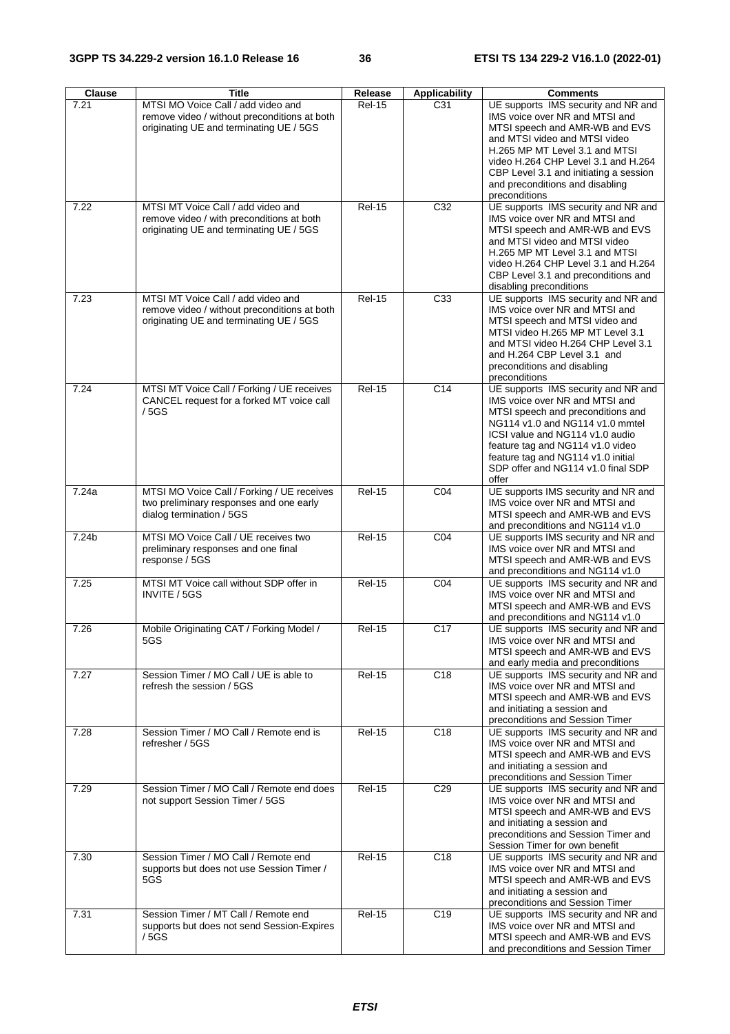| Clause | Title | Release | Applicability | Comments |
|---|---|---|---|---|
| 7.21 | MTSI MO Voice Call / add video and remove video / without preconditions at both originating UE and terminating UE / 5GS | Rel-15 | C31 | UE supports IMS security and NR and IMS voice over NR and MTSI and MTSI speech and AMR-WB and EVS and MTSI video and MTSI video H.265 MP MT Level 3.1 and MTSI video H.264 CHP Level 3.1 and H.264 CBP Level 3.1 and initiating a session and preconditions and disabling preconditions |
| 7.22 | MTSI MT Voice Call / add video and remove video / with preconditions at both originating UE and terminating UE / 5GS | Rel-15 | C32 | UE supports IMS security and NR and IMS voice over NR and MTSI and MTSI speech and AMR-WB and EVS and MTSI video and MTSI video H.265 MP MT Level 3.1 and MTSI video H.264 CHP Level 3.1 and H.264 CBP Level 3.1 and preconditions and disabling preconditions |
| 7.23 | MTSI MT Voice Call / add video and remove video / without preconditions at both originating UE and terminating UE / 5GS | Rel-15 | C33 | UE supports IMS security and NR and IMS voice over NR and MTSI and MTSI speech and MTSI video and MTSI video H.265 MP MT Level 3.1 and MTSI video H.264 CHP Level 3.1 and H.264 CBP Level 3.1 and preconditions and disabling preconditions |
| 7.24 | MTSI MT Voice Call / Forking / UE receives CANCEL request for a forked MT voice call / 5GS | Rel-15 | C14 | UE supports IMS security and NR and IMS voice over NR and MTSI and MTSI speech and preconditions and NG114 v1.0 and NG114 v1.0 mmtel ICSI value and NG114 v1.0 audio feature tag and NG114 v1.0 video feature tag and NG114 v1.0 initial SDP offer and NG114 v1.0 final SDP offer |
| 7.24a | MTSI MO Voice Call / Forking / UE receives two preliminary responses and one early dialog termination / 5GS | Rel-15 | C04 | UE supports IMS security and NR and IMS voice over NR and MTSI and MTSI speech and AMR-WB and EVS and preconditions and NG114 v1.0 |
| 7.24b | MTSI MO Voice Call / UE receives two preliminary responses and one final response / 5GS | Rel-15 | C04 | UE supports IMS security and NR and IMS voice over NR and MTSI and MTSI speech and AMR-WB and EVS and preconditions and NG114 v1.0 |
| 7.25 | MTSI MT Voice call without SDP offer in INVITE / 5GS | Rel-15 | C04 | UE supports IMS security and NR and IMS voice over NR and MTSI and MTSI speech and AMR-WB and EVS and preconditions and NG114 v1.0 |
| 7.26 | Mobile Originating CAT / Forking Model / 5GS | Rel-15 | C17 | UE supports IMS security and NR and IMS voice over NR and MTSI and MTSI speech and AMR-WB and EVS and early media and preconditions |
| 7.27 | Session Timer / MO Call / UE is able to refresh the session / 5GS | Rel-15 | C18 | UE supports IMS security and NR and IMS voice over NR and MTSI and MTSI speech and AMR-WB and EVS and initiating a session and preconditions and Session Timer |
| 7.28 | Session Timer / MO Call / Remote end is refresher / 5GS | Rel-15 | C18 | UE supports IMS security and NR and IMS voice over NR and MTSI and MTSI speech and AMR-WB and EVS and initiating a session and preconditions and Session Timer |
| 7.29 | Session Timer / MO Call / Remote end does not support Session Timer / 5GS | Rel-15 | C29 | UE supports IMS security and NR and IMS voice over NR and MTSI and MTSI speech and AMR-WB and EVS and initiating a session and preconditions and Session Timer and Session Timer for own benefit |
| 7.30 | Session Timer / MO Call / Remote end supports but does not use Session Timer / 5GS | Rel-15 | C18 | UE supports IMS security and NR and IMS voice over NR and MTSI and MTSI speech and AMR-WB and EVS and initiating a session and preconditions and Session Timer |
| 7.31 | Session Timer / MT Call / Remote end supports but does not send Session-Expires / 5GS | Rel-15 | C19 | UE supports IMS security and NR and IMS voice over NR and MTSI and MTSI speech and AMR-WB and EVS and preconditions and Session Timer |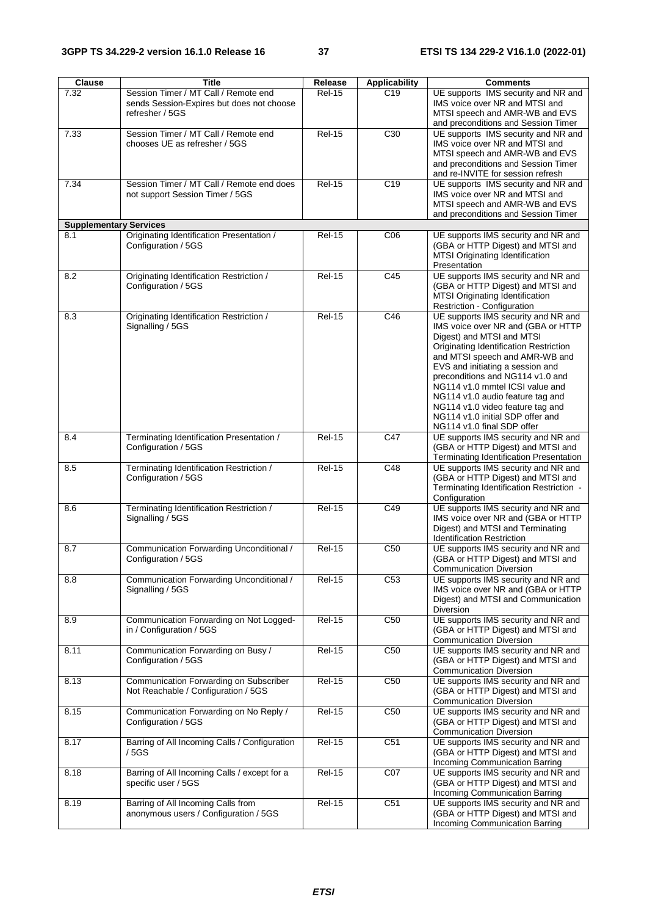| Clause | Title | Release | Applicability | Comments |
|---|---|---|---|---|
| 7.32 | Session Timer / MT Call / Remote end sends Session-Expires but does not choose refresher / 5GS | Rel-15 | C19 | UE supports IMS security and NR and IMS voice over NR and MTSI and MTSI speech and AMR-WB and EVS and preconditions and Session Timer |
| 7.33 | Session Timer / MT Call / Remote end chooses UE as refresher / 5GS | Rel-15 | C30 | UE supports IMS security and NR and IMS voice over NR and MTSI and MTSI speech and AMR-WB and EVS and preconditions and Session Timer and re-INVITE for session refresh |
| 7.34 | Session Timer / MT Call / Remote end does not support Session Timer / 5GS | Rel-15 | C19 | UE supports IMS security and NR and IMS voice over NR and MTSI and MTSI speech and AMR-WB and EVS and preconditions and Session Timer |
| **Supplementary Services** | | | | |
| 8.1 | Originating Identification Presentation / Configuration / 5GS | Rel-15 | C06 | UE supports IMS security and NR and (GBA or HTTP Digest) and MTSI and MTSI Originating Identification Presentation |
| 8.2 | Originating Identification Restriction / Configuration / 5GS | Rel-15 | C45 | UE supports IMS security and NR and (GBA or HTTP Digest) and MTSI and MTSI Originating Identification Restriction - Configuration |
| 8.3 | Originating Identification Restriction / Signalling / 5GS | Rel-15 | C46 | UE supports IMS security and NR and IMS voice over NR and (GBA or HTTP Digest) and MTSI and MTSI Originating Identification Restriction and MTSI speech and AMR-WB and EVS and initiating a session and preconditions and NG114 v1.0 and NG114 v1.0 mmtel ICSI value and NG114 v1.0 audio feature tag and NG114 v1.0 video feature tag and NG114 v1.0 initial SDP offer and NG114 v1.0 final SDP offer |
| 8.4 | Terminating Identification Presentation / Configuration / 5GS | Rel-15 | C47 | UE supports IMS security and NR and (GBA or HTTP Digest) and MTSI and Terminating Identification Presentation |
| 8.5 | Terminating Identification Restriction / Configuration / 5GS | Rel-15 | C48 | UE supports IMS security and NR and (GBA or HTTP Digest) and MTSI and Terminating Identification Restriction - Configuration |
| 8.6 | Terminating Identification Restriction / Signalling / 5GS | Rel-15 | C49 | UE supports IMS security and NR and IMS voice over NR and (GBA or HTTP Digest) and MTSI and Terminating Identification Restriction |
| 8.7 | Communication Forwarding Unconditional / Configuration / 5GS | Rel-15 | C50 | UE supports IMS security and NR and (GBA or HTTP Digest) and MTSI and Communication Diversion |
| 8.8 | Communication Forwarding Unconditional / Signalling / 5GS | Rel-15 | C53 | UE supports IMS security and NR and IMS voice over NR and (GBA or HTTP Digest) and MTSI and Communication Diversion |
| 8.9 | Communication Forwarding on Not Logged-in / Configuration / 5GS | Rel-15 | C50 | UE supports IMS security and NR and (GBA or HTTP Digest) and MTSI and Communication Diversion |
| 8.11 | Communication Forwarding on Busy / Configuration / 5GS | Rel-15 | C50 | UE supports IMS security and NR and (GBA or HTTP Digest) and MTSI and Communication Diversion |
| 8.13 | Communication Forwarding on Subscriber Not Reachable / Configuration / 5GS | Rel-15 | C50 | UE supports IMS security and NR and (GBA or HTTP Digest) and MTSI and Communication Diversion |
| 8.15 | Communication Forwarding on No Reply / Configuration / 5GS | Rel-15 | C50 | UE supports IMS security and NR and (GBA or HTTP Digest) and MTSI and Communication Diversion |
| 8.17 | Barring of All Incoming Calls / Configuration / 5GS | Rel-15 | C51 | UE supports IMS security and NR and (GBA or HTTP Digest) and MTSI and Incoming Communication Barring |
| 8.18 | Barring of All Incoming Calls / except for a specific user / 5GS | Rel-15 | C07 | UE supports IMS security and NR and (GBA or HTTP Digest) and MTSI and Incoming Communication Barring |
| 8.19 | Barring of All Incoming Calls from anonymous users / Configuration / 5GS | Rel-15 | C51 | UE supports IMS security and NR and (GBA or HTTP Digest) and MTSI and Incoming Communication Barring |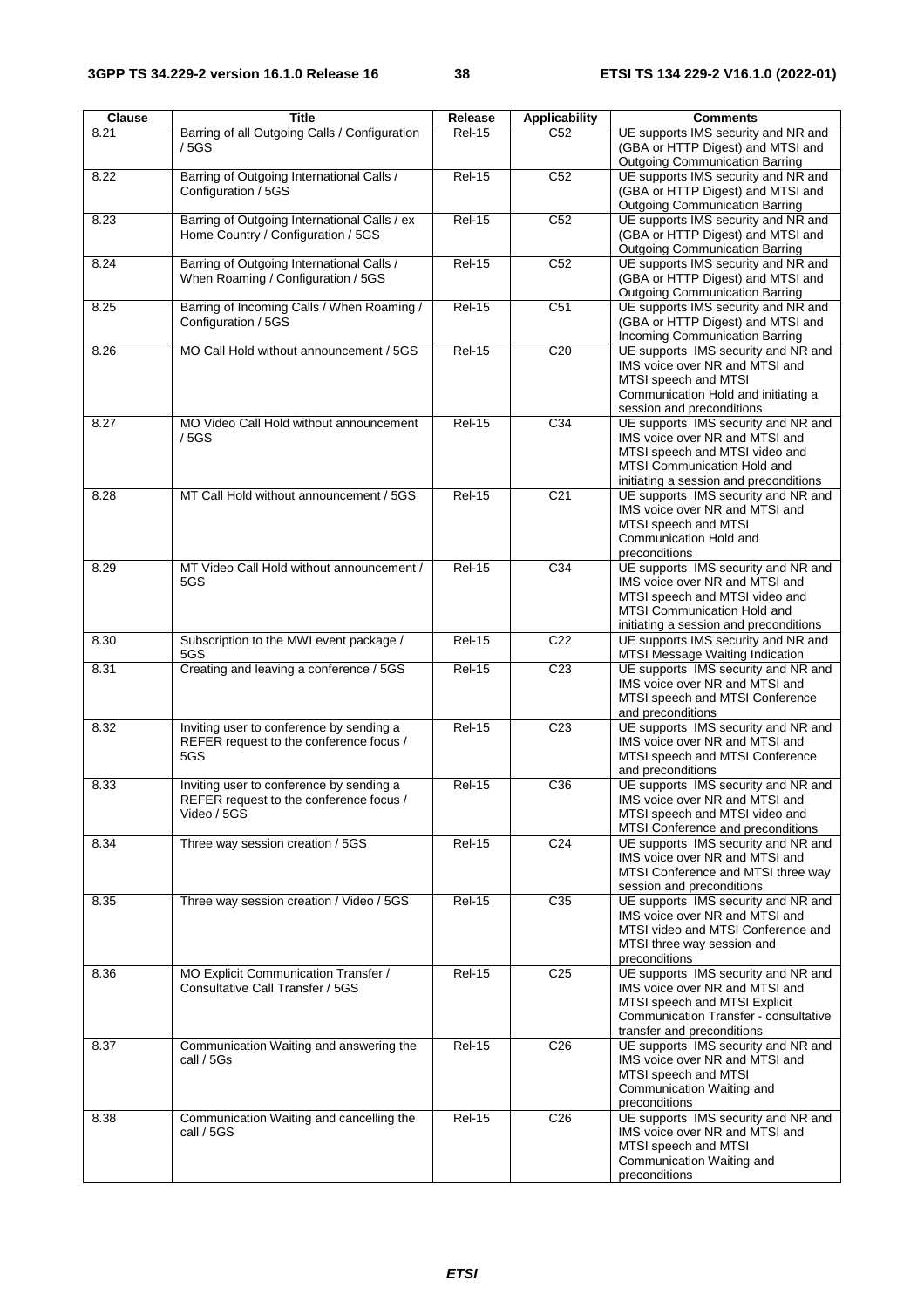| Clause | Title | Release | Applicability | Comments |
|---|---|---|---|---|
| 8.21 | Barring of all Outgoing Calls / Configuration / 5GS | Rel-15 | C52 | UE supports IMS security and NR and (GBA or HTTP Digest) and MTSI and Outgoing Communication Barring |
| 8.22 | Barring of Outgoing International Calls / Configuration / 5GS | Rel-15 | C52 | UE supports IMS security and NR and (GBA or HTTP Digest) and MTSI and Outgoing Communication Barring |
| 8.23 | Barring of Outgoing International Calls / ex Home Country / Configuration / 5GS | Rel-15 | C52 | UE supports IMS security and NR and (GBA or HTTP Digest) and MTSI and Outgoing Communication Barring |
| 8.24 | Barring of Outgoing International Calls / When Roaming / Configuration / 5GS | Rel-15 | C52 | UE supports IMS security and NR and (GBA or HTTP Digest) and MTSI and Outgoing Communication Barring |
| 8.25 | Barring of Incoming Calls / When Roaming / Configuration / 5GS | Rel-15 | C51 | UE supports IMS security and NR and (GBA or HTTP Digest) and MTSI and Incoming Communication Barring |
| 8.26 | MO Call Hold without announcement / 5GS | Rel-15 | C20 | UE supports IMS security and NR and IMS voice over NR and MTSI and MTSI speech and MTSI Communication Hold and initiating a session and preconditions |
| 8.27 | MO Video Call Hold without announcement / 5GS | Rel-15 | C34 | UE supports IMS security and NR and IMS voice over NR and MTSI and MTSI speech and MTSI video and MTSI Communication Hold and initiating a session and preconditions |
| 8.28 | MT Call Hold without announcement / 5GS | Rel-15 | C21 | UE supports IMS security and NR and IMS voice over NR and MTSI and MTSI speech and MTSI Communication Hold and preconditions |
| 8.29 | MT Video Call Hold without announcement / 5GS | Rel-15 | C34 | UE supports IMS security and NR and IMS voice over NR and MTSI and MTSI speech and MTSI video and MTSI Communication Hold and initiating a session and preconditions |
| 8.30 | Subscription to the MWI event package / 5GS | Rel-15 | C22 | UE supports IMS security and NR and MTSI Message Waiting Indication |
| 8.31 | Creating and leaving a conference / 5GS | Rel-15 | C23 | UE supports IMS security and NR and IMS voice over NR and MTSI and MTSI speech and MTSI Conference and preconditions |
| 8.32 | Inviting user to conference by sending a REFER request to the conference focus / 5GS | Rel-15 | C23 | UE supports IMS security and NR and IMS voice over NR and MTSI and MTSI speech and MTSI Conference and preconditions |
| 8.33 | Inviting user to conference by sending a REFER request to the conference focus / Video / 5GS | Rel-15 | C36 | UE supports IMS security and NR and IMS voice over NR and MTSI and MTSI speech and MTSI video and MTSI Conference and preconditions |
| 8.34 | Three way session creation / 5GS | Rel-15 | C24 | UE supports IMS security and NR and IMS voice over NR and MTSI and MTSI Conference and MTSI three way session and preconditions |
| 8.35 | Three way session creation / Video / 5GS | Rel-15 | C35 | UE supports IMS security and NR and IMS voice over NR and MTSI and MTSI video and MTSI Conference and MTSI three way session and preconditions |
| 8.36 | MO Explicit Communication Transfer / Consultative Call Transfer / 5GS | Rel-15 | C25 | UE supports IMS security and NR and IMS voice over NR and MTSI and MTSI speech and MTSI Explicit Communication Transfer - consultative transfer and preconditions |
| 8.37 | Communication Waiting and answering the call / 5Gs | Rel-15 | C26 | UE supports IMS security and NR and IMS voice over NR and MTSI and MTSI speech and MTSI Communication Waiting and preconditions |
| 8.38 | Communication Waiting and cancelling the call / 5GS | Rel-15 | C26 | UE supports IMS security and NR and IMS voice over NR and MTSI and MTSI speech and MTSI Communication Waiting and preconditions |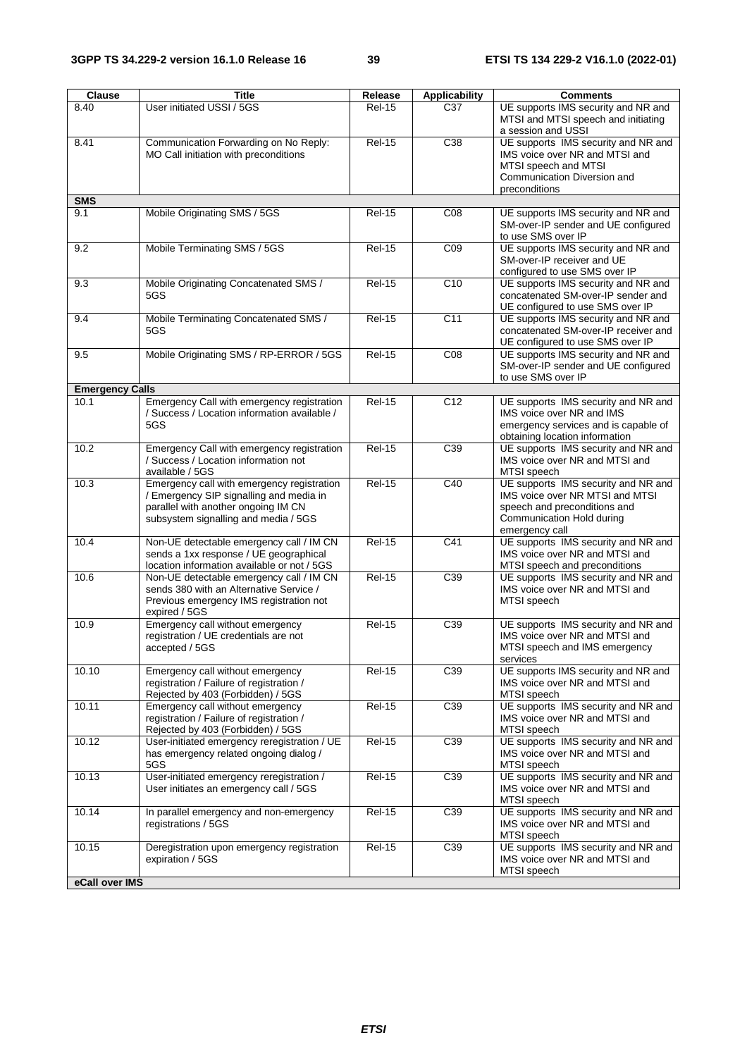| Clause | Title | Release | Applicability | Comments |
| --- | --- | --- | --- | --- |
| 8.40 | User initiated USSI / 5GS | Rel-15 | C37 | UE supports IMS security and NR and MTSI and MTSI speech and initiating a session and USSI |
| 8.41 | Communication Forwarding on No Reply: MO Call initiation with preconditions | Rel-15 | C38 | UE supports IMS security and NR and IMS voice over NR and MTSI and MTSI speech and MTSI Communication Diversion and preconditions |
| **SMS** | | | | |
| 9.1 | Mobile Originating SMS / 5GS | Rel-15 | C08 | UE supports IMS security and NR and SM-over-IP sender and UE configured to use SMS over IP |
| 9.2 | Mobile Terminating SMS / 5GS | Rel-15 | C09 | UE supports IMS security and NR and SM-over-IP receiver and UE configured to use SMS over IP |
| 9.3 | Mobile Originating Concatenated SMS / 5GS | Rel-15 | C10 | UE supports IMS security and NR and concatenated SM-over-IP sender and UE configured to use SMS over IP |
| 9.4 | Mobile Terminating Concatenated SMS / 5GS | Rel-15 | C11 | UE supports IMS security and NR and concatenated SM-over-IP receiver and UE configured to use SMS over IP |
| 9.5 | Mobile Originating SMS / RP-ERROR / 5GS | Rel-15 | C08 | UE supports IMS security and NR and SM-over-IP sender and UE configured to use SMS over IP |
| **Emergency Calls** | | | | |
| 10.1 | Emergency Call with emergency registration / Success / Location information available / 5GS | Rel-15 | C12 | UE supports IMS security and NR and IMS voice over NR and IMS emergency services and is capable of obtaining location information |
| 10.2 | Emergency Call with emergency registration / Success / Location information not available / 5GS | Rel-15 | C39 | UE supports IMS security and NR and IMS voice over NR and MTSI and MTSI speech |
| 10.3 | Emergency call with emergency registration / Emergency SIP signalling and media in parallel with another ongoing IM CN subsystem signalling and media / 5GS | Rel-15 | C40 | UE supports IMS security and NR and IMS voice over NR MTSI and MTSI speech and preconditions and Communication Hold during emergency call |
| 10.4 | Non-UE detectable emergency call / IM CN sends a 1xx response / UE geographical location information available or not / 5GS | Rel-15 | C41 | UE supports IMS security and NR and IMS voice over NR and MTSI and MTSI speech and preconditions |
| 10.6 | Non-UE detectable emergency call / IM CN sends 380 with an Alternative Service / Previous emergency IMS registration not expired / 5GS | Rel-15 | C39 | UE supports IMS security and NR and IMS voice over NR and MTSI and MTSI speech |
| 10.9 | Emergency call without emergency registration / UE credentials are not accepted / 5GS | Rel-15 | C39 | UE supports IMS security and NR and IMS voice over NR and MTSI and MTSI speech and IMS emergency services |
| 10.10 | Emergency call without emergency registration / Failure of registration / Rejected by 403 (Forbidden) / 5GS | Rel-15 | C39 | UE supports IMS security and NR and IMS voice over NR and MTSI and MTSI speech |
| 10.11 | Emergency call without emergency registration / Failure of registration / Rejected by 403 (Forbidden) / 5GS | Rel-15 | C39 | UE supports IMS security and NR and IMS voice over NR and MTSI and MTSI speech |
| 10.12 | User-initiated emergency reregistration / UE has emergency related ongoing dialog / 5GS | Rel-15 | C39 | UE supports IMS security and NR and IMS voice over NR and MTSI and MTSI speech |
| 10.13 | User-initiated emergency reregistration / User initiates an emergency call / 5GS | Rel-15 | C39 | UE supports IMS security and NR and IMS voice over NR and MTSI and MTSI speech |
| 10.14 | In parallel emergency and non-emergency registrations / 5GS | Rel-15 | C39 | UE supports IMS security and NR and IMS voice over NR and MTSI and MTSI speech |
| 10.15 | Deregistration upon emergency registration expiration / 5GS | Rel-15 | C39 | UE supports IMS security and NR and IMS voice over NR and MTSI and MTSI speech |
| **eCall over IMS** | | | | |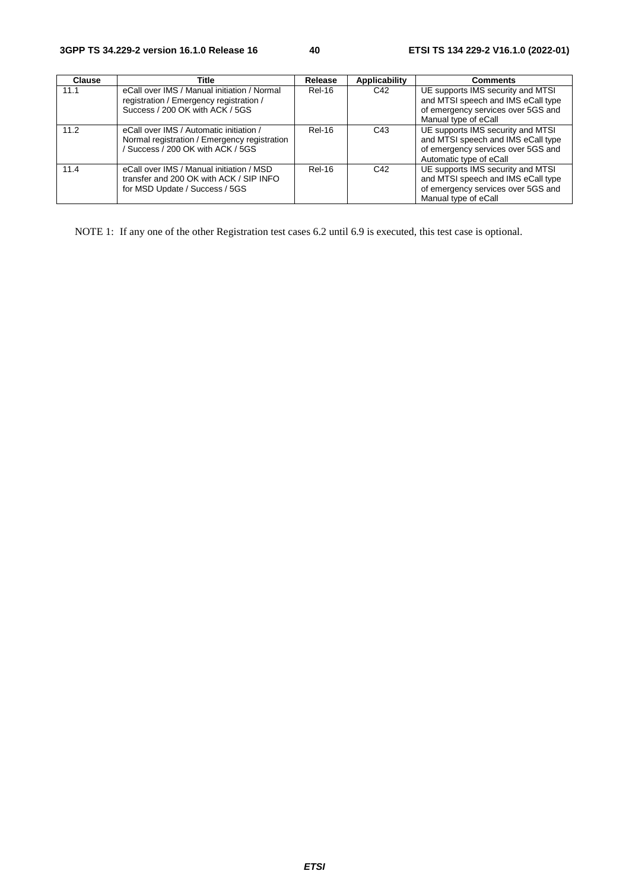| Clause | Title | Release | Applicability | Comments |
|---|---|---|---|---|
| 11.1 | eCall over IMS / Manual initiation / Normal registration / Emergency registration / Success / 200 OK with ACK / 5GS | Rel-16 | C42 | UE supports IMS security and MTSI and MTSI speech and IMS eCall type of emergency services over 5GS and Manual type of eCall |
| 11.2 | eCall over IMS / Automatic initiation / Normal registration / Emergency registration / Success / 200 OK with ACK / 5GS | Rel-16 | C43 | UE supports IMS security and MTSI and MTSI speech and IMS eCall type of emergency services over 5GS and Automatic type of eCall |
| 11.4 | eCall over IMS / Manual initiation / MSD transfer and 200 OK with ACK / SIP INFO for MSD Update / Success / 5GS | Rel-16 | C42 | UE supports IMS security and MTSI and MTSI speech and IMS eCall type of emergency services over 5GS and Manual type of eCall |

NOTE 1: If any one of the other Registration test cases 6.2 until 6.9 is executed, this test case is optional.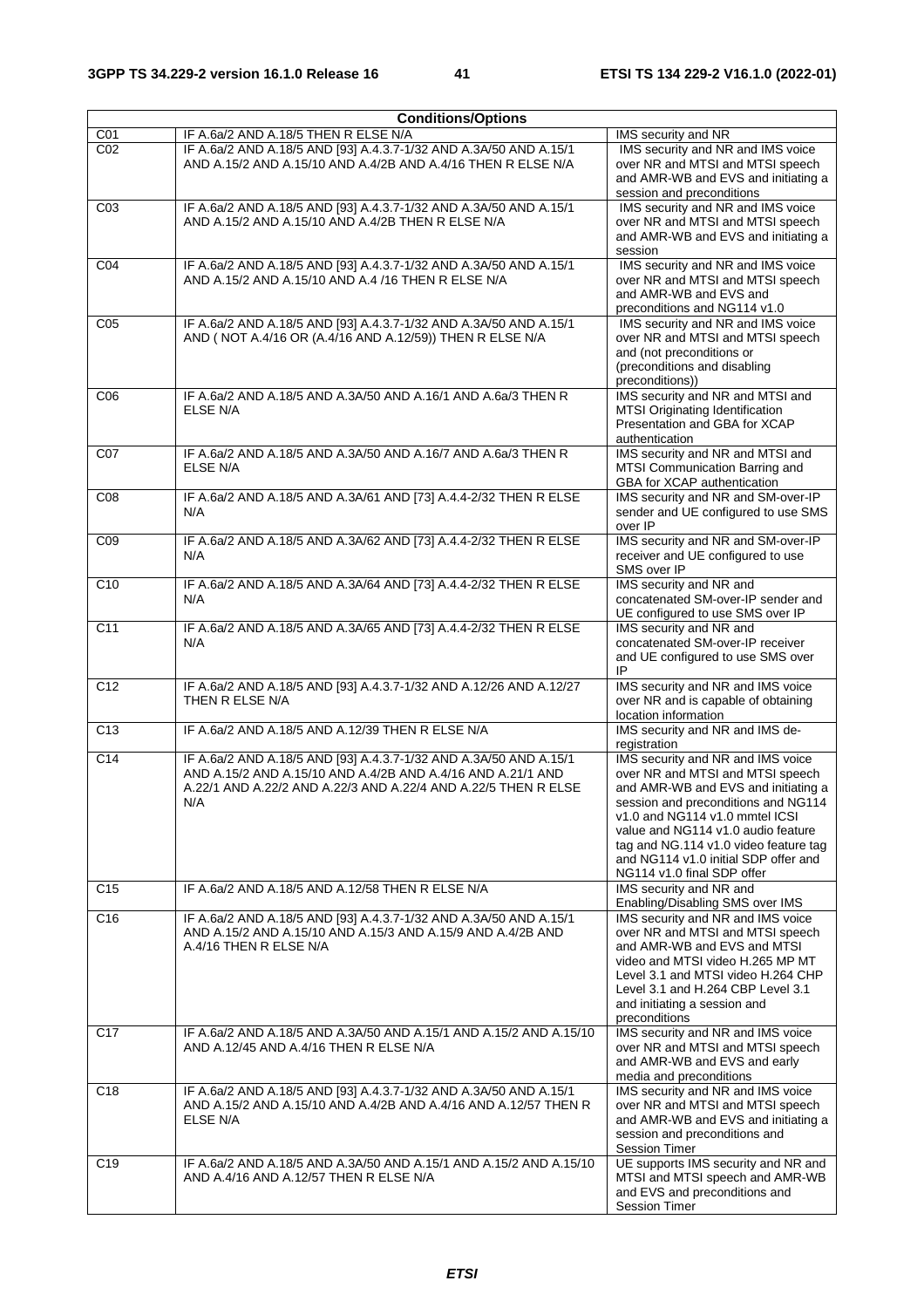| Conditions/Options | | |
|---|---|---|
| C01 | IF A.6a/2 AND A.18/5 THEN R ELSE N/A | IMS security and NR |
| C02 | IF A.6a/2 AND A.18/5 AND [93] A.4.3.7-1/32 AND A.3A/50 AND A.15/1 AND A.15/2 AND A.15/10 AND A.4/2B AND A.4/16 THEN R ELSE N/A | IMS security and NR and IMS voice over NR and MTSI and MTSI speech and AMR-WB and EVS and initiating a session and preconditions |
| C03 | IF A.6a/2 AND A.18/5 AND [93] A.4.3.7-1/32 AND A.3A/50 AND A.15/1 AND A.15/2 AND A.15/10 AND A.4/2B THEN R ELSE N/A | IMS security and NR and IMS voice over NR and MTSI and MTSI speech and AMR-WB and EVS and initiating a session |
| C04 | IF A.6a/2 AND A.18/5 AND [93] A.4.3.7-1/32 AND A.3A/50 AND A.15/1 AND A.15/2 AND A.15/10 AND A.4 /16 THEN R ELSE N/A | IMS security and NR and IMS voice over NR and MTSI and MTSI speech and AMR-WB and EVS and preconditions and NG114 v1.0 |
| C05 | IF A.6a/2 AND A.18/5 AND [93] A.4.3.7-1/32 AND A.3A/50 AND A.15/1 AND ( NOT A.4/16 OR (A.4/16 AND A.12/59)) THEN R ELSE N/A | IMS security and NR and IMS voice over NR and MTSI and MTSI speech and (not preconditions or (preconditions and disabling preconditions)) |
| C06 | IF A.6a/2 AND A.18/5 AND A.3A/50 AND A.16/1 AND A.6a/3 THEN R ELSE N/A | IMS security and NR and MTSI and MTSI Originating Identification Presentation and GBA for XCAP authentication |
| C07 | IF A.6a/2 AND A.18/5 AND A.3A/50 AND A.16/7 AND A.6a/3 THEN R ELSE N/A | IMS security and NR and MTSI and MTSI Communication Barring and GBA for XCAP authentication |
| C08 | IF A.6a/2 AND A.18/5 AND A.3A/61 AND [73] A.4.4-2/32 THEN R ELSE N/A | IMS security and NR and SM-over-IP sender and UE configured to use SMS over IP |
| C09 | IF A.6a/2 AND A.18/5 AND A.3A/62 AND [73] A.4.4-2/32 THEN R ELSE N/A | IMS security and NR and SM-over-IP receiver and UE configured to use SMS over IP |
| C10 | IF A.6a/2 AND A.18/5 AND A.3A/64 AND [73] A.4.4-2/32 THEN R ELSE N/A | IMS security and NR and concatenated SM-over-IP sender and UE configured to use SMS over IP |
| C11 | IF A.6a/2 AND A.18/5 AND A.3A/65 AND [73] A.4.4-2/32 THEN R ELSE N/A | IMS security and NR and concatenated SM-over-IP receiver and UE configured to use SMS over IP |
| C12 | IF A.6a/2 AND A.18/5 AND [93] A.4.3.7-1/32 AND A.12/26 AND A.12/27 THEN R ELSE N/A | IMS security and NR and IMS voice over NR and is capable of obtaining location information |
| C13 | IF A.6a/2 AND A.18/5 AND A.12/39 THEN R ELSE N/A | IMS security and NR and IMS de-registration |
| C14 | IF A.6a/2 AND A.18/5 AND [93] A.4.3.7-1/32 AND A.3A/50 AND A.15/1 AND A.15/2 AND A.15/10 AND A.4/2B AND A.4/16 AND A.21/1 AND A.22/1 AND A.22/2 AND A.22/3 AND A.22/4 AND A.22/5 THEN R ELSE N/A | IMS security and NR and IMS voice over NR and MTSI and MTSI speech and AMR-WB and EVS and initiating a session and preconditions and NG114 v1.0 and NG114 v1.0 mmtel ICSI value and NG114 v1.0 audio feature tag and NG.114 v1.0 video feature tag and NG114 v1.0 initial SDP offer and NG114 v1.0 final SDP offer |
| C15 | IF A.6a/2 AND A.18/5 AND A.12/58 THEN R ELSE N/A | IMS security and NR and Enabling/Disabling SMS over IMS |
| C16 | IF A.6a/2 AND A.18/5 AND [93] A.4.3.7-1/32 AND A.3A/50 AND A.15/1 AND A.15/2 AND A.15/10 AND A.15/3 AND A.15/9 AND A.4/2B AND A.4/16 THEN R ELSE N/A | IMS security and NR and IMS voice over NR and MTSI and MTSI speech and AMR-WB and EVS and MTSI video and MTSI video H.265 MP MT Level 3.1 and MTSI video H.264 CHP Level 3.1 and H.264 CBP Level 3.1 and initiating a session and preconditions |
| C17 | IF A.6a/2 AND A.18/5 AND A.3A/50 AND A.15/1 AND A.15/2 AND A.15/10 AND A.12/45 AND A.4/16 THEN R ELSE N/A | IMS security and NR and IMS voice over NR and MTSI and MTSI speech and AMR-WB and EVS and early media and preconditions |
| C18 | IF A.6a/2 AND A.18/5 AND [93] A.4.3.7-1/32 AND A.3A/50 AND A.15/1 AND A.15/2 AND A.15/10 AND A.4/2B AND A.4/16 AND A.12/57 THEN R ELSE N/A | IMS security and NR and IMS voice over NR and MTSI and MTSI speech and AMR-WB and EVS and initiating a session and preconditions and Session Timer |
| C19 | IF A.6a/2 AND A.18/5 AND A.3A/50 AND A.15/1 AND A.15/2 AND A.15/10 AND A.4/16 AND A.12/57 THEN R ELSE N/A | UE supports IMS security and NR and MTSI and MTSI speech and AMR-WB and EVS and preconditions and Session Timer |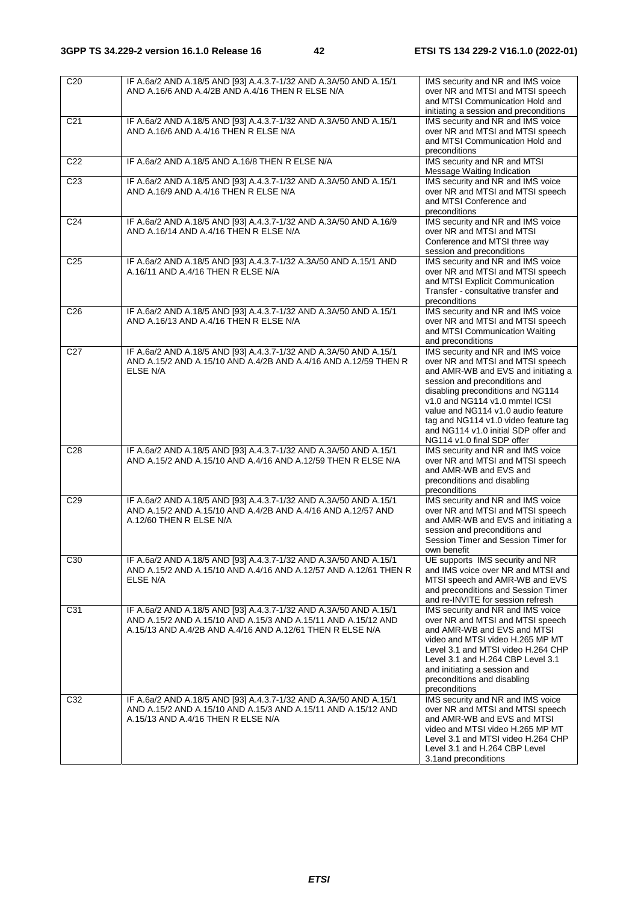| | | |
|---|---|---|
| C20 | IF A.6a/2 AND A.18/5 AND [93] A.4.3.7-1/32 AND A.3A/50 AND A.15/1 AND A.16/6 AND A.4/2B AND A.4/16 THEN R ELSE N/A | IMS security and NR and IMS voice over NR and MTSI and MTSI speech and MTSI Communication Hold and initiating a session and preconditions |
| C21 | IF A.6a/2 AND A.18/5 AND [93] A.4.3.7-1/32 AND A.3A/50 AND A.15/1 AND A.16/6 AND A.4/16 THEN R ELSE N/A | IMS security and NR and IMS voice over NR and MTSI and MTSI speech and MTSI Communication Hold and preconditions |
| C22 | IF A.6a/2 AND A.18/5 AND A.16/8 THEN R ELSE N/A | IMS security and NR and MTSI Message Waiting Indication |
| C23 | IF A.6a/2 AND A.18/5 AND [93] A.4.3.7-1/32 AND A.3A/50 AND A.15/1 AND A.16/9 AND A.4/16 THEN R ELSE N/A | IMS security and NR and IMS voice over NR and MTSI and MTSI speech and MTSI Conference and preconditions |
| C24 | IF A.6a/2 AND A.18/5 AND [93] A.4.3.7-1/32 AND A.3A/50 AND A.16/9 AND A.16/14 AND A.4/16 THEN R ELSE N/A | IMS security and NR and IMS voice over NR and MTSI and MTSI Conference and MTSI three way session and preconditions |
| C25 | IF A.6a/2 AND A.18/5 AND [93] A.4.3.7-1/32 A.3A/50 AND A.15/1 AND A.16/11 AND A.4/16 THEN R ELSE N/A | IMS security and NR and IMS voice over NR and MTSI and MTSI speech and MTSI Explicit Communication Transfer - consultative transfer and preconditions |
| C26 | IF A.6a/2 AND A.18/5 AND [93] A.4.3.7-1/32 AND A.3A/50 AND A.15/1 AND A.16/13 AND A.4/16 THEN R ELSE N/A | IMS security and NR and IMS voice over NR and MTSI and MTSI speech and MTSI Communication Waiting and preconditions |
| C27 | IF A.6a/2 AND A.18/5 AND [93] A.4.3.7-1/32 AND A.3A/50 AND A.15/1 AND A.15/2 AND A.15/10 AND A.4/2B AND A.4/16 AND A.12/59 THEN R ELSE N/A | IMS security and NR and IMS voice over NR and MTSI and MTSI speech and AMR-WB and EVS and initiating a session and preconditions and disabling preconditions and NG114 v1.0 and NG114 v1.0 mmtel ICSI value and NG114 v1.0 audio feature tag and NG114 v1.0 video feature tag and NG114 v1.0 initial SDP offer and NG114 v1.0 final SDP offer |
| C28 | IF A.6a/2 AND A.18/5 AND [93] A.4.3.7-1/32 AND A.3A/50 AND A.15/1 AND A.15/2 AND A.15/10 AND A.4/16 AND A.12/59 THEN R ELSE N/A | IMS security and NR and IMS voice over NR and MTSI and MTSI speech and AMR-WB and EVS and preconditions and disabling preconditions |
| C29 | IF A.6a/2 AND A.18/5 AND [93] A.4.3.7-1/32 AND A.3A/50 AND A.15/1 AND A.15/2 AND A.15/10 AND A.4/2B AND A.4/16 AND A.12/57 AND A.12/60 THEN R ELSE N/A | IMS security and NR and IMS voice over NR and MTSI and MTSI speech and AMR-WB and EVS and initiating a session and preconditions and Session Timer and Session Timer for own benefit |
| C30 | IF A.6a/2 AND A.18/5 AND [93] A.4.3.7-1/32 AND A.3A/50 AND A.15/1 AND A.15/2 AND A.15/10 AND A.4/16 AND A.12/57 AND A.12/61 THEN R ELSE N/A | UE supports IMS security and NR and IMS voice over NR and MTSI and MTSI speech and AMR-WB and EVS and preconditions and Session Timer and re-INVITE for session refresh |
| C31 | IF A.6a/2 AND A.18/5 AND [93] A.4.3.7-1/32 AND A.3A/50 AND A.15/1 AND A.15/2 AND A.15/10 AND A.15/3 AND A.15/11 AND A.15/12 AND A.15/13 AND A.4/2B AND A.4/16 AND A.12/61 THEN R ELSE N/A | IMS security and NR and IMS voice over NR and MTSI and MTSI speech and AMR-WB and EVS and MTSI video and MTSI video H.265 MP MT Level 3.1 and MTSI video H.264 CHP Level 3.1 and H.264 CBP Level 3.1 and initiating a session and preconditions and disabling preconditions |
| C32 | IF A.6a/2 AND A.18/5 AND [93] A.4.3.7-1/32 AND A.3A/50 AND A.15/1 AND A.15/2 AND A.15/10 AND A.15/3 AND A.15/11 AND A.15/12 AND A.15/13 AND A.4/16 THEN R ELSE N/A | IMS security and NR and IMS voice over NR and MTSI and MTSI speech and AMR-WB and EVS and MTSI video and MTSI video H.265 MP MT Level 3.1 and MTSI video H.264 CHP Level 3.1 and H.264 CBP Level 3.1and preconditions |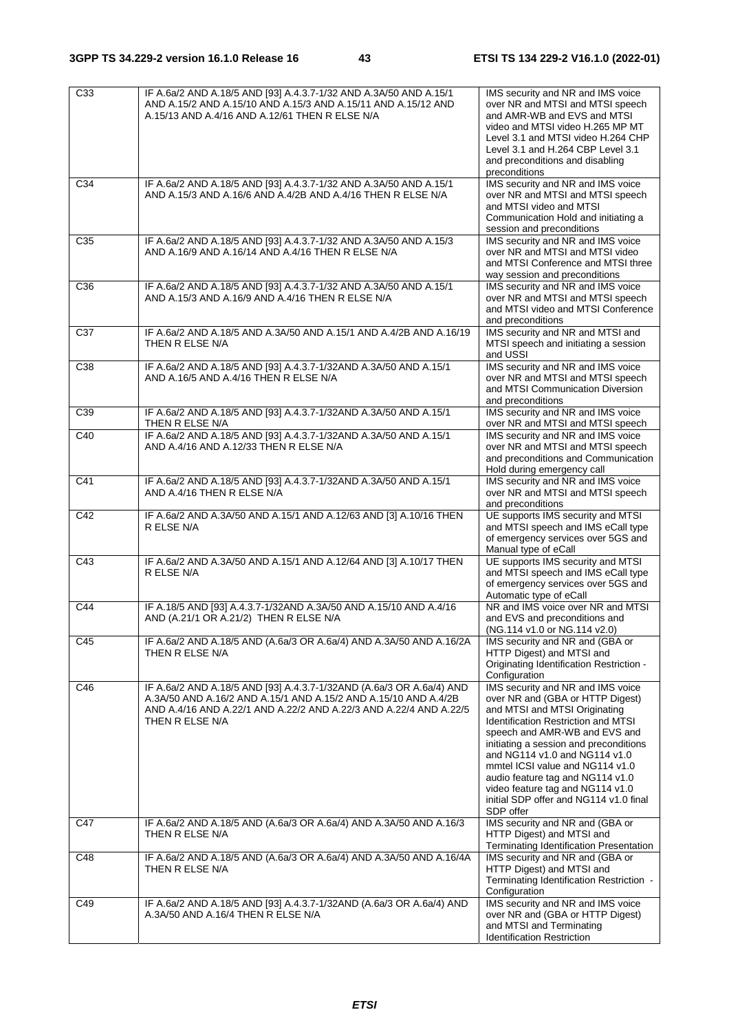| | | |
|---|---|---|
| C33 | IF A.6a/2 AND A.18/5 AND [93] A.4.3.7-1/32 AND A.3A/50 AND A.15/1 AND A.15/2 AND A.15/10 AND A.15/3 AND A.15/11 AND A.15/12 AND A.15/13 AND A.4/16 AND A.12/61 THEN R ELSE N/A | IMS security and NR and IMS voice over NR and MTSI and MTSI speech and AMR-WB and EVS and MTSI video and MTSI video H.265 MP MT Level 3.1 and MTSI video H.264 CHP Level 3.1 and H.264 CBP Level 3.1 and preconditions and disabling preconditions |
| C34 | IF A.6a/2 AND A.18/5 AND [93] A.4.3.7-1/32 AND A.3A/50 AND A.15/1 AND A.15/3 AND A.16/6 AND A.4/2B AND A.4/16 THEN R ELSE N/A | IMS security and NR and IMS voice over NR and MTSI and MTSI speech and MTSI video and MTSI Communication Hold and initiating a session and preconditions |
| C35 | IF A.6a/2 AND A.18/5 AND [93] A.4.3.7-1/32 AND A.3A/50 AND A.15/3 AND A.16/9 AND A.16/14 AND A.4/16 THEN R ELSE N/A | IMS security and NR and IMS voice over NR and MTSI and MTSI video and MTSI Conference and MTSI three way session and preconditions |
| C36 | IF A.6a/2 AND A.18/5 AND [93] A.4.3.7-1/32 AND A.3A/50 AND A.15/1 AND A.15/3 AND A.16/9 AND A.4/16 THEN R ELSE N/A | IMS security and NR and IMS voice over NR and MTSI and MTSI speech and MTSI video and MTSI Conference and preconditions |
| C37 | IF A.6a/2 AND A.18/5 AND A.3A/50 AND A.15/1 AND A.4/2B AND A.16/19 THEN R ELSE N/A | IMS security and NR and MTSI and MTSI speech and initiating a session and USSI |
| C38 | IF A.6a/2 AND A.18/5 AND [93] A.4.3.7-1/32AND A.3A/50 AND A.15/1 AND A.16/5 AND A.4/16 THEN R ELSE N/A | IMS security and NR and IMS voice over NR and MTSI and MTSI speech and MTSI Communication Diversion and preconditions |
| C39 | IF A.6a/2 AND A.18/5 AND [93] A.4.3.7-1/32AND A.3A/50 AND A.15/1 THEN R ELSE N/A | IMS security and NR and IMS voice over NR and MTSI and MTSI speech |
| C40 | IF A.6a/2 AND A.18/5 AND [93] A.4.3.7-1/32AND A.3A/50 AND A.15/1 AND A.4/16 AND A.12/33 THEN R ELSE N/A | IMS security and NR and IMS voice over NR and MTSI and MTSI speech and preconditions and Communication Hold during emergency call |
| C41 | IF A.6a/2 AND A.18/5 AND [93] A.4.3.7-1/32AND A.3A/50 AND A.15/1 AND A.4/16 THEN R ELSE N/A | IMS security and NR and IMS voice over NR and MTSI and MTSI speech and preconditions |
| C42 | IF A.6a/2 AND A.3A/50 AND A.15/1 AND A.12/63 AND [3] A.10/16 THEN R ELSE N/A | UE supports IMS security and MTSI and MTSI speech and IMS eCall type of emergency services over 5GS and Manual type of eCall |
| C43 | IF A.6a/2 AND A.3A/50 AND A.15/1 AND A.12/64 AND [3] A.10/17 THEN R ELSE N/A | UE supports IMS security and MTSI and MTSI speech and IMS eCall type of emergency services over 5GS and Automatic type of eCall |
| C44 | IF A.18/5 AND [93] A.4.3.7-1/32AND A.3A/50 AND A.15/10 AND A.4/16 AND (A.21/1 OR A.21/2) THEN R ELSE N/A | NR and IMS voice over NR and MTSI and EVS and preconditions and (NG.114 v1.0 or NG.114 v2.0) |
| C45 | IF A.6a/2 AND A.18/5 AND (A.6a/3 OR A.6a/4) AND A.3A/50 AND A.16/2A THEN R ELSE N/A | IMS security and NR and (GBA or HTTP Digest) and MTSI and Originating Identification Restriction - Configuration |
| C46 | IF A.6a/2 AND A.18/5 AND [93] A.4.3.7-1/32AND (A.6a/3 OR A.6a/4) AND A.3A/50 AND A.16/2 AND A.15/1 AND A.15/2 AND A.15/10 AND A.4/2B AND A.4/16 AND A.22/1 AND A.22/2 AND A.22/3 AND A.22/4 AND A.22/5 THEN R ELSE N/A | IMS security and NR and IMS voice over NR and (GBA or HTTP Digest) and MTSI and MTSI Originating Identification Restriction and MTSI speech and AMR-WB and EVS and initiating a session and preconditions and NG114 v1.0 and NG114 v1.0 mmtel ICSI value and NG114 v1.0 audio feature tag and NG114 v1.0 video feature tag and NG114 v1.0 initial SDP offer and NG114 v1.0 final SDP offer |
| C47 | IF A.6a/2 AND A.18/5 AND (A.6a/3 OR A.6a/4) AND A.3A/50 AND A.16/3 THEN R ELSE N/A | IMS security and NR and (GBA or HTTP Digest) and MTSI and Terminating Identification Presentation |
| C48 | IF A.6a/2 AND A.18/5 AND (A.6a/3 OR A.6a/4) AND A.3A/50 AND A.16/4A THEN R ELSE N/A | IMS security and NR and (GBA or HTTP Digest) and MTSI and Terminating Identification Restriction - Configuration |
| C49 | IF A.6a/2 AND A.18/5 AND [93] A.4.3.7-1/32AND (A.6a/3 OR A.6a/4) AND A.3A/50 AND A.16/4 THEN R ELSE N/A | IMS security and NR and IMS voice over NR and (GBA or HTTP Digest) and MTSI and Terminating Identification Restriction |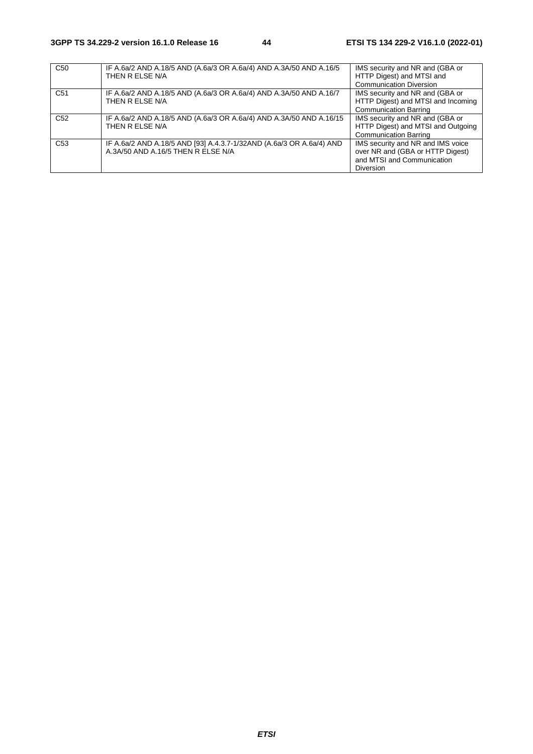| | | |
|---|---|---|
| C50 | IF A.6a/2 AND A.18/5 AND (A.6a/3 OR A.6a/4) AND A.3A/50 AND A.16/5 THEN R ELSE N/A | IMS security and NR and (GBA or HTTP Digest) and MTSI and Communication Diversion |
| C51 | IF A.6a/2 AND A.18/5 AND (A.6a/3 OR A.6a/4) AND A.3A/50 AND A.16/7 THEN R ELSE N/A | IMS security and NR and (GBA or HTTP Digest) and MTSI and Incoming Communication Barring |
| C52 | IF A.6a/2 AND A.18/5 AND (A.6a/3 OR A.6a/4) AND A.3A/50 AND A.16/15 THEN R ELSE N/A | IMS security and NR and (GBA or HTTP Digest) and MTSI and Outgoing Communication Barring |
| C53 | IF A.6a/2 AND A.18/5 AND [93] A.4.3.7-1/32AND (A.6a/3 OR A.6a/4) AND A.3A/50 AND A.16/5 THEN R ELSE N/A | IMS security and NR and IMS voice over NR and (GBA or HTTP Digest) and MTSI and Communication Diversion |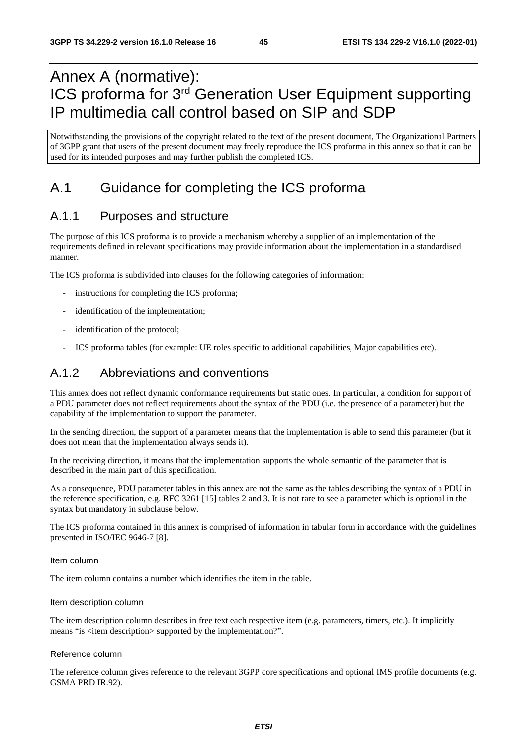# Annex A (normative): ICS proforma for 3rd Generation User Equipment supporting IP multimedia call control based on SIP and SDP

Notwithstanding the provisions of the copyright related to the text of the present document, The Organizational Partners of 3GPP grant that users of the present document may freely reproduce the ICS proforma in this annex so that it can be used for its intended purposes and may further publish the completed ICS.

## A.1 Guidance for completing the ICS proforma

### A.1.1 Purposes and structure

The purpose of this ICS proforma is to provide a mechanism whereby a supplier of an implementation of the requirements defined in relevant specifications may provide information about the implementation in a standardised manner.

The ICS proforma is subdivided into clauses for the following categories of information:

- instructions for completing the ICS proforma;
- identification of the implementation;
- identification of the protocol;
- ICS proforma tables (for example: UE roles specific to additional capabilities, Major capabilities etc).

### A.1.2 Abbreviations and conventions

This annex does not reflect dynamic conformance requirements but static ones. In particular, a condition for support of a PDU parameter does not reflect requirements about the syntax of the PDU (i.e. the presence of a parameter) but the capability of the implementation to support the parameter.

In the sending direction, the support of a parameter means that the implementation is able to send this parameter (but it does not mean that the implementation always sends it).

In the receiving direction, it means that the implementation supports the whole semantic of the parameter that is described in the main part of this specification.

As a consequence, PDU parameter tables in this annex are not the same as the tables describing the syntax of a PDU in the reference specification, e.g. RFC 3261 [15] tables 2 and 3. It is not rare to see a parameter which is optional in the syntax but mandatory in subclause below.

The ICS proforma contained in this annex is comprised of information in tabular form in accordance with the guidelines presented in ISO/IEC 9646-7 [8].

Item column

The item column contains a number which identifies the item in the table.

Item description column

The item description column describes in free text each respective item (e.g. parameters, timers, etc.). It implicitly means "is <item description> supported by the implementation?".

Reference column

The reference column gives reference to the relevant 3GPP core specifications and optional IMS profile documents (e.g. GSMA PRD IR.92).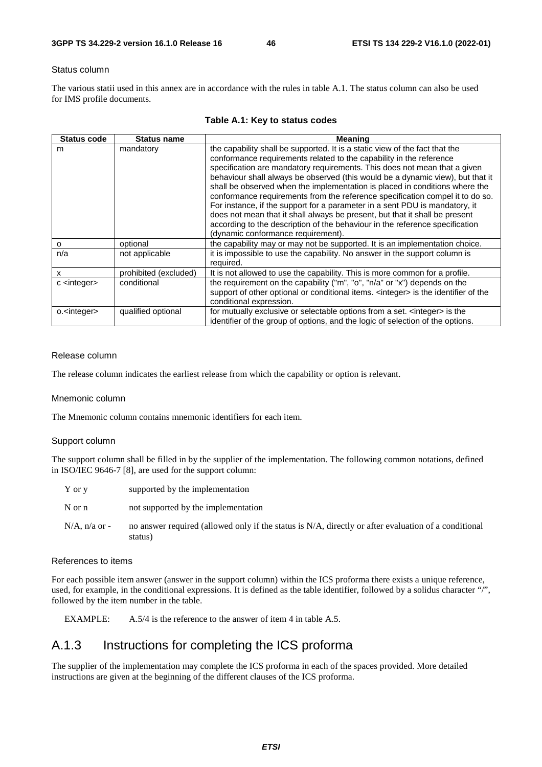Status column

The various statii used in this annex are in accordance with the rules in table A.1. The status column can also be used for IMS profile documents.

**Table A.1: Key to status codes**

| Status code | Status name | Meaning |
|---|---|---|
| m | mandatory | the capability shall be supported. It is a static view of the fact that the conformance requirements related to the capability in the reference specification are mandatory requirements. This does not mean that a given behaviour shall always be observed (this would be a dynamic view), but that it shall be observed when the implementation is placed in conditions where the conformance requirements from the reference specification compel it to do so. For instance, if the support for a parameter in a sent PDU is mandatory, it does not mean that it shall always be present, but that it shall be present according to the description of the behaviour in the reference specification (dynamic conformance requirement). |
| o | optional | the capability may or may not be supported. It is an implementation choice. |
| n/a | not applicable | it is impossible to use the capability. No answer in the support column is required. |
| x | prohibited (excluded) | It is not allowed to use the capability. This is more common for a profile. |
| c <integer> | conditional | the requirement on the capability ("m", "o", "n/a" or "x") depends on the support of other optional or conditional items. <integer> is the identifier of the conditional expression. |
| o.<integer> | qualified optional | for mutually exclusive or selectable options from a set. <integer> is the identifier of the group of options, and the logic of selection of the options. |

Release column

The release column indicates the earliest release from which the capability or option is relevant.

Mnemonic column

The Mnemonic column contains mnemonic identifiers for each item.

Support column

The support column shall be filled in by the supplier of the implementation. The following common notations, defined in ISO/IEC 9646-7 [8], are used for the support column:

Y or y supported by the implementation

N or n not supported by the implementation

N/A, n/a or - no answer required (allowed only if the status is N/A, directly or after evaluation of a conditional status)

References to items

For each possible item answer (answer in the support column) within the ICS proforma there exists a unique reference, used, for example, in the conditional expressions. It is defined as the table identifier, followed by a solidus character "/", followed by the item number in the table.

EXAMPLE: A.5/4 is the reference to the answer of item 4 in table A.5.

## A.1.3 Instructions for completing the ICS proforma

The supplier of the implementation may complete the ICS proforma in each of the spaces provided. More detailed instructions are given at the beginning of the different clauses of the ICS proforma.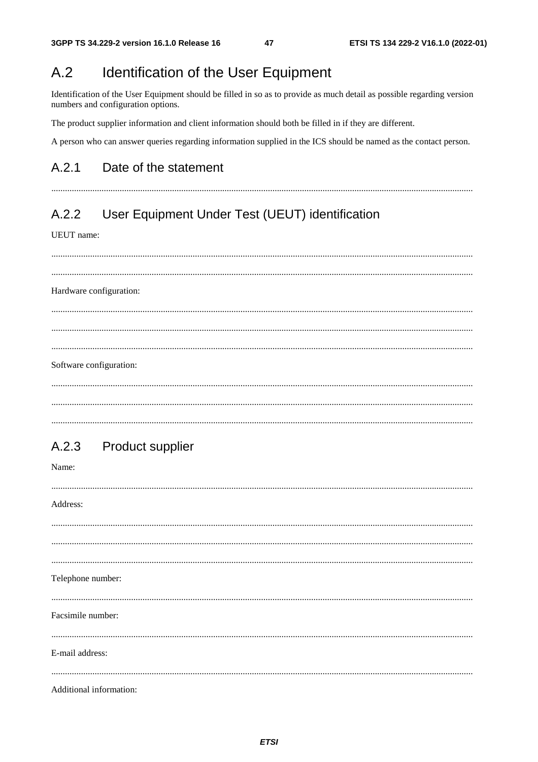# A.2 Identification of the User Equipment

Identification of the User Equipment should be filled in so as to provide as much detail as possible regarding version numbers and configuration options.

The product supplier information and client information should both be filled in if they are different.

A person who can answer queries regarding information supplied in the ICS should be named as the contact person.

## A.2.1 Date of the statement

.........................................................................................................................................................................

## A.2.2 User Equipment Under Test (UEUT) identification

UEUT name:

.........................................................................................................................................................................

.........................................................................................................................................................................

Hardware configuration:

.........................................................................................................................................................................

.........................................................................................................................................................................

.........................................................................................................................................................................

Software configuration:

.........................................................................................................................................................................

.........................................................................................................................................................................

.........................................................................................................................................................................

## A.2.3 Product supplier

Name:

.........................................................................................................................................................................

Address:

.........................................................................................................................................................................

.........................................................................................................................................................................

.........................................................................................................................................................................

Telephone number:

.........................................................................................................................................................................

Facsimile number:

.........................................................................................................................................................................

E-mail address:

.........................................................................................................................................................................

Additional information: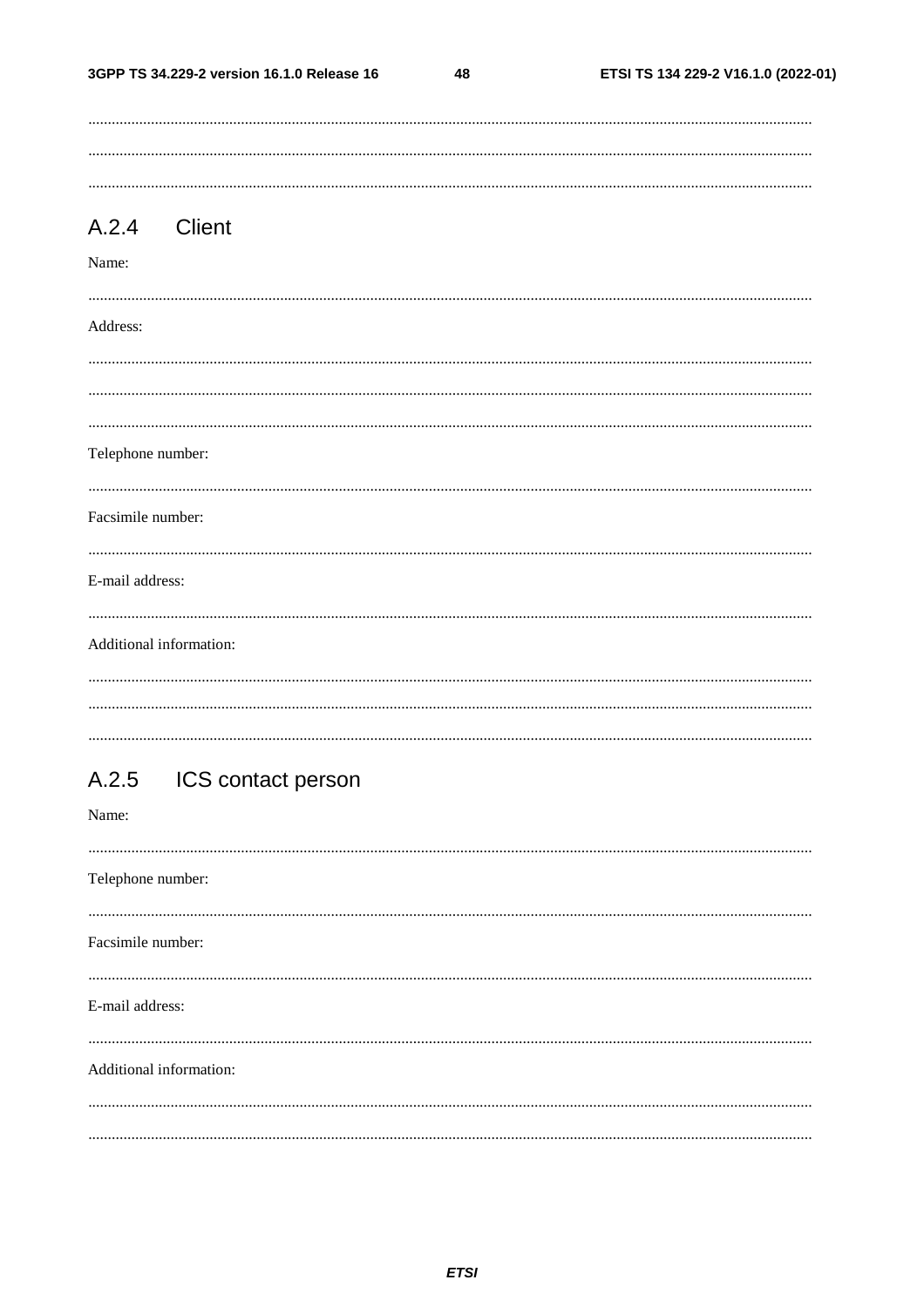..........................................................................................................................................................................

..........................................................................................................................................................................

..........................................................................................................................................................................

## A.2.4 Client

Name:

..........................................................................................................................................................................

Address:

..........................................................................................................................................................................

..........................................................................................................................................................................

..........................................................................................................................................................................

Telephone number:

..........................................................................................................................................................................

Facsimile number:

..........................................................................................................................................................................

E-mail address:

..........................................................................................................................................................................

Additional information:

..........................................................................................................................................................................

..........................................................................................................................................................................

..........................................................................................................................................................................

## A.2.5 ICS contact person

Name:

..........................................................................................................................................................................

Telephone number:

..........................................................................................................................................................................

Facsimile number:

..........................................................................................................................................................................

E-mail address:

..........................................................................................................................................................................

Additional information:

..........................................................................................................................................................................

..........................................................................................................................................................................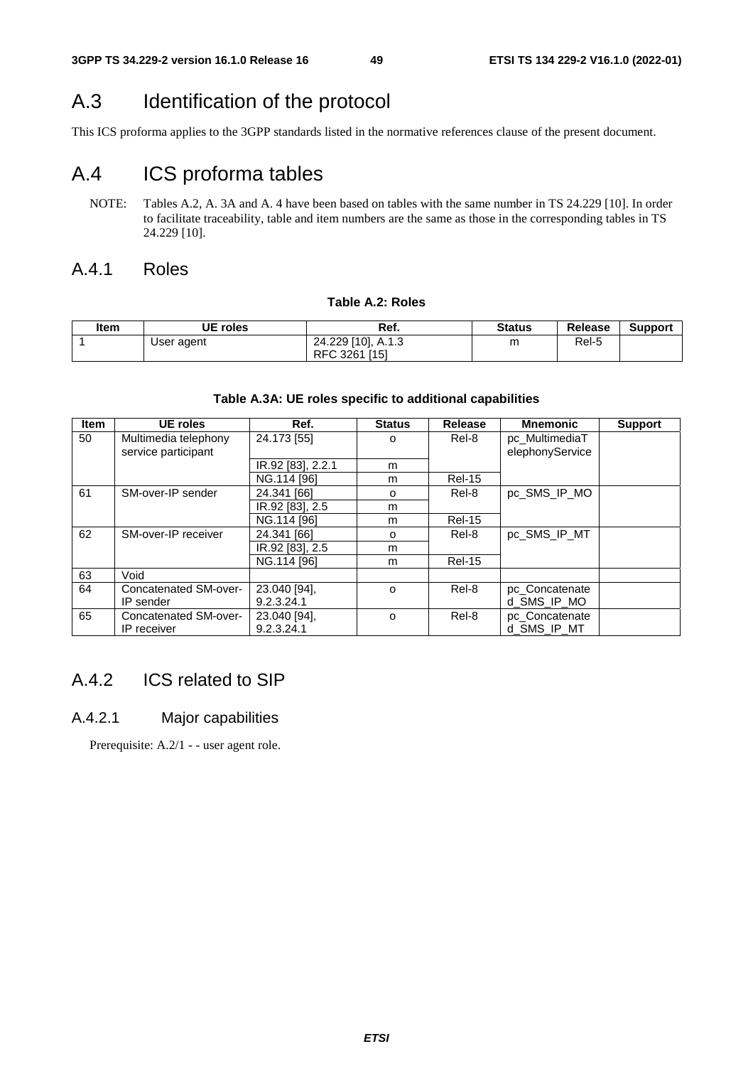# A.3 Identification of the protocol

This ICS proforma applies to the 3GPP standards listed in the normative references clause of the present document.

# A.4 ICS proforma tables

NOTE: Tables A.2, A. 3A and A. 4 have been based on tables with the same number in TS 24.229 [10]. In order to facilitate traceability, table and item numbers are the same as those in the corresponding tables in TS 24.229 [10].

## A.4.1 Roles

**Table A.2: Roles**

| Item | UE roles | Ref. | Status | Release | Support |
|---|---|---|---|---|---|
| 1 | User agent | 24.229 [10], A.1.3<br>RFC 3261 [15] | m | Rel-5 | |

**Table A.3A: UE roles specific to additional capabilities**

| Item | UE roles | Ref. | Status | Release | Mnemonic | Support |
|---|---|---|---|---|---|---|
| 50 | Multimedia telephony service participant | 24.173 [55] | o | Rel-8 | pc_MultimediaTelephonyService | |
| | | IR.92 [83], 2.2.1 | m | | | |
| | | NG.114 [96] | m | Rel-15 | | |
| 61 | SM-over-IP sender | 24.341 [66] | o | Rel-8 | pc_SMS_IP_MO | |
| | | IR.92 [83], 2.5 | m | | | |
| | | NG.114 [96] | m | Rel-15 | | |
| 62 | SM-over-IP receiver | 24.341 [66] | o | Rel-8 | pc_SMS_IP_MT | |
| | | IR.92 [83], 2.5 | m | | | |
| | | NG.114 [96] | m | Rel-15 | | |
| 63 | Void | | | | | |
| 64 | Concatenated SM-over-IP sender | 23.040 [94], 9.2.3.24.1 | o | Rel-8 | pc_Concatenated_SMS_IP_MO | |
| 65 | Concatenated SM-over-IP receiver | 23.040 [94], 9.2.3.24.1 | o | Rel-8 | pc_Concatenated_SMS_IP_MT | |

## A.4.2 ICS related to SIP

### A.4.2.1 Major capabilities

Prerequisite: A.2/1 - - user agent role.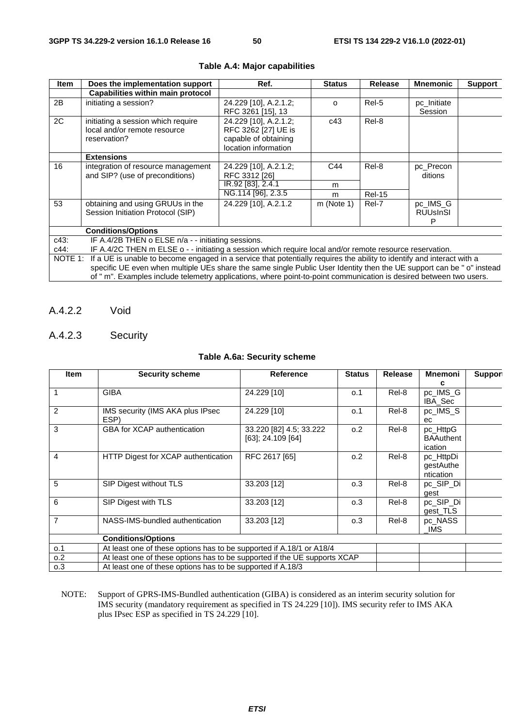**Table A.4: Major capabilities**

| Item | Does the implementation support | Ref. | Status | Release | Mnemonic | Support |
|---|---|---|---|---|---|---|
| | **Capabilities within main protocol** | | | | | |
| 2B | initiating a session? | 24.229 [10], A.2.1.2; RFC 3261 [15], 13 | o | Rel-5 | pc_Initiate Session | |
| 2C | initiating a session which require local and/or remote resource reservation? | 24.229 [10], A.2.1.2; RFC 3262 [27] UE is capable of obtaining location information | c43 | Rel-8 | | |
| | **Extensions** | | | | | |
| 16 | integration of resource management and SIP? (use of preconditions) | 24.229 [10], A.2.1.2; RFC 3312 [26] | C44 | Rel-8 | pc_Preconditions | |
| | | IR.92 [83], 2.4.1 | m | | | |
| | | NG.114 [96], 2.3.5 | m | Rel-15 | | |
| 53 | obtaining and using GRUUs in the Session Initiation Protocol (SIP) | 24.229 [10], A.2.1.2 | m (Note 1) | Rel-7 | pc_IMS_GRUUsInSIP | |
| | **Conditions/Options** | | | | | |
| c43: | IF A.4/2B THEN o ELSE n/a - - initiating sessions. | | | | | |
| c44: | IF A.4/2C THEN m ELSE o - - initiating a session which require local and/or remote resource reservation. | | | | | |
| NOTE 1: | If a UE is unable to become engaged in a service that potentially requires the ability to identify and interact with a specific UE even when multiple UEs share the same single Public User Identity then the UE support can be " o" instead of " m". Examples include telemetry applications, where point-to-point communication is desired between two users. | | | | | |

### A.4.2.2 Void

### A.4.2.3 Security

**Table A.6a: Security scheme**

| Item | Security scheme | Reference | Status | Release | Mnemonic | Support |
|---|---|---|---|---|---|---|
| 1 | GIBA | 24.229 [10] | o.1 | Rel-8 | pc_IMS_GIBA_Sec | |
| 2 | IMS security (IMS AKA plus IPsec ESP) | 24.229 [10] | o.1 | Rel-8 | pc_IMS_Sec | |
| 3 | GBA for XCAP authentication | 33.220 [82] 4.5; 33.222 [63]; 24.109 [64] | o.2 | Rel-8 | pc_HttpGBAAuthentication | |
| 4 | HTTP Digest for XCAP authentication | RFC 2617 [65] | o.2 | Rel-8 | pc_HttpDigestAuthentication | |
| 5 | SIP Digest without TLS | 33.203 [12] | o.3 | Rel-8 | pc_SIP_Digest | |
| 6 | SIP Digest with TLS | 33.203 [12] | o.3 | Rel-8 | pc_SIP_Digest_TLS | |
| 7 | NASS-IMS-bundled authentication | 33.203 [12] | o.3 | Rel-8 | pc_NASS_IMS | |
| | **Conditions/Options** | | | | | |
| o.1 | At least one of these options has to be supported if A.18/1 or A18/4 | | | | | |
| o.2 | At least one of these options has to be supported if the UE supports XCAP | | | | | |
| o.3 | At least one of these options has to be supported if A.18/3 | | | | | |

NOTE: Support of GPRS-IMS-Bundled authentication (GIBA) is considered as an interim security solution for IMS security (mandatory requirement as specified in TS 24.229 [10]). IMS security refer to IMS AKA plus IPsec ESP as specified in TS 24.229 [10].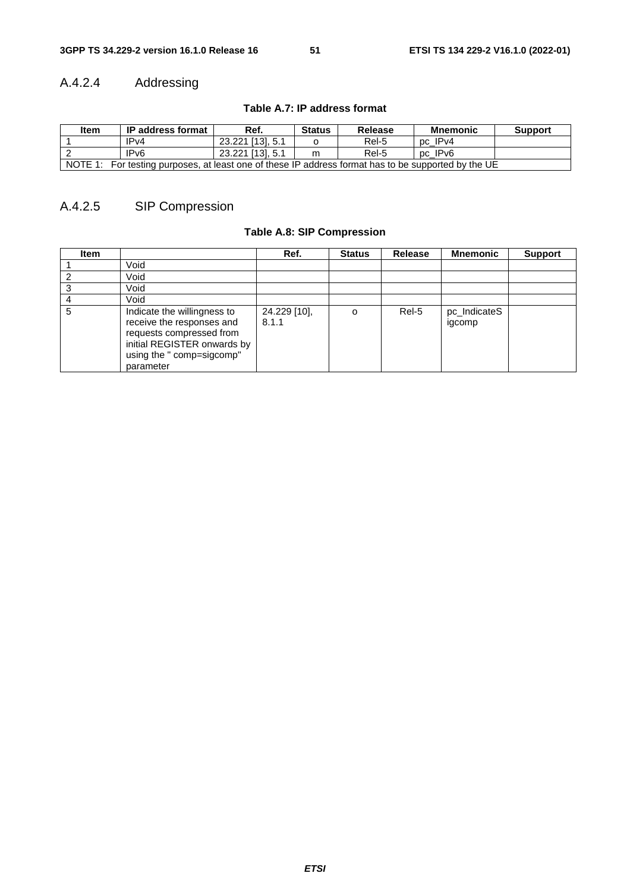### A.4.2.4 Addressing

**Table A.7: IP address format**

| Item | IP address format | Ref. | Status | Release | Mnemonic | Support |
|---|---|---|---|---|---|---|
| 1 | IPv4 | 23.221 [13], 5.1 | o | Rel-5 | pc_IPv4 | |
| 2 | IPv6 | 23.221 [13], 5.1 | m | Rel-5 | pc_IPv6 | |
| NOTE 1: For testing purposes, at least one of these IP address format has to be supported by the UE | | | | | | |

### A.4.2.5 SIP Compression

**Table A.8: SIP Compression**

| Item | | Ref. | Status | Release | Mnemonic | Support |
|---|---|---|---|---|---|---|
| 1 | Void | | | | | |
| 2 | Void | | | | | |
| 3 | Void | | | | | |
| 4 | Void | | | | | |
| 5 | Indicate the willingness to receive the responses and requests compressed from initial REGISTER onwards by using the " comp=sigcomp" parameter | 24.229 [10], 8.1.1 | o | Rel-5 | pc_IndicateSigcomp | |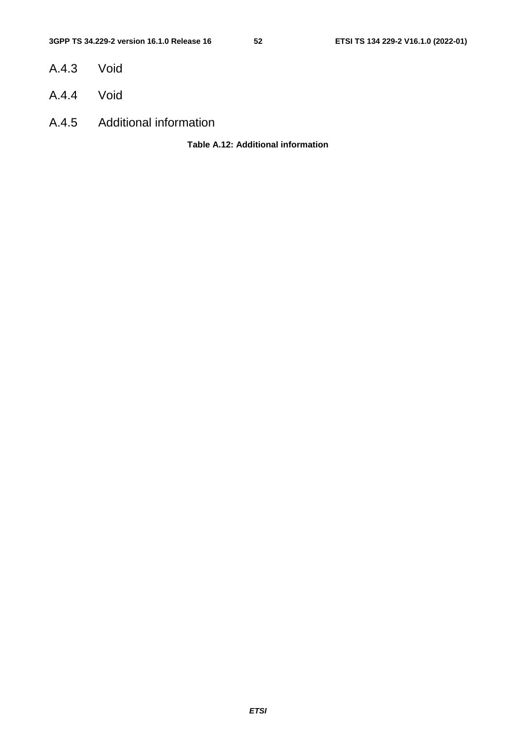## A.4.3 Void

## A.4.4 Void

## A.4.5 Additional information

**Table A.12: Additional information**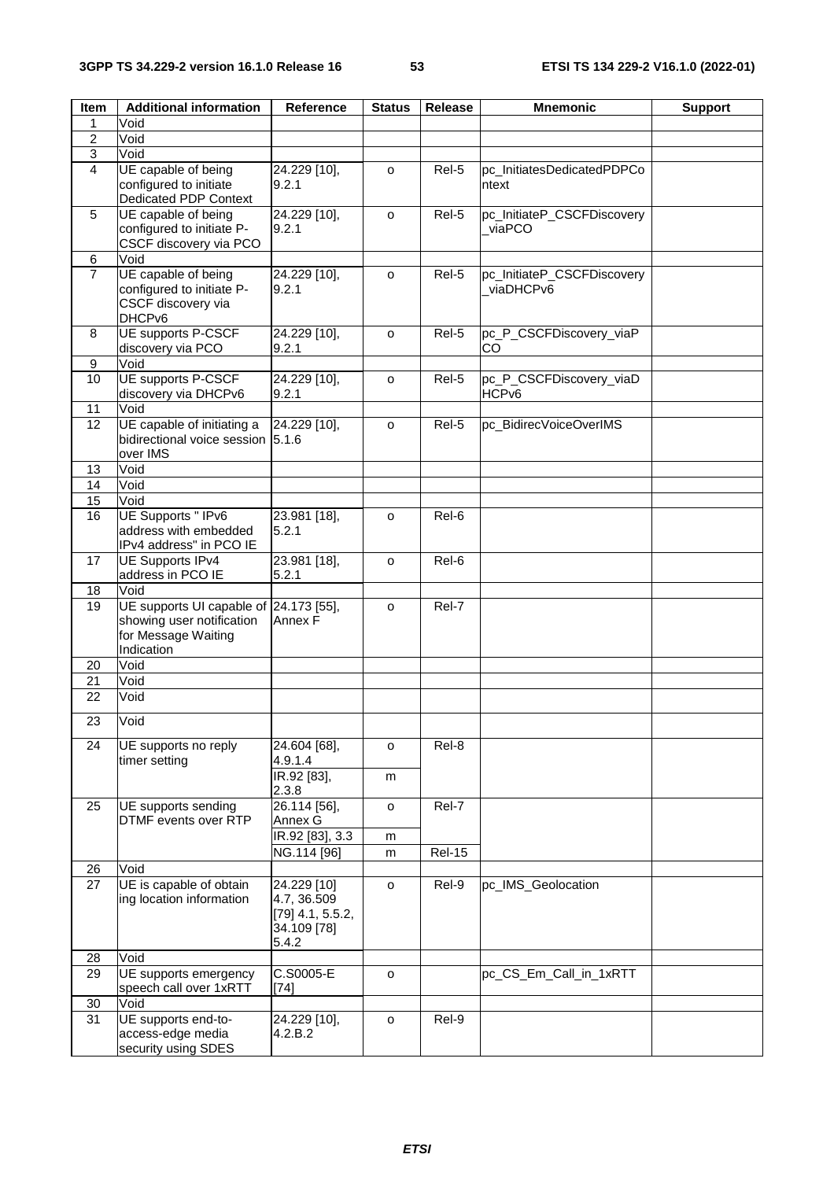| Item | Additional information | Reference | Status | Release | Mnemonic | Support |
|---|---|---|---|---|---|---|
| 1 | Void | | | | | |
| 2 | Void | | | | | |
| 3 | Void | | | | | |
| 4 | UE capable of being configured to initiate Dedicated PDP Context | 24.229 [10], 9.2.1 | o | Rel-5 | pc_InitiatesDedicatedPDPContext | |
| 5 | UE capable of being configured to initiate P-CSCF discovery via PCO | 24.229 [10], 9.2.1 | o | Rel-5 | pc_InitiateP_CSCFDiscovery_viaPCO | |
| 6 | Void | | | | | |
| 7 | UE capable of being configured to initiate P-CSCF discovery via DHCPv6 | 24.229 [10], 9.2.1 | o | Rel-5 | pc_InitiateP_CSCFDiscovery_viaDHCPv6 | |
| 8 | UE supports P-CSCF discovery via PCO | 24.229 [10], 9.2.1 | o | Rel-5 | pc_P_CSCFDiscovery_viaPCO | |
| 9 | Void | | | | | |
| 10 | UE supports P-CSCF discovery via DHCPv6 | 24.229 [10], 9.2.1 | o | Rel-5 | pc_P_CSCFDiscovery_viaDHCPv6 | |
| 11 | Void | | | | | |
| 12 | UE capable of initiating a bidirectional voice session over IMS | 24.229 [10], 5.1.6 | o | Rel-5 | pc_BidirecVoiceOverIMS | |
| 13 | Void | | | | | |
| 14 | Void | | | | | |
| 15 | Void | | | | | |
| 16 | UE Supports " IPv6 address with embedded IPv4 address" in PCO IE | 23.981 [18], 5.2.1 | o | Rel-6 | | |
| 17 | UE Supports IPv4 address in PCO IE | 23.981 [18], 5.2.1 | o | Rel-6 | | |
| 18 | Void | | | | | |
| 19 | UE supports UI capable of showing user notification for Message Waiting Indication | 24.173 [55], Annex F | o | Rel-7 | | |
| 20 | Void | | | | | |
| 21 | Void | | | | | |
| 22 | Void | | | | | |
| 23 | Void | | | | | |
| 24 | UE supports no reply timer setting | 24.604 [68], 4.9.1.4 | o | Rel-8 | | |
| | | IR.92 [83], 2.3.8 | m | | | |
| 25 | UE supports sending DTMF events over RTP | 26.114 [56], Annex G | o | Rel-7 | | |
| | | IR.92 [83], 3.3 | m | | | |
| | | NG.114 [96] | m | Rel-15 | | |
| 26 | Void | | | | | |
| 27 | UE is capable of obtain ing location information | 24.229 [10] 4.7, 36.509 [79] 4.1, 5.5.2, 34.109 [78] 5.4.2 | o | Rel-9 | pc_IMS_Geolocation | |
| 28 | Void | | | | | |
| 29 | UE supports emergency speech call over 1xRTT | C.S0005-E [74] | o | | pc_CS_Em_Call_in_1xRTT | |
| 30 | Void | | | | | |
| 31 | UE supports end-to-access-edge media security using SDES | 24.229 [10], 4.2.B.2 | o | Rel-9 | | |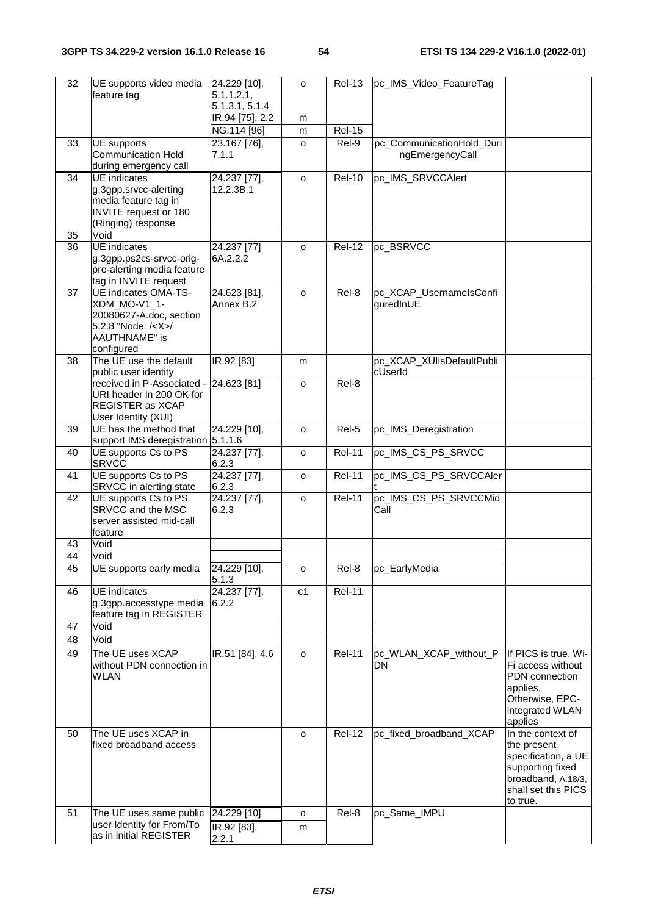| 32 | UE supports video media feature tag | 24.229 [10], 5.1.1.2.1, 5.1.3.1, 5.1.4 | o | Rel-13 | pc_IMS_Video_FeatureTag | |
|---|---|---|---|---|---|---|
| | | IR.94 [75], 2.2 | m | | | |
| | | NG.114 [96] | m | Rel-15 | | |
| 33 | UE supports Communication Hold during emergency call | 23.167 [76], 7.1.1 | o | Rel-9 | pc_CommunicationHold_DuringEmergencyCall | |
| 34 | UE indicates g.3gpp.srvcc-alerting media feature tag in INVITE request or 180 (Ringing) response | 24.237 [77], 12.2.3B.1 | o | Rel-10 | pc_IMS_SRVCCAlert | |
| 35 | Void | | | | | |
| 36 | UE indicates g.3gpp.ps2cs-srvcc-orig-pre-alerting media feature tag in INVITE request | 24.237 [77] 6A.2.2.2 | o | Rel-12 | pc_BSRVCC | |
| 37 | UE indicates OMA-TS-XDM_MO-V1_1-20080627-A.doc, section 5.2.8 "Node: /<X>/AAUTHNAME" is configured | 24.623 [81], Annex B.2 | o | Rel-8 | pc_XCAP_UsernameIsConfiguredInUE | |
| 38 | The UE use the default public user identity received in P-Associated -URI header in 200 OK for REGISTER as XCAP User Identity (XUI) | IR.92 [83] | m | | pc_XCAP_XUIisDefaultPublicUserId | |
| | | 24.623 [81] | o | Rel-8 | | |
| 39 | UE has the method that support IMS deregistration | 24.229 [10], 5.1.1.6 | o | Rel-5 | pc_IMS_Deregistration | |
| 40 | UE supports Cs to PS SRVCC | 24.237 [77], 6.2.3 | o | Rel-11 | pc_IMS_CS_PS_SRVCC | |
| 41 | UE supports Cs to PS SRVCC in alerting state | 24.237 [77], 6.2.3 | o | Rel-11 | pc_IMS_CS_PS_SRVCCAlert | |
| 42 | UE supports Cs to PS SRVCC and the MSC server assisted mid-call feature | 24.237 [77], 6.2.3 | o | Rel-11 | pc_IMS_CS_PS_SRVCCMidCall | |
| 43 | Void | | | | | |
| 44 | Void | | | | | |
| 45 | UE supports early media | 24.229 [10], 5.1.3 | o | Rel-8 | pc_EarlyMedia | |
| 46 | UE indicates g.3gpp.accesstype media feature tag in REGISTER | 24.237 [77], 6.2.2 | c1 | Rel-11 | | |
| 47 | Void | | | | | |
| 48 | Void | | | | | |
| 49 | The UE uses XCAP without PDN connection in WLAN | IR.51 [84], 4.6 | o | Rel-11 | pc_WLAN_XCAP_without_PDN | If PICS is true, Wi-Fi access without PDN connection applies. Otherwise, EPC-integrated WLAN applies |
| 50 | The UE uses XCAP in fixed broadband access | | o | Rel-12 | pc_fixed_broadband_XCAP | In the context of the present specification, a UE supporting fixed broadband, A.18/3, shall set this PICS to true. |
| 51 | The UE uses same public user Identity for From/To as in initial REGISTER | 24.229 [10] | o | Rel-8 | pc_Same_IMPU | |
| | | IR.92 [83], 2.2.1 | m | | | |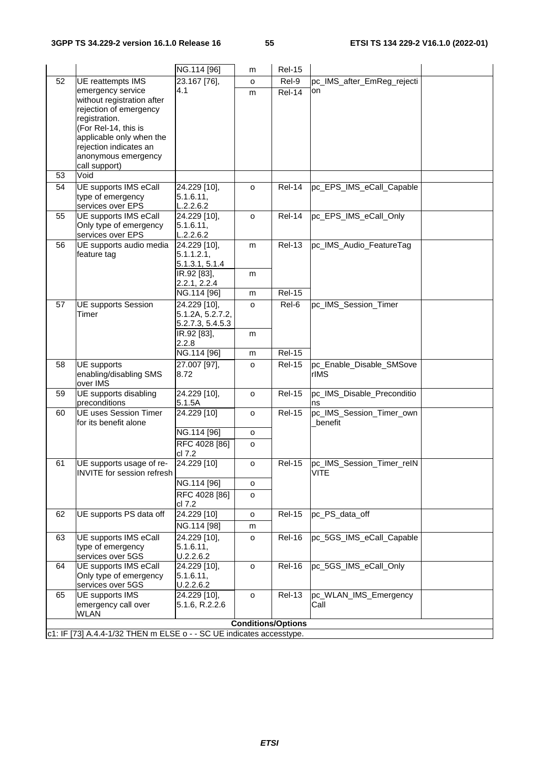| | | NG.114 [96] | m | Rel-15 | | |
|---|---|---|---|---|---|---|
| 52 | UE reattempts IMS emergency service without registration after rejection of emergency registration. (For Rel-14, this is applicable only when the rejection indicates an anonymous emergency call support) | 23.167 [76], 4.1 | o | Rel-9 | pc_IMS_after_EmReg_rejection | |
| | | | m | Rel-14 | | |
| 53 | Void | | | | | |
| 54 | UE supports IMS eCall type of emergency services over EPS | 24.229 [10], 5.1.6.11, L.2.2.6.2 | o | Rel-14 | pc_EPS_IMS_eCall_Capable | |
| 55 | UE supports IMS eCall Only type of emergency services over EPS | 24.229 [10], 5.1.6.11, L.2.2.6.2 | o | Rel-14 | pc_EPS_IMS_eCall_Only | |
| 56 | UE supports audio media feature tag | 24.229 [10], 5.1.1.2.1, 5.1.3.1, 5.1.4 | m | Rel-13 | pc_IMS_Audio_FeatureTag | |
| | | IR.92 [83], 2.2.1, 2.2.4 | m | | | |
| | | NG.114 [96] | m | Rel-15 | | |
| 57 | UE supports Session Timer | 24.229 [10], 5.1.2A, 5.2.7.2, 5.2.7.3, 5.4.5.3 | o | Rel-6 | pc_IMS_Session_Timer | |
| | | IR.92 [83], 2.2.8 | m | | | |
| | | NG.114 [96] | m | Rel-15 | | |
| 58 | UE supports enabling/disabling SMS over IMS | 27.007 [97], 8.72 | o | Rel-15 | pc_Enable_Disable_SMSoverIMS | |
| 59 | UE supports disabling preconditions | 24.229 [10], 5.1.5A | o | Rel-15 | pc_IMS_Disable_Preconditions | |
| 60 | UE uses Session Timer for its benefit alone | 24.229 [10] | o | Rel-15 | pc_IMS_Session_Timer_own_benefit | |
| | | NG.114 [96] | o | | | |
| | | RFC 4028 [86] cl 7.2 | o | | | |
| 61 | UE supports usage of re-INVITE for session refresh | 24.229 [10] | o | Rel-15 | pc_IMS_Session_Timer_reINVITE | |
| | | NG.114 [96] | o | | | |
| | | RFC 4028 [86] cl 7.2 | o | | | |
| 62 | UE supports PS data off | 24.229 [10] | o | Rel-15 | pc_PS_data_off | |
| | | NG.114 [98] | m | | | |
| 63 | UE supports IMS eCall type of emergency services over 5GS | 24.229 [10], 5.1.6.11, U.2.2.6.2 | o | Rel-16 | pc_5GS_IMS_eCall_Capable | |
| 64 | UE supports IMS eCall Only type of emergency services over 5GS | 24.229 [10], 5.1.6.11, U.2.2.6.2 | o | Rel-16 | pc_5GS_IMS_eCall_Only | |
| 65 | UE supports IMS emergency call over WLAN | 24.229 [10], 5.1.6, R.2.2.6 | o | Rel-13 | pc_WLAN_IMS_EmergencyCall | |
| **Conditions/Options** | | | | | | |
| c1: IF [73] A.4.4-1/32 THEN m ELSE o - - SC UE indicates accesstype. | | | | | | |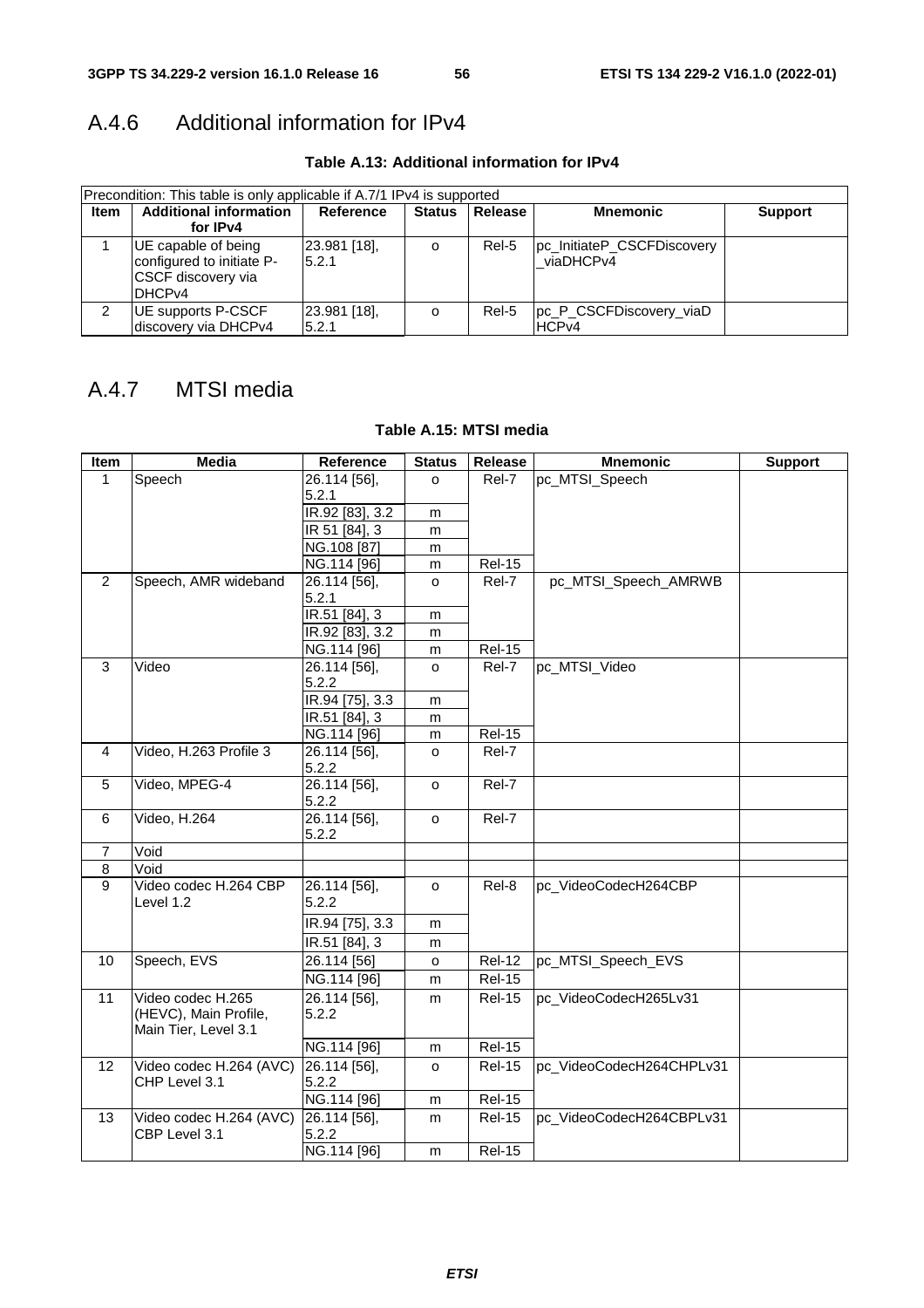## A.4.6 Additional information for IPv4

**Table A.13: Additional information for IPv4**

| Precondition: This table is only applicable if A.7/1 IPv4 is supported | | | | | | |
|---|---|---|---|---|---|---|
| **Item** | **Additional information for IPv4** | **Reference** | **Status** | **Release** | **Mnemonic** | **Support** |
| 1 | UE capable of being configured to initiate P-CSCF discovery via DHCPv4 | 23.981 [18], 5.2.1 | o | Rel-5 | pc_InitiateP_CSCFDiscovery_viaDHCPv4 | |
| 2 | UE supports P-CSCF discovery via DHCPv4 | 23.981 [18], 5.2.1 | o | Rel-5 | pc_P_CSCFDiscovery_viaDHCPv4 | |

## A.4.7 MTSI media

**Table A.15: MTSI media**

| Item | Media | Reference | Status | Release | Mnemonic | Support |
|---|---|---|---|---|---|---|
| 1 | Speech | 26.114 [56], 5.2.1 | o | Rel-7 | pc_MTSI_Speech | |
| | | IR.92 [83], 3.2 | m | | | |
| | | IR 51 [84], 3 | m | | | |
| | | NG.108 [87] | m | | | |
| | | NG.114 [96] | m | Rel-15 | | |
| 2 | Speech, AMR wideband | 26.114 [56], 5.2.1 | o | Rel-7 | pc_MTSI_Speech_AMRWB | |
| | | IR.51 [84], 3 | m | | | |
| | | IR.92 [83], 3.2 | m | | | |
| | | NG.114 [96] | m | Rel-15 | | |
| 3 | Video | 26.114 [56], 5.2.2 | o | Rel-7 | pc_MTSI_Video | |
| | | IR.94 [75], 3.3 | m | | | |
| | | IR.51 [84], 3 | m | | | |
| | | NG.114 [96] | m | Rel-15 | | |
| 4 | Video, H.263 Profile 3 | 26.114 [56], 5.2.2 | o | Rel-7 | | |
| 5 | Video, MPEG-4 | 26.114 [56], 5.2.2 | o | Rel-7 | | |
| 6 | Video, H.264 | 26.114 [56], 5.2.2 | o | Rel-7 | | |
| 7 | Void | | | | | |
| 8 | Void | | | | | |
| 9 | Video codec H.264 CBP Level 1.2 | 26.114 [56], 5.2.2 | o | Rel-8 | pc_VideoCodecH264CBP | |
| | | IR.94 [75], 3.3 | m | | | |
| | | IR.51 [84], 3 | m | | | |
| 10 | Speech, EVS | 26.114 [56] | o | Rel-12 | pc_MTSI_Speech_EVS | |
| | | NG.114 [96] | m | Rel-15 | | |
| 11 | Video codec H.265 (HEVC), Main Profile, Main Tier, Level 3.1 | 26.114 [56], 5.2.2 | m | Rel-15 | pc_VideoCodecH265Lv31 | |
| | | NG.114 [96] | m | Rel-15 | | |
| 12 | Video codec H.264 (AVC) CHP Level 3.1 | 26.114 [56], 5.2.2 | o | Rel-15 | pc_VideoCodecH264CHPLv31 | |
| | | NG.114 [96] | m | Rel-15 | | |
| 13 | Video codec H.264 (AVC) CBP Level 3.1 | 26.114 [56], 5.2.2 | m | Rel-15 | pc_VideoCodecH264CBPLv31 | |
| | | NG.114 [96] | m | Rel-15 | | |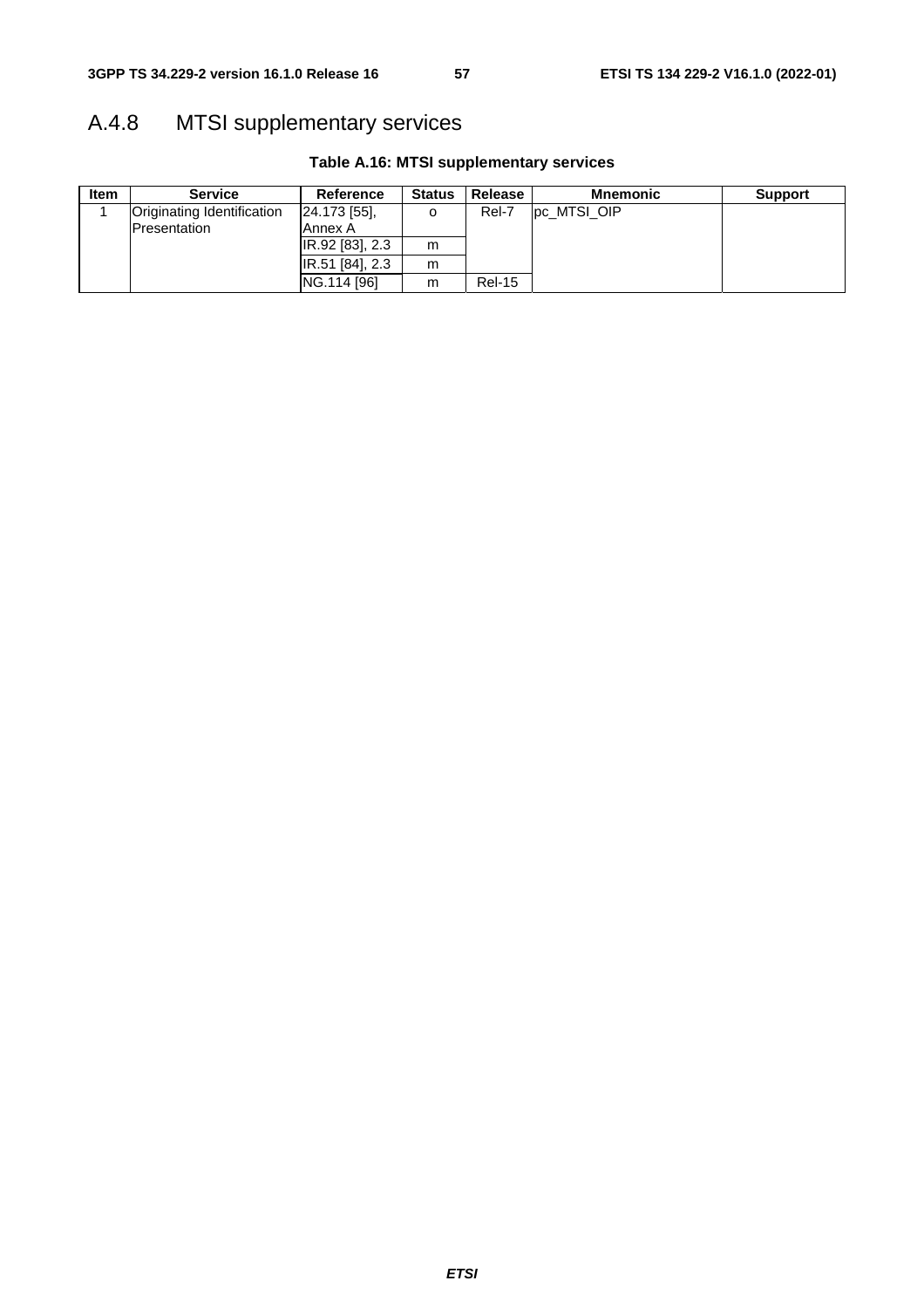## A.4.8 MTSI supplementary services

**Table A.16: MTSI supplementary services**

| Item | Service | Reference | Status | Release | Mnemonic | Support |
|---|---|---|---|---|---|---|
| 1 | Originating Identification Presentation | 24.173 [55], Annex A | o | Rel-7 | pc_MTSI_OIP | |
| | | IR.92 [83], 2.3 | m | | | |
| | | IR.51 [84], 2.3 | m | | | |
| | | NG.114 [96] | m | Rel-15 | | |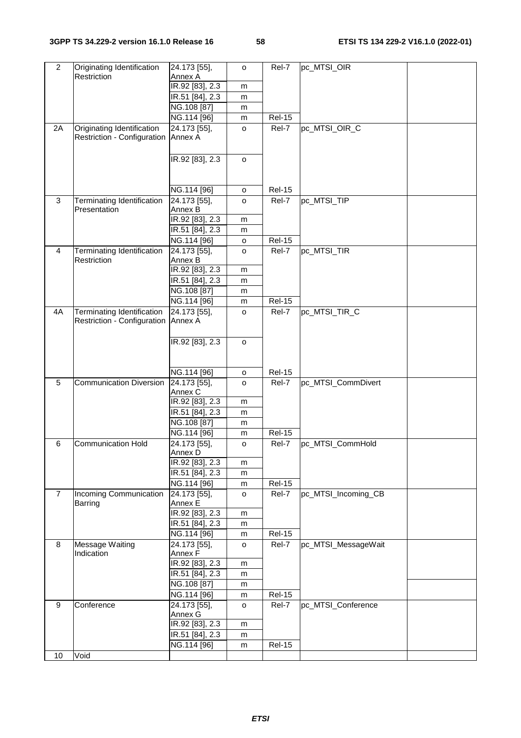| 2 | Originating Identification Restriction | 24.173 [55], Annex A | o | Rel-7 | pc_MTSI_OIR | |
|---|---|---|---|---|---|---|
| | | IR.92 [83], 2.3 | m | | | |
| | | IR.51 [84], 2.3 | m | | | |
| | | NG.108 [87] | m | | | |
| | | NG.114 [96] | m | Rel-15 | | |
| 2A | Originating Identification Restriction - Configuration | 24.173 [55], Annex A | o | Rel-7 | pc_MTSI_OIR_C | |
| | | IR.92 [83], 2.3 | o | | | |
| | | NG.114 [96] | o | Rel-15 | | |
| 3 | Terminating Identification Presentation | 24.173 [55], Annex B | o | Rel-7 | pc_MTSI_TIP | |
| | | IR.92 [83], 2.3 | m | | | |
| | | IR.51 [84], 2.3 | m | | | |
| | | NG.114 [96] | o | Rel-15 | | |
| 4 | Terminating Identification Restriction | 24.173 [55], Annex B | o | Rel-7 | pc_MTSI_TIR | |
| | | IR.92 [83], 2.3 | m | | | |
| | | IR.51 [84], 2.3 | m | | | |
| | | NG.108 [87] | m | | | |
| | | NG.114 [96] | m | Rel-15 | | |
| 4A | Terminating Identification Restriction - Configuration | 24.173 [55], Annex A | o | Rel-7 | pc_MTSI_TIR_C | |
| | | IR.92 [83], 2.3 | o | | | |
| | | NG.114 [96] | o | Rel-15 | | |
| 5 | Communication Diversion | 24.173 [55], Annex C | o | Rel-7 | pc_MTSI_CommDivert | |
| | | IR.92 [83], 2.3 | m | | | |
| | | IR.51 [84], 2.3 | m | | | |
| | | NG.108 [87] | m | | | |
| | | NG.114 [96] | m | Rel-15 | | |
| 6 | Communication Hold | 24.173 [55], Annex D | o | Rel-7 | pc_MTSI_CommHold | |
| | | IR.92 [83], 2.3 | m | | | |
| | | IR.51 [84], 2.3 | m | | | |
| | | NG.114 [96] | m | Rel-15 | | |
| 7 | Incoming Communication Barring | 24.173 [55], Annex E | o | Rel-7 | pc_MTSI_Incoming_CB | |
| | | IR.92 [83], 2.3 | m | | | |
| | | IR.51 [84], 2.3 | m | | | |
| | | NG.114 [96] | m | Rel-15 | | |
| 8 | Message Waiting Indication | 24.173 [55], Annex F | o | Rel-7 | pc_MTSI_MessageWait | |
| | | IR.92 [83], 2.3 | m | | | |
| | | IR.51 [84], 2.3 | m | | | |
| | | NG.108 [87] | m | | | |
| | | NG.114 [96] | m | Rel-15 | | |
| 9 | Conference | 24.173 [55], Annex G | o | Rel-7 | pc_MTSI_Conference | |
| | | IR.92 [83], 2.3 | m | | | |
| | | IR.51 [84], 2.3 | m | | | |
| | | NG.114 [96] | m | Rel-15 | | |
| 10 | Void | | | | | |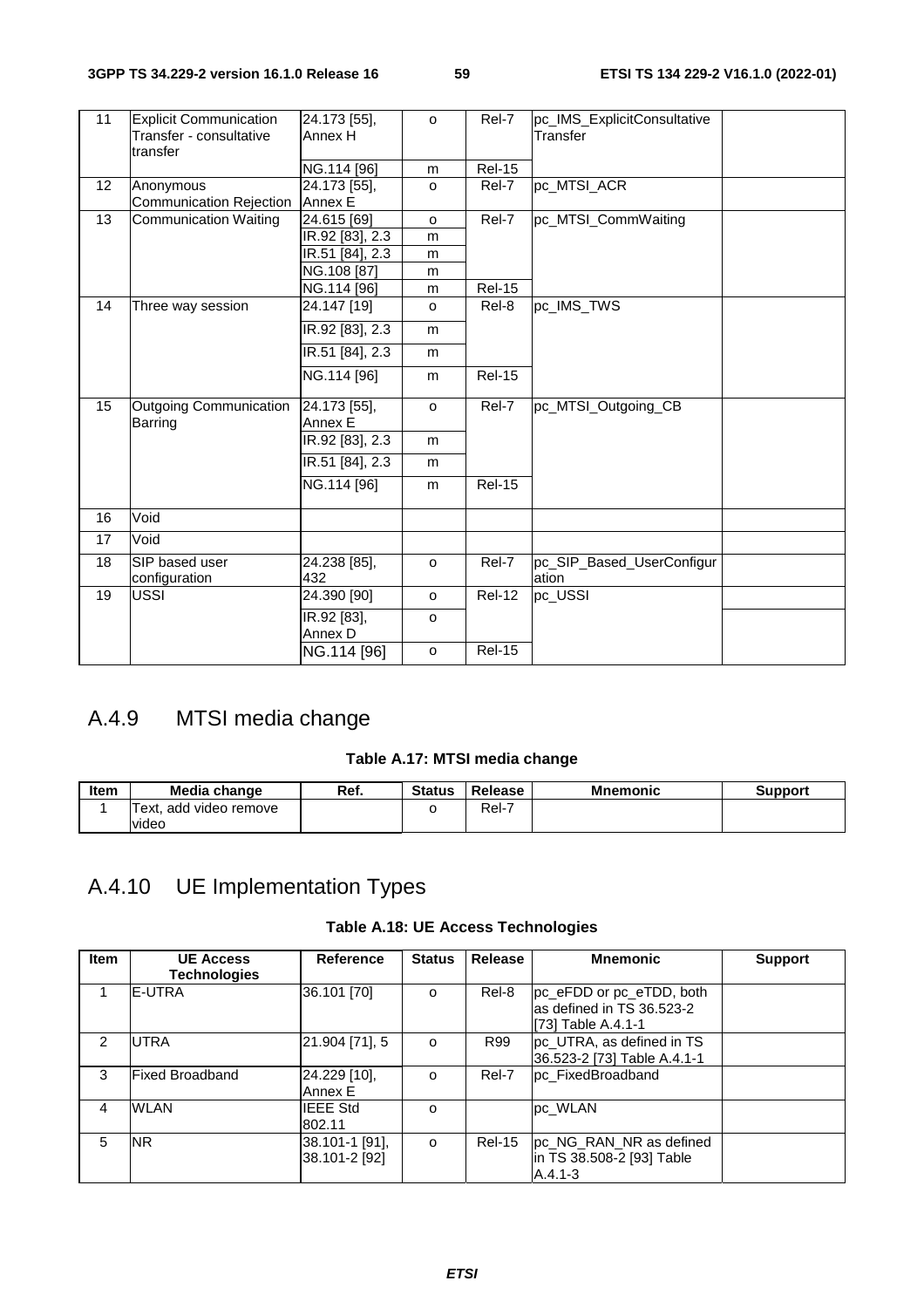| 11 | Explicit Communication Transfer - consultative transfer | 24.173 [55], Annex H | o | Rel-7 | pc_IMS_ExplicitConsultativeTransfer | |
|---|---|---|---|---|---|---|
| | | NG.114 [96] | m | Rel-15 | | |
| 12 | Anonymous Communication Rejection | 24.173 [55], Annex E | o | Rel-7 | pc_MTSI_ACR | |
| 13 | Communication Waiting | 24.615 [69] | o | Rel-7 | pc_MTSI_CommWaiting | |
| | | IR.92 [83], 2.3 | m | | | |
| | | IR.51 [84], 2.3 | m | | | |
| | | NG.108 [87] | m | | | |
| | | NG.114 [96] | m | Rel-15 | | |
| 14 | Three way session | 24.147 [19] | o | Rel-8 | pc_IMS_TWS | |
| | | IR.92 [83], 2.3 | m | | | |
| | | IR.51 [84], 2.3 | m | | | |
| | | NG.114 [96] | m | Rel-15 | | |
| 15 | Outgoing Communication Barring | 24.173 [55], Annex E | o | Rel-7 | pc_MTSI_Outgoing_CB | |
| | | IR.92 [83], 2.3 | m | | | |
| | | IR.51 [84], 2.3 | m | | | |
| | | NG.114 [96] | m | Rel-15 | | |
| 16 | Void | | | | | |
| 17 | Void | | | | | |
| 18 | SIP based user configuration | 24.238 [85], 432 | o | Rel-7 | pc_SIP_Based_UserConfiguration | |
| 19 | USSI | 24.390 [90] | o | Rel-12 | pc_USSI | |
| | | IR.92 [83], Annex D | o | | | |
| | | NG.114 [96] | o | Rel-15 | | |

## A.4.9 MTSI media change

**Table A.17: MTSI media change**

| Item | Media change | Ref. | Status | Release | Mnemonic | Support |
|---|---|---|---|---|---|---|
| 1 | Text, add video remove video | | o | Rel-7 | | |

## A.4.10 UE Implementation Types

**Table A.18: UE Access Technologies**

| Item | UE Access Technologies | Reference | Status | Release | Mnemonic | Support |
|---|---|---|---|---|---|---|
| 1 | E-UTRA | 36.101 [70] | o | Rel-8 | pc_eFDD or pc_eTDD, both as defined in TS 36.523-2 [73] Table A.4.1-1 | |
| 2 | UTRA | 21.904 [71], 5 | o | R99 | pc_UTRA, as defined in TS 36.523-2 [73] Table A.4.1-1 | |
| 3 | Fixed Broadband | 24.229 [10], Annex E | o | Rel-7 | pc_FixedBroadband | |
| 4 | WLAN | IEEE Std 802.11 | o | | pc_WLAN | |
| 5 | NR | 38.101-1 [91], 38.101-2 [92] | o | Rel-15 | pc_NG_RAN_NR as defined in TS 38.508-2 [93] Table A.4.1-3 | |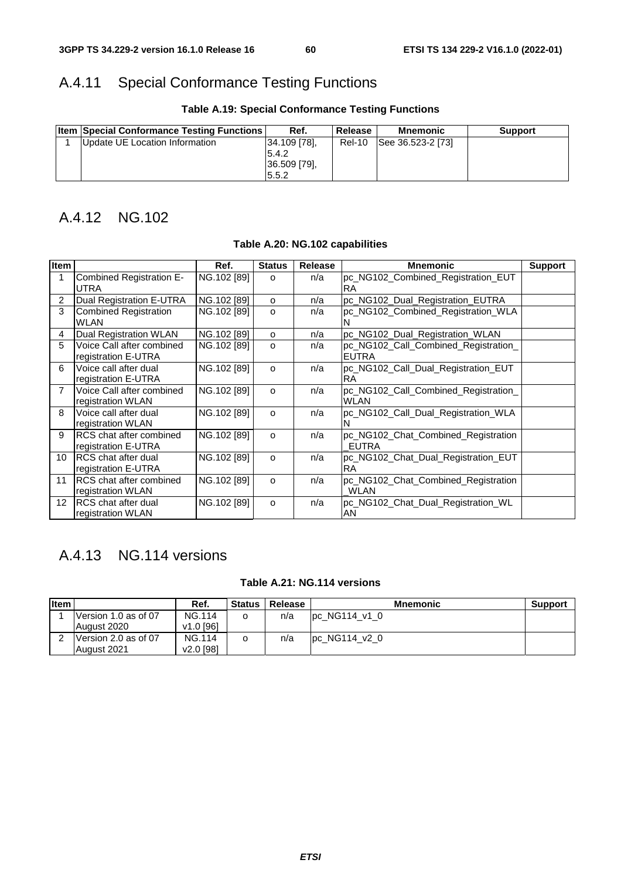## A.4.11 Special Conformance Testing Functions

**Table A.19: Special Conformance Testing Functions**

| Item | Special Conformance Testing Functions | Ref. | Release | Mnemonic | Support |
|---|---|---|---|---|---|
| 1 | Update UE Location Information | 34.109 [78], 5.4.2 36.509 [79], 5.5.2 | Rel-10 | See 36.523-2 [73] | |

## A.4.12 NG.102

**Table A.20: NG.102 capabilities**

| Item | | Ref. | Status | Release | Mnemonic | Support |
|---|---|---|---|---|---|---|
| 1 | Combined Registration E-UTRA | NG.102 [89] | o | n/a | pc_NG102_Combined_Registration_EUTRA | |
| 2 | Dual Registration E-UTRA | NG.102 [89] | o | n/a | pc_NG102_Dual_Registration_EUTRA | |
| 3 | Combined Registration WLAN | NG.102 [89] | o | n/a | pc_NG102_Combined_Registration_WLAN | |
| 4 | Dual Registration WLAN | NG.102 [89] | o | n/a | pc_NG102_Dual_Registration_WLAN | |
| 5 | Voice Call after combined registration E-UTRA | NG.102 [89] | o | n/a | pc_NG102_Call_Combined_Registration_EUTRA | |
| 6 | Voice call after dual registration E-UTRA | NG.102 [89] | o | n/a | pc_NG102_Call_Dual_Registration_EUTRA | |
| 7 | Voice Call after combined registration WLAN | NG.102 [89] | o | n/a | pc_NG102_Call_Combined_Registration_WLAN | |
| 8 | Voice call after dual registration WLAN | NG.102 [89] | o | n/a | pc_NG102_Call_Dual_Registration_WLAN | |
| 9 | RCS chat after combined registration E-UTRA | NG.102 [89] | o | n/a | pc_NG102_Chat_Combined_Registration_EUTRA | |
| 10 | RCS chat after dual registration E-UTRA | NG.102 [89] | o | n/a | pc_NG102_Chat_Dual_Registration_EUTRA | |
| 11 | RCS chat after combined registration WLAN | NG.102 [89] | o | n/a | pc_NG102_Chat_Combined_Registration_WLAN | |
| 12 | RCS chat after dual registration WLAN | NG.102 [89] | o | n/a | pc_NG102_Chat_Dual_Registration_WLAN | |

## A.4.13 NG.114 versions

**Table A.21: NG.114 versions**

| Item | | Ref. | Status | Release | Mnemonic | Support |
|---|---|---|---|---|---|---|
| 1 | Version 1.0 as of 07 August 2020 | NG.114 v1.0 [96] | o | n/a | pc_NG114_v1_0 | |
| 2 | Version 2.0 as of 07 August 2021 | NG.114 v2.0 [98] | o | n/a | pc_NG114_v2_0 | |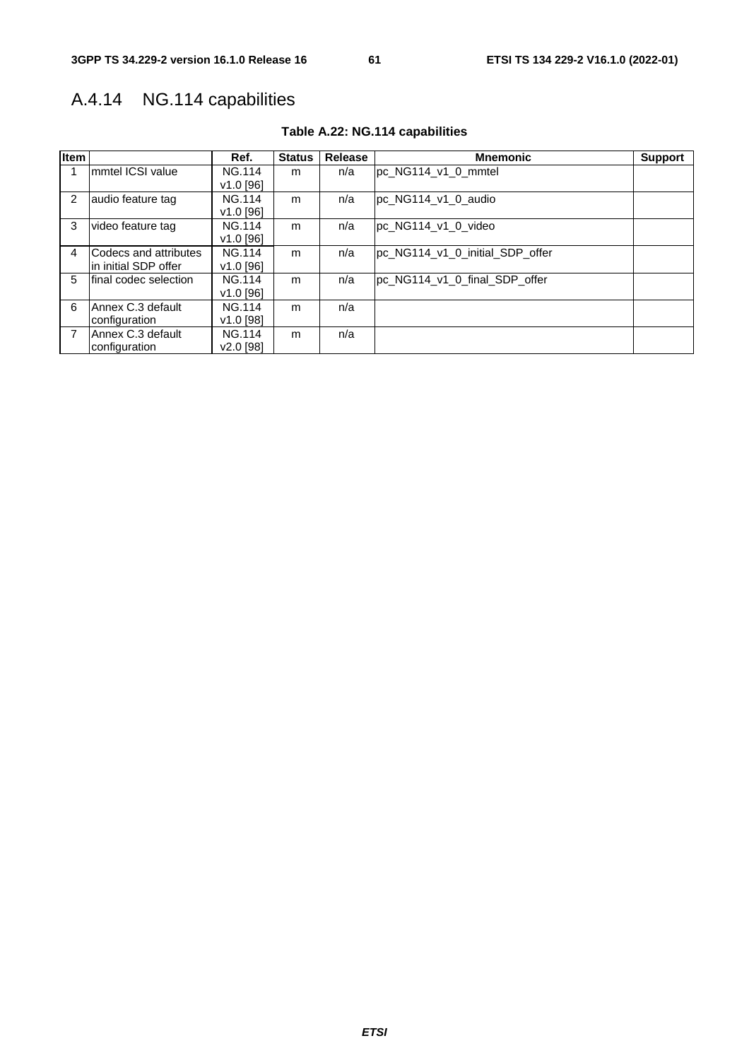## A.4.14 NG.114 capabilities

**Table A.22: NG.114 capabilities**

| Item | | Ref. | Status | Release | Mnemonic | Support |
|---|---|---|---|---|---|---|
| 1 | mmtel ICSI value | NG.114 v1.0 [96] | m | n/a | pc_NG114_v1_0_mmtel | |
| 2 | audio feature tag | NG.114 v1.0 [96] | m | n/a | pc_NG114_v1_0_audio | |
| 3 | video feature tag | NG.114 v1.0 [96] | m | n/a | pc_NG114_v1_0_video | |
| 4 | Codecs and attributes in initial SDP offer | NG.114 v1.0 [96] | m | n/a | pc_NG114_v1_0_initial_SDP_offer | |
| 5 | final codec selection | NG.114 v1.0 [96] | m | n/a | pc_NG114_v1_0_final_SDP_offer | |
| 6 | Annex C.3 default configuration | NG.114 v1.0 [98] | m | n/a | | |
| 7 | Annex C.3 default configuration | NG.114 v2.0 [98] | m | n/a | | |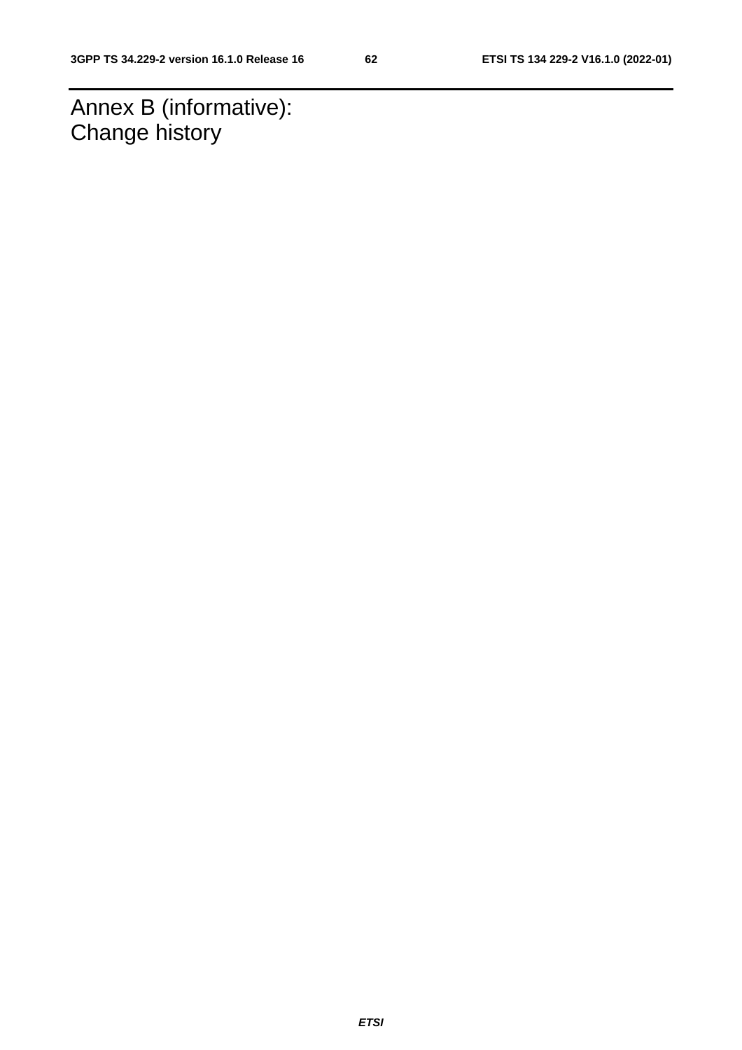# Annex B (informative): Change history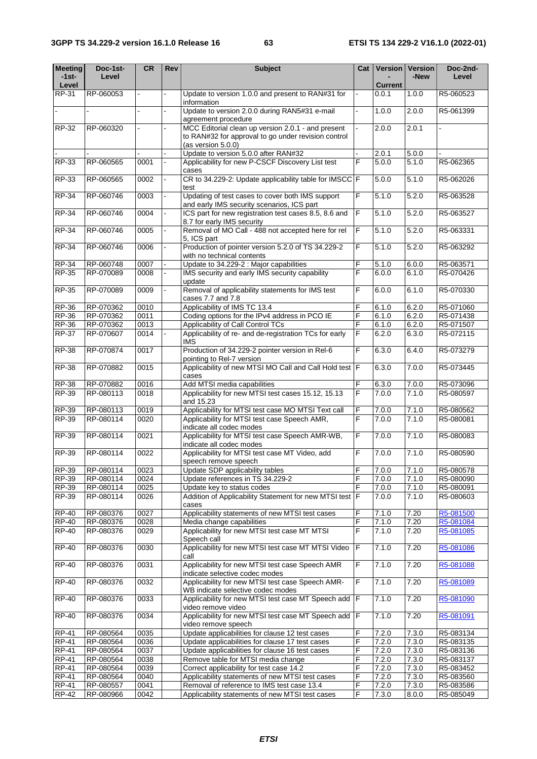| Meeting -1st-Level | Doc-1st-Level | CR | Rev | Subject | Cat | Version -Current | Version -New | Doc-2nd-Level |
|---|---|---|---|---|---|---|---|---|
| RP-31 | RP-060053 | - | - | Update to version 1.0.0 and present to RAN#31 for information | - | 0.0.1 | 1.0.0 | R5-060523 |
| - | - | - | - | Update to version 2.0.0 during RAN5#31 e-mail agreement procedure | - | 1.0.0 | 2.0.0 | R5-061399 |
| RP-32 | RP-060320 | - | - | MCC Editorial clean up version 2.0.1 - and present to RAN#32 for approval to go under revision control (as version 5.0.0) | - | 2.0.0 | 2.0.1 | - |
| - | - | - | - | Update to version 5.0.0 after RAN#32 | - | 2.0.1 | 5.0.0 | - |
| RP-33 | RP-060565 | 0001 | - | Applicability for new P-CSCF Discovery List test cases | F | 5.0.0 | 5.1.0 | R5-062365 |
| RP-33 | RP-060565 | 0002 | - | CR to 34.229-2: Update applicability table for IMSCC test | F | 5.0.0 | 5.1.0 | R5-062026 |
| RP-34 | RP-060746 | 0003 | - | Updating of test cases to cover both IMS support and early IMS security scenarios, ICS part | F | 5.1.0 | 5.2.0 | R5-063528 |
| RP-34 | RP-060746 | 0004 | - | ICS part for new registration test cases 8.5, 8.6 and 8.7 for early IMS security | F | 5.1.0 | 5.2.0 | R5-063527 |
| RP-34 | RP-060746 | 0005 | - | Removal of MO Call - 488 not accepted here for rel 5, ICS part | F | 5.1.0 | 5.2.0 | R5-063331 |
| RP-34 | RP-060746 | 0006 | - | Production of pointer version 5.2.0 of TS 34.229-2 with no technical contents | F | 5.1.0 | 5.2.0 | R5-063292 |
| RP-34 | RP-060748 | 0007 | - | Update to 34.229-2 : Major capabilities | F | 5.1.0 | 6.0.0 | R5-063571 |
| RP-35 | RP-070089 | 0008 | - | IMS security and early IMS security capability update | F | 6.0.0 | 6.1.0 | R5-070426 |
| RP-35 | RP-070089 | 0009 | - | Removal of applicability statements for IMS test cases 7.7 and 7.8 | F | 6.0.0 | 6.1.0 | R5-070330 |
| RP-36 | RP-070362 | 0010 | | Applicability of IMS TC 13.4 | F | 6.1.0 | 6.2.0 | R5-071060 |
| RP-36 | RP-070362 | 0011 | | Coding options for the IPv4 address in PCO IE | F | 6.1.0 | 6.2.0 | R5-071438 |
| RP-36 | RP-070362 | 0013 | | Applicability of Call Control TCs | F | 6.1.0 | 6.2.0 | R5-071507 |
| RP-37 | RP-070607 | 0014 | - | Applicability of re- and de-registration TCs for early IMS | F | 6.2.0 | 6.3.0 | R5-072115 |
| RP-38 | RP-070874 | 0017 | | Production of 34.229-2 pointer version in Rel-6 pointing to Rel-7 version | F | 6.3.0 | 6.4.0 | R5-073279 |
| RP-38 | RP-070882 | 0015 | | Applicability of new MTSI MO Call and Call Hold test cases | F | 6.3.0 | 7.0.0 | R5-073445 |
| RP-38 | RP-070882 | 0016 | | Add MTSI media capabilities | F | 6.3.0 | 7.0.0 | R5-073096 |
| RP-39 | RP-080113 | 0018 | | Applicability for new MTSI test cases 15.12, 15.13 and 15.23 | F | 7.0.0 | 7.1.0 | R5-080597 |
| RP-39 | RP-080113 | 0019 | | Applicability for MTSI test case MO MTSI Text call | F | 7.0.0 | 7.1.0 | R5-080562 |
| RP-39 | RP-080114 | 0020 | | Applicability for MTSI test case Speech AMR, indicate all codec modes | F | 7.0.0 | 7.1.0 | R5-080081 |
| RP-39 | RP-080114 | 0021 | | Applicability for MTSI test case Speech AMR-WB, indicate all codec modes | F | 7.0.0 | 7.1.0 | R5-080083 |
| RP-39 | RP-080114 | 0022 | | Applicability for MTSI test case MT Video, add speech remove speech | F | 7.0.0 | 7.1.0 | R5-080590 |
| RP-39 | RP-080114 | 0023 | | Update SDP applicability tables | F | 7.0.0 | 7.1.0 | R5-080578 |
| RP-39 | RP-080114 | 0024 | | Update references in TS 34.229-2 | F | 7.0.0 | 7.1.0 | R5-080090 |
| RP-39 | RP-080114 | 0025 | | Update key to status codes | F | 7.0.0 | 7.1.0 | R5-080091 |
| RP-39 | RP-080114 | 0026 | | Addition of Applicability Statement for new MTSI test cases | F | 7.0.0 | 7.1.0 | R5-080603 |
| RP-40 | RP-080376 | 0027 | | Applicability statements of new MTSI test cases | F | 7.1.0 | 7.20 | R5-081500 |
| RP-40 | RP-080376 | 0028 | | Media change capabilities | F | 7.1.0 | 7.20 | R5-081084 |
| RP-40 | RP-080376 | 0029 | | Applicability for new MTSI test case MT MTSI Speech call | F | 7.1.0 | 7.20 | R5-081085 |
| RP-40 | RP-080376 | 0030 | | Applicability for new MTSI test case MT MTSI Video call | F | 7.1.0 | 7.20 | R5-081086 |
| RP-40 | RP-080376 | 0031 | | Applicability for new MTSI test case Speech AMR indicate selective codec modes | F | 7.1.0 | 7.20 | R5-081088 |
| RP-40 | RP-080376 | 0032 | | Applicability for new MTSI test case Speech AMR-WB indicate selective codec modes | F | 7.1.0 | 7.20 | R5-081089 |
| RP-40 | RP-080376 | 0033 | | Applicability for new MTSI test case MT Speech add video remove video | F | 7.1.0 | 7.20 | R5-081090 |
| RP-40 | RP-080376 | 0034 | | Applicability for new MTSI test case MT Speech add video remove speech | F | 7.1.0 | 7.20 | R5-081091 |
| RP-41 | RP-080564 | 0035 | | Update applicabilities for clause 12 test cases | F | 7.2.0 | 7.3.0 | R5-083134 |
| RP-41 | RP-080564 | 0036 | | Update applicabilities for clause 17 test cases | F | 7.2.0 | 7.3.0 | R5-083135 |
| RP-41 | RP-080564 | 0037 | | Update applicabilities for clause 16 test cases | F | 7.2.0 | 7.3.0 | R5-083136 |
| RP-41 | RP-080564 | 0038 | | Remove table for MTSI media change | F | 7.2.0 | 7.3.0 | R5-083137 |
| RP-41 | RP-080564 | 0039 | | Correct applicability for test case 14.2 | F | 7.2.0 | 7.3.0 | R5-083452 |
| RP-41 | RP-080564 | 0040 | | Applicability statements of new MTSI test cases | F | 7.2.0 | 7.3.0 | R5-083560 |
| RP-41 | RP-080557 | 0041 | | Removal of reference to IMS test case 13.4 | F | 7.2.0 | 7.3.0 | R5-083586 |
| RP-42 | RP-080966 | 0042 | | Applicability statements of new MTSI test cases | F | 7.3.0 | 8.0.0 | R5-085049 |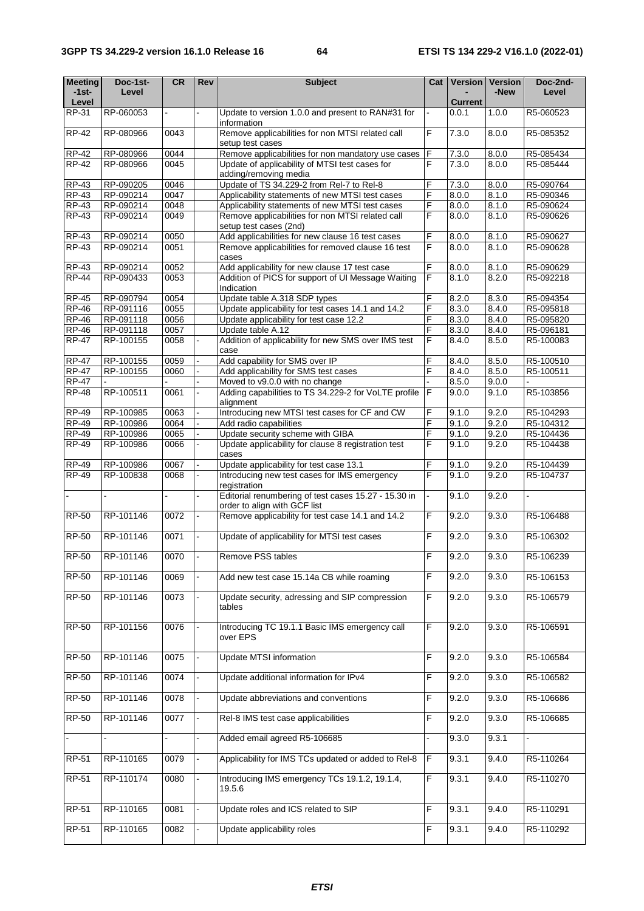| Meeting -1st-Level | Doc-1st-Level | CR | Rev | Subject | Cat | Version - Current | Version -New | Doc-2nd-Level |
|---|---|---|---|---|---|---|---|---|
| RP-31 | RP-060053 | - | - | Update to version 1.0.0 and present to RAN#31 for information | - | 0.0.1 | 1.0.0 | R5-060523 |
| RP-42 | RP-080966 | 0043 | | Remove applicabilities for non MTSI related call setup test cases | F | 7.3.0 | 8.0.0 | R5-085352 |
| RP-42 | RP-080966 | 0044 | | Remove applicabilities for non mandatory use cases | F | 7.3.0 | 8.0.0 | R5-085434 |
| RP-42 | RP-080966 | 0045 | | Update of applicability of MTSI test cases for adding/removing media | F | 7.3.0 | 8.0.0 | R5-085444 |
| RP-43 | RP-090205 | 0046 | | Update of TS 34.229-2 from Rel-7 to Rel-8 | F | 7.3.0 | 8.0.0 | R5-090764 |
| RP-43 | RP-090214 | 0047 | | Applicability statements of new MTSI test cases | F | 8.0.0 | 8.1.0 | R5-090346 |
| RP-43 | RP-090214 | 0048 | | Applicability statements of new MTSI test cases | F | 8.0.0 | 8.1.0 | R5-090624 |
| RP-43 | RP-090214 | 0049 | | Remove applicabilities for non MTSI related call setup test cases (2nd) | F | 8.0.0 | 8.1.0 | R5-090626 |
| RP-43 | RP-090214 | 0050 | | Add applicabilities for new clause 16 test cases | F | 8.0.0 | 8.1.0 | R5-090627 |
| RP-43 | RP-090214 | 0051 | | Remove applicabilities for removed clause 16 test cases | F | 8.0.0 | 8.1.0 | R5-090628 |
| RP-43 | RP-090214 | 0052 | | Add applicability for new clause 17 test case | F | 8.0.0 | 8.1.0 | R5-090629 |
| RP-44 | RP-090433 | 0053 | | Addition of PICS for support of UI Message Waiting Indication | F | 8.1.0 | 8.2.0 | R5-092218 |
| RP-45 | RP-090794 | 0054 | | Update table A.318 SDP types | F | 8.2.0 | 8.3.0 | R5-094354 |
| RP-46 | RP-091116 | 0055 | | Update applicability for test cases 14.1 and 14.2 | F | 8.3.0 | 8.4.0 | R5-095818 |
| RP-46 | RP-091118 | 0056 | | Update applicability for test case 12.2 | F | 8.3.0 | 8.4.0 | R5-095820 |
| RP-46 | RP-091118 | 0057 | | Update table A.12 | F | 8.3.0 | 8.4.0 | R5-096181 |
| RP-47 | RP-100155 | 0058 | - | Addition of applicability for new SMS over IMS test case | F | 8.4.0 | 8.5.0 | R5-100083 |
| RP-47 | RP-100155 | 0059 | - | Add capability for SMS over IP | F | 8.4.0 | 8.5.0 | R5-100510 |
| RP-47 | RP-100155 | 0060 | - | Add applicability for SMS test cases | F | 8.4.0 | 8.5.0 | R5-100511 |
| RP-47 | - | - | - | Moved to v9.0.0 with no change | - | 8.5.0 | 9.0.0 | - |
| RP-48 | RP-100511 | 0061 | - | Adding capabilities to TS 34.229-2 for VoLTE profile alignment | F | 9.0.0 | 9.1.0 | R5-103856 |
| RP-49 | RP-100985 | 0063 | - | Introducing new MTSI test cases for CF and CW | F | 9.1.0 | 9.2.0 | R5-104293 |
| RP-49 | RP-100986 | 0064 | - | Add radio capabilities | F | 9.1.0 | 9.2.0 | R5-104312 |
| RP-49 | RP-100986 | 0065 | - | Update security scheme with GIBA | F | 9.1.0 | 9.2.0 | R5-104436 |
| RP-49 | RP-100986 | 0066 | - | Update applicability for clause 8 registration test cases | F | 9.1.0 | 9.2.0 | R5-104438 |
| RP-49 | RP-100986 | 0067 | - | Update applicability for test case 13.1 | F | 9.1.0 | 9.2.0 | R5-104439 |
| RP-49 | RP-100838 | 0068 | - | Introducing new test cases for IMS emergency registration | F | 9.1.0 | 9.2.0 | R5-104737 |
| - | - | - | - | Editorial renumbering of test cases 15.27 - 15.30 in order to align with GCF list | - | 9.1.0 | 9.2.0 | - |
| RP-50 | RP-101146 | 0072 | - | Remove applicability for test case 14.1 and 14.2 | F | 9.2.0 | 9.3.0 | R5-106488 |
| RP-50 | RP-101146 | 0071 | - | Update of applicability for MTSI test cases | F | 9.2.0 | 9.3.0 | R5-106302 |
| RP-50 | RP-101146 | 0070 | - | Remove PSS tables | F | 9.2.0 | 9.3.0 | R5-106239 |
| RP-50 | RP-101146 | 0069 | - | Add new test case 15.14a CB while roaming | F | 9.2.0 | 9.3.0 | R5-106153 |
| RP-50 | RP-101146 | 0073 | - | Update security, adressing and SIP compression tables | F | 9.2.0 | 9.3.0 | R5-106579 |
| RP-50 | RP-101156 | 0076 | - | Introducing TC 19.1.1 Basic IMS emergency call over EPS | F | 9.2.0 | 9.3.0 | R5-106591 |
| RP-50 | RP-101146 | 0075 | - | Update MTSI information | F | 9.2.0 | 9.3.0 | R5-106584 |
| RP-50 | RP-101146 | 0074 | - | Update additional information for IPv4 | F | 9.2.0 | 9.3.0 | R5-106582 |
| RP-50 | RP-101146 | 0078 | - | Update abbreviations and conventions | F | 9.2.0 | 9.3.0 | R5-106686 |
| RP-50 | RP-101146 | 0077 | - | Rel-8 IMS test case applicabilities | F | 9.2.0 | 9.3.0 | R5-106685 |
| - | - | - | - | Added email agreed R5-106685 | - | 9.3.0 | 9.3.1 | - |
| RP-51 | RP-110165 | 0079 | - | Applicability for IMS TCs updated or added to Rel-8 | F | 9.3.1 | 9.4.0 | R5-110264 |
| RP-51 | RP-110174 | 0080 | - | Introducing IMS emergency TCs 19.1.2, 19.1.4, 19.5.6 | F | 9.3.1 | 9.4.0 | R5-110270 |
| RP-51 | RP-110165 | 0081 | - | Update roles and ICS related to SIP | F | 9.3.1 | 9.4.0 | R5-110291 |
| RP-51 | RP-110165 | 0082 | - | Update applicability roles | F | 9.3.1 | 9.4.0 | R5-110292 |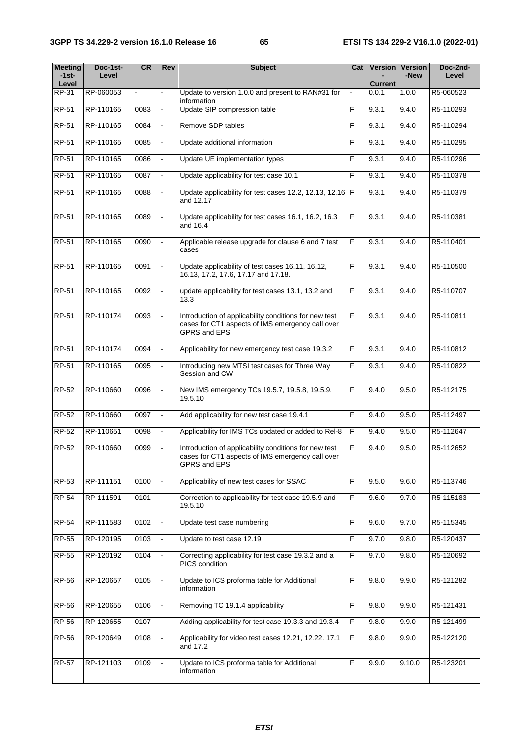| Meeting -1st-Level | Doc-1st-Level | CR | Rev | Subject | Cat | Version - Current | Version -New | Doc-2nd-Level |
|---|---|---|---|---|---|---|---|---|
| RP-31 | RP-060053 | - | - | Update to version 1.0.0 and present to RAN#31 for information | - | 0.0.1 | 1.0.0 | R5-060523 |
| RP-51 | RP-110165 | 0083 | - | Update SIP compression table | F | 9.3.1 | 9.4.0 | R5-110293 |
| RP-51 | RP-110165 | 0084 | - | Remove SDP tables | F | 9.3.1 | 9.4.0 | R5-110294 |
| RP-51 | RP-110165 | 0085 | - | Update additional information | F | 9.3.1 | 9.4.0 | R5-110295 |
| RP-51 | RP-110165 | 0086 | - | Update UE implementation types | F | 9.3.1 | 9.4.0 | R5-110296 |
| RP-51 | RP-110165 | 0087 | - | Update applicability for test case 10.1 | F | 9.3.1 | 9.4.0 | R5-110378 |
| RP-51 | RP-110165 | 0088 | - | Update applicability for test cases 12.2, 12.13, 12.16 and 12.17 | F | 9.3.1 | 9.4.0 | R5-110379 |
| RP-51 | RP-110165 | 0089 | - | Update applicability for test cases 16.1, 16.2, 16.3 and 16.4 | F | 9.3.1 | 9.4.0 | R5-110381 |
| RP-51 | RP-110165 | 0090 | - | Applicable release upgrade for clause 6 and 7 test cases | F | 9.3.1 | 9.4.0 | R5-110401 |
| RP-51 | RP-110165 | 0091 | - | Update applicability of test cases 16.11, 16.12, 16.13, 17.2, 17.6, 17.17 and 17.18. | F | 9.3.1 | 9.4.0 | R5-110500 |
| RP-51 | RP-110165 | 0092 | - | update applicability for test cases 13.1, 13.2 and 13.3 | F | 9.3.1 | 9.4.0 | R5-110707 |
| RP-51 | RP-110174 | 0093 | - | Introduction of applicability conditions for new test cases for CT1 aspects of IMS emergency call over GPRS and EPS | F | 9.3.1 | 9.4.0 | R5-110811 |
| RP-51 | RP-110174 | 0094 | - | Applicability for new emergency test case 19.3.2 | F | 9.3.1 | 9.4.0 | R5-110812 |
| RP-51 | RP-110165 | 0095 | - | Introducing new MTSI test cases for Three Way Session and CW | F | 9.3.1 | 9.4.0 | R5-110822 |
| RP-52 | RP-110660 | 0096 | - | New IMS emergency TCs 19.5.7, 19.5.8, 19.5.9, 19.5.10 | F | 9.4.0 | 9.5.0 | R5-112175 |
| RP-52 | RP-110660 | 0097 | - | Add applicability for new test case 19.4.1 | F | 9.4.0 | 9.5.0 | R5-112497 |
| RP-52 | RP-110651 | 0098 | - | Applicability for IMS TCs updated or added to Rel-8 | F | 9.4.0 | 9.5.0 | R5-112647 |
| RP-52 | RP-110660 | 0099 | - | Introduction of applicability conditions for new test cases for CT1 aspects of IMS emergency call over GPRS and EPS | F | 9.4.0 | 9.5.0 | R5-112652 |
| RP-53 | RP-111151 | 0100 | - | Applicability of new test cases for SSAC | F | 9.5.0 | 9.6.0 | R5-113746 |
| RP-54 | RP-111591 | 0101 | - | Correction to applicability for test case 19.5.9 and 19.5.10 | F | 9.6.0 | 9.7.0 | R5-115183 |
| RP-54 | RP-111583 | 0102 | - | Update test case numbering | F | 9.6.0 | 9.7.0 | R5-115345 |
| RP-55 | RP-120195 | 0103 | - | Update to test case 12.19 | F | 9.7.0 | 9.8.0 | R5-120437 |
| RP-55 | RP-120192 | 0104 | - | Correcting applicability for test case 19.3.2 and a PICS condition | F | 9.7.0 | 9.8.0 | R5-120692 |
| RP-56 | RP-120657 | 0105 | - | Update to ICS proforma table for Additional information | F | 9.8.0 | 9.9.0 | R5-121282 |
| RP-56 | RP-120655 | 0106 | - | Removing TC 19.1.4 applicability | F | 9.8.0 | 9.9.0 | R5-121431 |
| RP-56 | RP-120655 | 0107 | - | Adding applicability for test case 19.3.3 and 19.3.4 | F | 9.8.0 | 9.9.0 | R5-121499 |
| RP-56 | RP-120649 | 0108 | - | Applicability for video test cases 12.21, 12.22. 17.1 and 17.2 | F | 9.8.0 | 9.9.0 | R5-122120 |
| RP-57 | RP-121103 | 0109 | - | Update to ICS proforma table for Additional information | F | 9.9.0 | 9.10.0 | R5-123201 |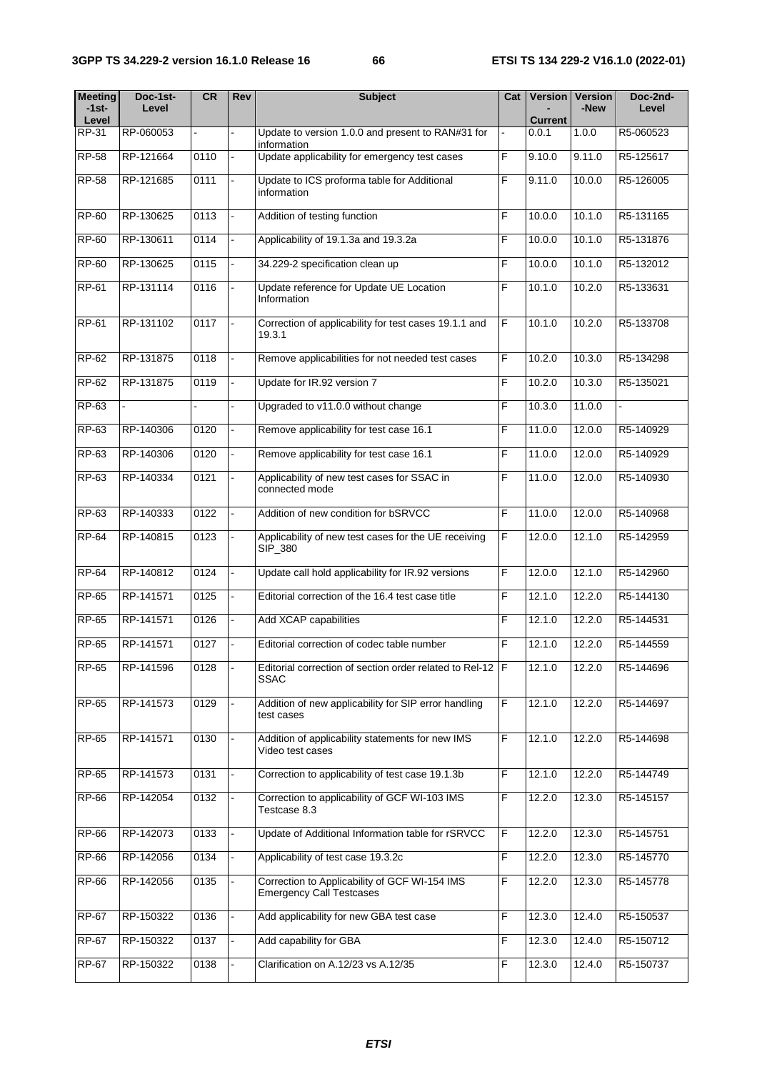| Meeting -1st-Level | Doc-1st-Level | CR | Rev | Subject | Cat | Version - Current | Version -New | Doc-2nd-Level |
|---|---|---|---|---|---|---|---|---|
| RP-31 | RP-060053 | - | - | Update to version 1.0.0 and present to RAN#31 for information | - | 0.0.1 | 1.0.0 | R5-060523 |
| RP-58 | RP-121664 | 0110 | - | Update applicability for emergency test cases | F | 9.10.0 | 9.11.0 | R5-125617 |
| RP-58 | RP-121685 | 0111 | - | Update to ICS proforma table for Additional information | F | 9.11.0 | 10.0.0 | R5-126005 |
| RP-60 | RP-130625 | 0113 | - | Addition of testing function | F | 10.0.0 | 10.1.0 | R5-131165 |
| RP-60 | RP-130611 | 0114 | - | Applicability of 19.1.3a and 19.3.2a | F | 10.0.0 | 10.1.0 | R5-131876 |
| RP-60 | RP-130625 | 0115 | - | 34.229-2 specification clean up | F | 10.0.0 | 10.1.0 | R5-132012 |
| RP-61 | RP-131114 | 0116 | - | Update reference for Update UE Location Information | F | 10.1.0 | 10.2.0 | R5-133631 |
| RP-61 | RP-131102 | 0117 | - | Correction of applicability for test cases 19.1.1 and 19.3.1 | F | 10.1.0 | 10.2.0 | R5-133708 |
| RP-62 | RP-131875 | 0118 | - | Remove applicabilities for not needed test cases | F | 10.2.0 | 10.3.0 | R5-134298 |
| RP-62 | RP-131875 | 0119 | - | Update for IR.92 version 7 | F | 10.2.0 | 10.3.0 | R5-135021 |
| RP-63 | - | - | - | Upgraded to v11.0.0 without change | F | 10.3.0 | 11.0.0 | - |
| RP-63 | RP-140306 | 0120 | - | Remove applicability for test case 16.1 | F | 11.0.0 | 12.0.0 | R5-140929 |
| RP-63 | RP-140306 | 0120 | - | Remove applicability for test case 16.1 | F | 11.0.0 | 12.0.0 | R5-140929 |
| RP-63 | RP-140334 | 0121 | - | Applicability of new test cases for SSAC in connected mode | F | 11.0.0 | 12.0.0 | R5-140930 |
| RP-63 | RP-140333 | 0122 | - | Addition of new condition for bSRVCC | F | 11.0.0 | 12.0.0 | R5-140968 |
| RP-64 | RP-140815 | 0123 | - | Applicability of new test cases for the UE receiving SIP_380 | F | 12.0.0 | 12.1.0 | R5-142959 |
| RP-64 | RP-140812 | 0124 | - | Update call hold applicability for IR.92 versions | F | 12.0.0 | 12.1.0 | R5-142960 |
| RP-65 | RP-141571 | 0125 | - | Editorial correction of the 16.4 test case title | F | 12.1.0 | 12.2.0 | R5-144130 |
| RP-65 | RP-141571 | 0126 | - | Add XCAP capabilities | F | 12.1.0 | 12.2.0 | R5-144531 |
| RP-65 | RP-141571 | 0127 | - | Editorial correction of codec table number | F | 12.1.0 | 12.2.0 | R5-144559 |
| RP-65 | RP-141596 | 0128 | - | Editorial correction of section order related to Rel-12 SSAC | F | 12.1.0 | 12.2.0 | R5-144696 |
| RP-65 | RP-141573 | 0129 | - | Addition of new applicability for SIP error handling test cases | F | 12.1.0 | 12.2.0 | R5-144697 |
| RP-65 | RP-141571 | 0130 | - | Addition of applicability statements for new IMS Video test cases | F | 12.1.0 | 12.2.0 | R5-144698 |
| RP-65 | RP-141573 | 0131 | - | Correction to applicability of test case 19.1.3b | F | 12.1.0 | 12.2.0 | R5-144749 |
| RP-66 | RP-142054 | 0132 | - | Correction to applicability of GCF WI-103 IMS Testcase 8.3 | F | 12.2.0 | 12.3.0 | R5-145157 |
| RP-66 | RP-142073 | 0133 | - | Update of Additional Information table for rSRVCC | F | 12.2.0 | 12.3.0 | R5-145751 |
| RP-66 | RP-142056 | 0134 | - | Applicability of test case 19.3.2c | F | 12.2.0 | 12.3.0 | R5-145770 |
| RP-66 | RP-142056 | 0135 | - | Correction to Applicability of GCF WI-154 IMS Emergency Call Testcases | F | 12.2.0 | 12.3.0 | R5-145778 |
| RP-67 | RP-150322 | 0136 | - | Add applicability for new GBA test case | F | 12.3.0 | 12.4.0 | R5-150537 |
| RP-67 | RP-150322 | 0137 | - | Add capability for GBA | F | 12.3.0 | 12.4.0 | R5-150712 |
| RP-67 | RP-150322 | 0138 | - | Clarification on A.12/23 vs A.12/35 | F | 12.3.0 | 12.4.0 | R5-150737 |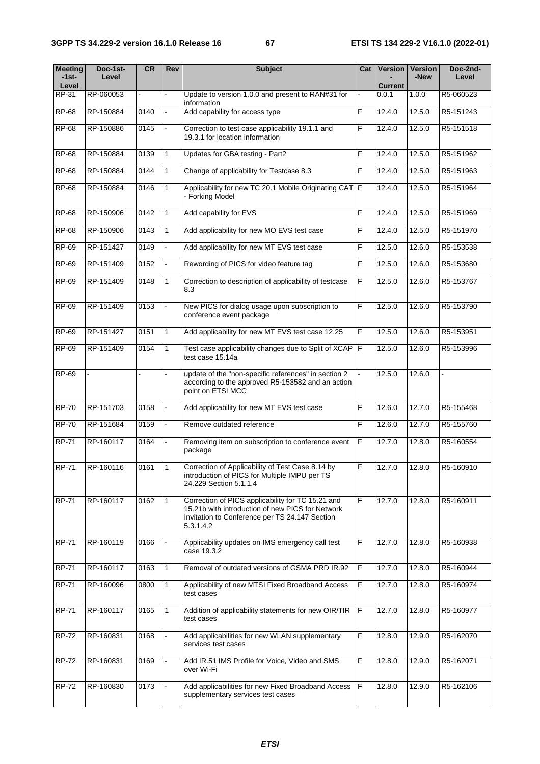| Meeting -1st-Level | Doc-1st-Level | CR | Rev | Subject | Cat | Version - Current | Version -New | Doc-2nd-Level |
|---|---|---|---|---|---|---|---|---|
| RP-31 | RP-060053 | - | - | Update to version 1.0.0 and present to RAN#31 for information | - | 0.0.1 | 1.0.0 | R5-060523 |
| RP-68 | RP-150884 | 0140 | - | Add capability for access type | F | 12.4.0 | 12.5.0 | R5-151243 |
| RP-68 | RP-150886 | 0145 | - | Correction to test case applicability 19.1.1 and 19.3.1 for location information | F | 12.4.0 | 12.5.0 | R5-151518 |
| RP-68 | RP-150884 | 0139 | 1 | Updates for GBA testing - Part2 | F | 12.4.0 | 12.5.0 | R5-151962 |
| RP-68 | RP-150884 | 0144 | 1 | Change of applicability for Testcase 8.3 | F | 12.4.0 | 12.5.0 | R5-151963 |
| RP-68 | RP-150884 | 0146 | 1 | Applicability for new TC 20.1 Mobile Originating CAT - Forking Model | F | 12.4.0 | 12.5.0 | R5-151964 |
| RP-68 | RP-150906 | 0142 | 1 | Add capability for EVS | F | 12.4.0 | 12.5.0 | R5-151969 |
| RP-68 | RP-150906 | 0143 | 1 | Add applicability for new MO EVS test case | F | 12.4.0 | 12.5.0 | R5-151970 |
| RP-69 | RP-151427 | 0149 | - | Add applicability for new MT EVS test case | F | 12.5.0 | 12.6.0 | R5-153538 |
| RP-69 | RP-151409 | 0152 | - | Rewording of PICS for video feature tag | F | 12.5.0 | 12.6.0 | R5-153680 |
| RP-69 | RP-151409 | 0148 | 1 | Correction to description of applicability of testcase 8.3 | F | 12.5.0 | 12.6.0 | R5-153767 |
| RP-69 | RP-151409 | 0153 | - | New PICS for dialog usage upon subscription to conference event package | F | 12.5.0 | 12.6.0 | R5-153790 |
| RP-69 | RP-151427 | 0151 | 1 | Add applicability for new MT EVS test case 12.25 | F | 12.5.0 | 12.6.0 | R5-153951 |
| RP-69 | RP-151409 | 0154 | 1 | Test case applicability changes due to Split of XCAP test case 15.14a | F | 12.5.0 | 12.6.0 | R5-153996 |
| RP-69 | - | - | - | update of the "non-specific references" in section 2 according to the approved R5-153582 and an action point on ETSI MCC | - | 12.5.0 | 12.6.0 | - |
| RP-70 | RP-151703 | 0158 | - | Add applicability for new MT EVS test case | F | 12.6.0 | 12.7.0 | R5-155468 |
| RP-70 | RP-151684 | 0159 | - | Remove outdated reference | F | 12.6.0 | 12.7.0 | R5-155760 |
| RP-71 | RP-160117 | 0164 | - | Removing item on subscription to conference event package | F | 12.7.0 | 12.8.0 | R5-160554 |
| RP-71 | RP-160116 | 0161 | 1 | Correction of Applicability of Test Case 8.14 by introduction of PICS for Multiple IMPU per TS 24.229 Section 5.1.1.4 | F | 12.7.0 | 12.8.0 | R5-160910 |
| RP-71 | RP-160117 | 0162 | 1 | Correction of PICS applicability for TC 15.21 and 15.21b with introduction of new PICS for Network Invitation to Conference per TS 24.147 Section 5.3.1.4.2 | F | 12.7.0 | 12.8.0 | R5-160911 |
| RP-71 | RP-160119 | 0166 | - | Applicability updates on IMS emergency call test case 19.3.2 | F | 12.7.0 | 12.8.0 | R5-160938 |
| RP-71 | RP-160117 | 0163 | 1 | Removal of outdated versions of GSMA PRD IR.92 | F | 12.7.0 | 12.8.0 | R5-160944 |
| RP-71 | RP-160096 | 0800 | 1 | Applicability of new MTSI Fixed Broadband Access test cases | F | 12.7.0 | 12.8.0 | R5-160974 |
| RP-71 | RP-160117 | 0165 | 1 | Addition of applicability statements for new OIR/TIR test cases | F | 12.7.0 | 12.8.0 | R5-160977 |
| RP-72 | RP-160831 | 0168 | - | Add applicabilities for new WLAN supplementary services test cases | F | 12.8.0 | 12.9.0 | R5-162070 |
| RP-72 | RP-160831 | 0169 | - | Add IR.51 IMS Profile for Voice, Video and SMS over Wi-Fi | F | 12.8.0 | 12.9.0 | R5-162071 |
| RP-72 | RP-160830 | 0173 | - | Add applicabilities for new Fixed Broadband Access supplementary services test cases | F | 12.8.0 | 12.9.0 | R5-162106 |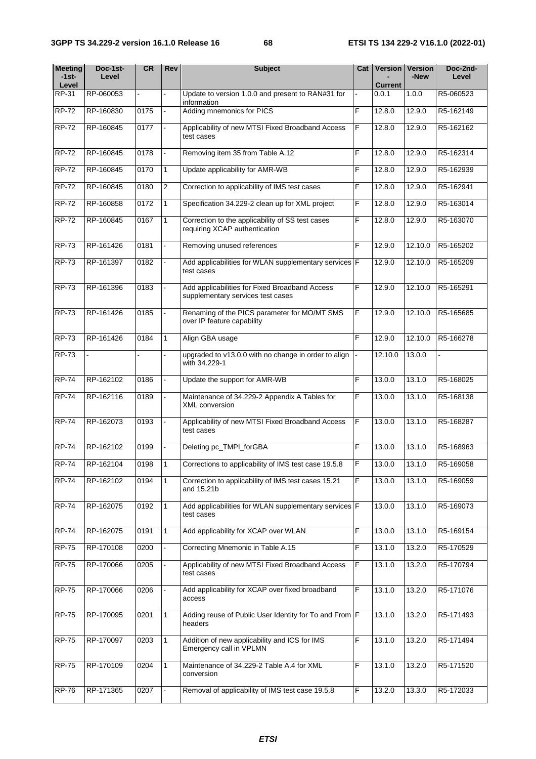| Meeting -1st-Level | Doc-1st-Level | CR | Rev | Subject | Cat | Version -Current | Version -New | Doc-2nd-Level |
|---|---|---|---|---|---|---|---|---|
| RP-31 | RP-060053 | - | - | Update to version 1.0.0 and present to RAN#31 for information | - | 0.0.1 | 1.0.0 | R5-060523 |
| RP-72 | RP-160830 | 0175 | - | Adding mnemonics for PICS | F | 12.8.0 | 12.9.0 | R5-162149 |
| RP-72 | RP-160845 | 0177 | - | Applicability of new MTSI Fixed Broadband Access test cases | F | 12.8.0 | 12.9.0 | R5-162162 |
| RP-72 | RP-160845 | 0178 | - | Removing item 35 from Table A.12 | F | 12.8.0 | 12.9.0 | R5-162314 |
| RP-72 | RP-160845 | 0170 | 1 | Update applicability for AMR-WB | F | 12.8.0 | 12.9.0 | R5-162939 |
| RP-72 | RP-160845 | 0180 | 2 | Correction to applicability of IMS test cases | F | 12.8.0 | 12.9.0 | R5-162941 |
| RP-72 | RP-160858 | 0172 | 1 | Specification 34.229-2 clean up for XML project | F | 12.8.0 | 12.9.0 | R5-163014 |
| RP-72 | RP-160845 | 0167 | 1 | Correction to the applicability of SS test cases requiring XCAP authentication | F | 12.8.0 | 12.9.0 | R5-163070 |
| RP-73 | RP-161426 | 0181 | - | Removing unused references | F | 12.9.0 | 12.10.0 | R5-165202 |
| RP-73 | RP-161397 | 0182 | - | Add applicabilities for WLAN supplementary services test cases | F | 12.9.0 | 12.10.0 | R5-165209 |
| RP-73 | RP-161396 | 0183 | - | Add applicabilities for Fixed Broadband Access supplementary services test cases | F | 12.9.0 | 12.10.0 | R5-165291 |
| RP-73 | RP-161426 | 0185 | - | Renaming of the PICS parameter for MO/MT SMS over IP feature capability | F | 12.9.0 | 12.10.0 | R5-165685 |
| RP-73 | RP-161426 | 0184 | 1 | Align GBA usage | F | 12.9.0 | 12.10.0 | R5-166278 |
| RP-73 | - | - | - | upgraded to v13.0.0 with no change in order to align with 34.229-1 | - | 12.10.0 | 13.0.0 | - |
| RP-74 | RP-162102 | 0186 | - | Update the support for AMR-WB | F | 13.0.0 | 13.1.0 | R5-168025 |
| RP-74 | RP-162116 | 0189 | - | Maintenance of 34.229-2 Appendix A Tables for XML conversion | F | 13.0.0 | 13.1.0 | R5-168138 |
| RP-74 | RP-162073 | 0193 | - | Applicability of new MTSI Fixed Broadband Access test cases | F | 13.0.0 | 13.1.0 | R5-168287 |
| RP-74 | RP-162102 | 0199 | - | Deleting pc_TMPI_forGBA | F | 13.0.0 | 13.1.0 | R5-168963 |
| RP-74 | RP-162104 | 0198 | 1 | Corrections to applicability of IMS test case 19.5.8 | F | 13.0.0 | 13.1.0 | R5-169058 |
| RP-74 | RP-162102 | 0194 | 1 | Correction to applicability of IMS test cases 15.21 and 15.21b | F | 13.0.0 | 13.1.0 | R5-169059 |
| RP-74 | RP-162075 | 0192 | 1 | Add applicabilities for WLAN supplementary services test cases | F | 13.0.0 | 13.1.0 | R5-169073 |
| RP-74 | RP-162075 | 0191 | 1 | Add applicability for XCAP over WLAN | F | 13.0.0 | 13.1.0 | R5-169154 |
| RP-75 | RP-170108 | 0200 | - | Correcting Mnemonic in Table A.15 | F | 13.1.0 | 13.2.0 | R5-170529 |
| RP-75 | RP-170066 | 0205 | - | Applicability of new MTSI Fixed Broadband Access test cases | F | 13.1.0 | 13.2.0 | R5-170794 |
| RP-75 | RP-170066 | 0206 | - | Add applicability for XCAP over fixed broadband access | F | 13.1.0 | 13.2.0 | R5-171076 |
| RP-75 | RP-170095 | 0201 | 1 | Adding reuse of Public User Identity for To and From headers | F | 13.1.0 | 13.2.0 | R5-171493 |
| RP-75 | RP-170097 | 0203 | 1 | Addition of new applicability and ICS for IMS Emergency call in VPLMN | F | 13.1.0 | 13.2.0 | R5-171494 |
| RP-75 | RP-170109 | 0204 | 1 | Maintenance of 34.229-2 Table A.4 for XML conversion | F | 13.1.0 | 13.2.0 | R5-171520 |
| RP-76 | RP-171365 | 0207 | - | Removal of applicability of IMS test case 19.5.8 | F | 13.2.0 | 13.3.0 | R5-172033 |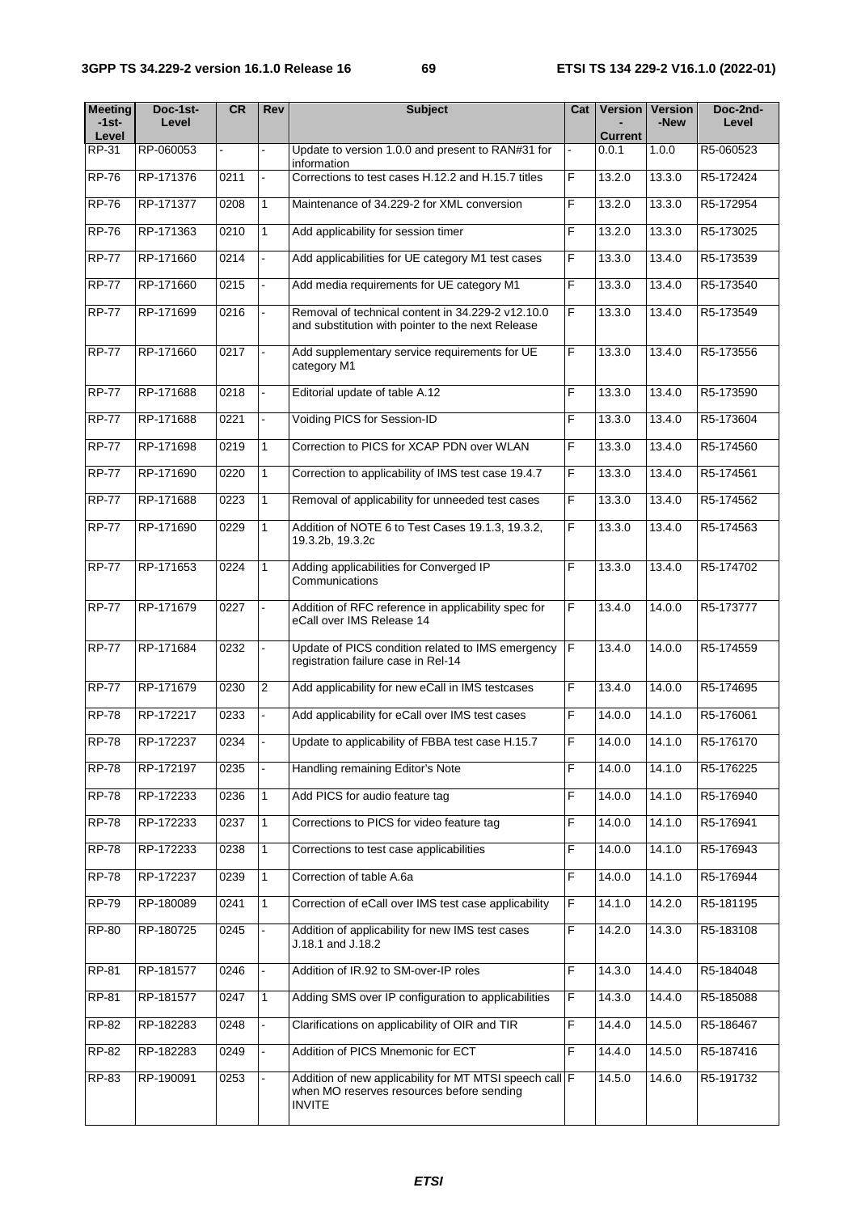| Meeting -1st-Level | Doc-1st-Level | CR | Rev | Subject | Cat | Version -Current | Version -New | Doc-2nd-Level |
|---|---|---|---|---|---|---|---|---|
| RP-31 | RP-060053 | - | - | Update to version 1.0.0 and present to RAN#31 for information | - | 0.0.1 | 1.0.0 | R5-060523 |
| RP-76 | RP-171376 | 0211 | - | Corrections to test cases H.12.2 and H.15.7 titles | F | 13.2.0 | 13.3.0 | R5-172424 |
| RP-76 | RP-171377 | 0208 | 1 | Maintenance of 34.229-2 for XML conversion | F | 13.2.0 | 13.3.0 | R5-172954 |
| RP-76 | RP-171363 | 0210 | 1 | Add applicability for session timer | F | 13.2.0 | 13.3.0 | R5-173025 |
| RP-77 | RP-171660 | 0214 | - | Add applicabilities for UE category M1 test cases | F | 13.3.0 | 13.4.0 | R5-173539 |
| RP-77 | RP-171660 | 0215 | - | Add media requirements for UE category M1 | F | 13.3.0 | 13.4.0 | R5-173540 |
| RP-77 | RP-171699 | 0216 | - | Removal of technical content in 34.229-2 v12.10.0 and substitution with pointer to the next Release | F | 13.3.0 | 13.4.0 | R5-173549 |
| RP-77 | RP-171660 | 0217 | - | Add supplementary service requirements for UE category M1 | F | 13.3.0 | 13.4.0 | R5-173556 |
| RP-77 | RP-171688 | 0218 | - | Editorial update of table A.12 | F | 13.3.0 | 13.4.0 | R5-173590 |
| RP-77 | RP-171688 | 0221 | - | Voiding PICS for Session-ID | F | 13.3.0 | 13.4.0 | R5-173604 |
| RP-77 | RP-171698 | 0219 | 1 | Correction to PICS for XCAP PDN over WLAN | F | 13.3.0 | 13.4.0 | R5-174560 |
| RP-77 | RP-171690 | 0220 | 1 | Correction to applicability of IMS test case 19.4.7 | F | 13.3.0 | 13.4.0 | R5-174561 |
| RP-77 | RP-171688 | 0223 | 1 | Removal of applicability for unneeded test cases | F | 13.3.0 | 13.4.0 | R5-174562 |
| RP-77 | RP-171690 | 0229 | 1 | Addition of NOTE 6 to Test Cases 19.1.3, 19.3.2, 19.3.2b, 19.3.2c | F | 13.3.0 | 13.4.0 | R5-174563 |
| RP-77 | RP-171653 | 0224 | 1 | Adding applicabilities for Converged IP Communications | F | 13.3.0 | 13.4.0 | R5-174702 |
| RP-77 | RP-171679 | 0227 | - | Addition of RFC reference in applicability spec for eCall over IMS Release 14 | F | 13.4.0 | 14.0.0 | R5-173777 |
| RP-77 | RP-171684 | 0232 | - | Update of PICS condition related to IMS emergency registration failure case in Rel-14 | F | 13.4.0 | 14.0.0 | R5-174559 |
| RP-77 | RP-171679 | 0230 | 2 | Add applicability for new eCall in IMS testcases | F | 13.4.0 | 14.0.0 | R5-174695 |
| RP-78 | RP-172217 | 0233 | - | Add applicability for eCall over IMS test cases | F | 14.0.0 | 14.1.0 | R5-176061 |
| RP-78 | RP-172237 | 0234 | - | Update to applicability of FBBA test case H.15.7 | F | 14.0.0 | 14.1.0 | R5-176170 |
| RP-78 | RP-172197 | 0235 | - | Handling remaining Editor's Note | F | 14.0.0 | 14.1.0 | R5-176225 |
| RP-78 | RP-172233 | 0236 | 1 | Add PICS for audio feature tag | F | 14.0.0 | 14.1.0 | R5-176940 |
| RP-78 | RP-172233 | 0237 | 1 | Corrections to PICS for video feature tag | F | 14.0.0 | 14.1.0 | R5-176941 |
| RP-78 | RP-172233 | 0238 | 1 | Corrections to test case applicabilities | F | 14.0.0 | 14.1.0 | R5-176943 |
| RP-78 | RP-172237 | 0239 | 1 | Correction of table A.6a | F | 14.0.0 | 14.1.0 | R5-176944 |
| RP-79 | RP-180089 | 0241 | 1 | Correction of eCall over IMS test case applicability | F | 14.1.0 | 14.2.0 | R5-181195 |
| RP-80 | RP-180725 | 0245 | - | Addition of applicability for new IMS test cases J.18.1 and J.18.2 | F | 14.2.0 | 14.3.0 | R5-183108 |
| RP-81 | RP-181577 | 0246 | - | Addition of IR.92 to SM-over-IP roles | F | 14.3.0 | 14.4.0 | R5-184048 |
| RP-81 | RP-181577 | 0247 | 1 | Adding SMS over IP configuration to applicabilities | F | 14.3.0 | 14.4.0 | R5-185088 |
| RP-82 | RP-182283 | 0248 | - | Clarifications on applicability of OIR and TIR | F | 14.4.0 | 14.5.0 | R5-186467 |
| RP-82 | RP-182283 | 0249 | - | Addition of PICS Mnemonic for ECT | F | 14.4.0 | 14.5.0 | R5-187416 |
| RP-83 | RP-190091 | 0253 | - | Addition of new applicability for MT MTSI speech call when MO reserves resources before sending INVITE | F | 14.5.0 | 14.6.0 | R5-191732 |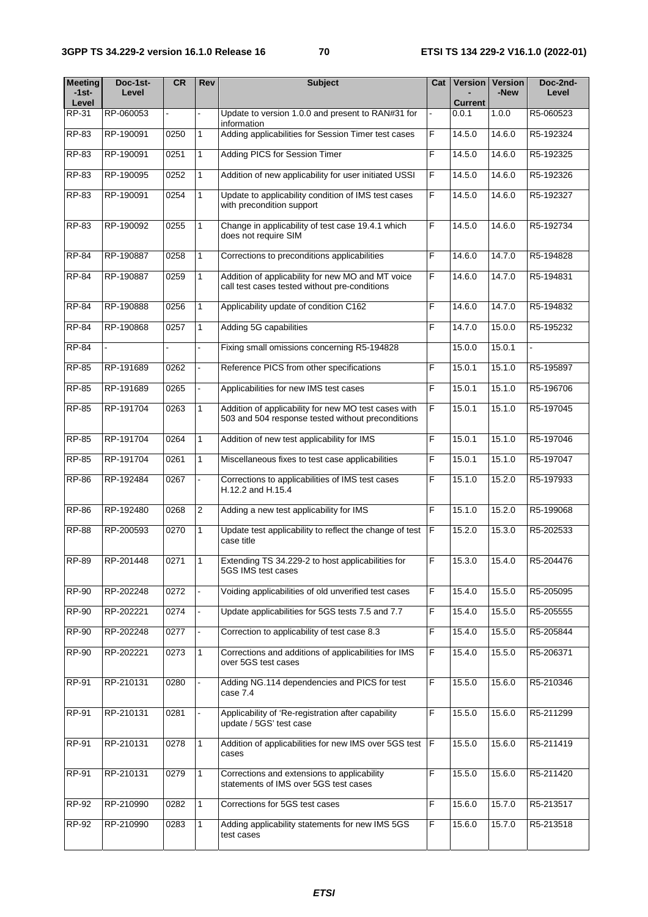| Meeting -1st-Level | Doc-1st-Level | CR | Rev | Subject | Cat | Version - Current | Version -New | Doc-2nd-Level |
|---|---|---|---|---|---|---|---|---|
| RP-31 | RP-060053 | - | - | Update to version 1.0.0 and present to RAN#31 for information | - | 0.0.1 | 1.0.0 | R5-060523 |
| RP-83 | RP-190091 | 0250 | 1 | Adding applicabilities for Session Timer test cases | F | 14.5.0 | 14.6.0 | R5-192324 |
| RP-83 | RP-190091 | 0251 | 1 | Adding PICS for Session Timer | F | 14.5.0 | 14.6.0 | R5-192325 |
| RP-83 | RP-190095 | 0252 | 1 | Addition of new applicability for user initiated USSI | F | 14.5.0 | 14.6.0 | R5-192326 |
| RP-83 | RP-190091 | 0254 | 1 | Update to applicability condition of IMS test cases with precondition support | F | 14.5.0 | 14.6.0 | R5-192327 |
| RP-83 | RP-190092 | 0255 | 1 | Change in applicability of test case 19.4.1 which does not require SIM | F | 14.5.0 | 14.6.0 | R5-192734 |
| RP-84 | RP-190887 | 0258 | 1 | Corrections to preconditions applicabilities | F | 14.6.0 | 14.7.0 | R5-194828 |
| RP-84 | RP-190887 | 0259 | 1 | Addition of applicability for new MO and MT voice call test cases tested without pre-conditions | F | 14.6.0 | 14.7.0 | R5-194831 |
| RP-84 | RP-190888 | 0256 | 1 | Applicability update of condition C162 | F | 14.6.0 | 14.7.0 | R5-194832 |
| RP-84 | RP-190868 | 0257 | 1 | Adding 5G capabilities | F | 14.7.0 | 15.0.0 | R5-195232 |
| RP-84 | - | - | - | Fixing small omissions concerning R5-194828 | | 15.0.0 | 15.0.1 | - |
| RP-85 | RP-191689 | 0262 | - | Reference PICS from other specifications | F | 15.0.1 | 15.1.0 | R5-195897 |
| RP-85 | RP-191689 | 0265 | - | Applicabilities for new IMS test cases | F | 15.0.1 | 15.1.0 | R5-196706 |
| RP-85 | RP-191704 | 0263 | 1 | Addition of applicability for new MO test cases with 503 and 504 response tested without preconditions | F | 15.0.1 | 15.1.0 | R5-197045 |
| RP-85 | RP-191704 | 0264 | 1 | Addition of new test applicability for IMS | F | 15.0.1 | 15.1.0 | R5-197046 |
| RP-85 | RP-191704 | 0261 | 1 | Miscellaneous fixes to test case applicabilities | F | 15.0.1 | 15.1.0 | R5-197047 |
| RP-86 | RP-192484 | 0267 | - | Corrections to applicabilities of IMS test cases H.12.2 and H.15.4 | F | 15.1.0 | 15.2.0 | R5-197933 |
| RP-86 | RP-192480 | 0268 | 2 | Adding a new test applicability for IMS | F | 15.1.0 | 15.2.0 | R5-199068 |
| RP-88 | RP-200593 | 0270 | 1 | Update test applicability to reflect the change of test case title | F | 15.2.0 | 15.3.0 | R5-202533 |
| RP-89 | RP-201448 | 0271 | 1 | Extending TS 34.229-2 to host applicabilities for 5GS IMS test cases | F | 15.3.0 | 15.4.0 | R5-204476 |
| RP-90 | RP-202248 | 0272 | - | Voiding applicabilities of old unverified test cases | F | 15.4.0 | 15.5.0 | R5-205095 |
| RP-90 | RP-202221 | 0274 | - | Update applicabilities for 5GS tests 7.5 and 7.7 | F | 15.4.0 | 15.5.0 | R5-205555 |
| RP-90 | RP-202248 | 0277 | - | Correction to applicability of test case 8.3 | F | 15.4.0 | 15.5.0 | R5-205844 |
| RP-90 | RP-202221 | 0273 | 1 | Corrections and additions of applicabilities for IMS over 5GS test cases | F | 15.4.0 | 15.5.0 | R5-206371 |
| RP-91 | RP-210131 | 0280 | - | Adding NG.114 dependencies and PICS for test case 7.4 | F | 15.5.0 | 15.6.0 | R5-210346 |
| RP-91 | RP-210131 | 0281 | - | Applicability of 'Re-registration after capability update / 5GS' test case | F | 15.5.0 | 15.6.0 | R5-211299 |
| RP-91 | RP-210131 | 0278 | 1 | Addition of applicabilities for new IMS over 5GS test cases | F | 15.5.0 | 15.6.0 | R5-211419 |
| RP-91 | RP-210131 | 0279 | 1 | Corrections and extensions to applicability statements of IMS over 5GS test cases | F | 15.5.0 | 15.6.0 | R5-211420 |
| RP-92 | RP-210990 | 0282 | 1 | Corrections for 5GS test cases | F | 15.6.0 | 15.7.0 | R5-213517 |
| RP-92 | RP-210990 | 0283 | 1 | Adding applicability statements for new IMS 5GS test cases | F | 15.6.0 | 15.7.0 | R5-213518 |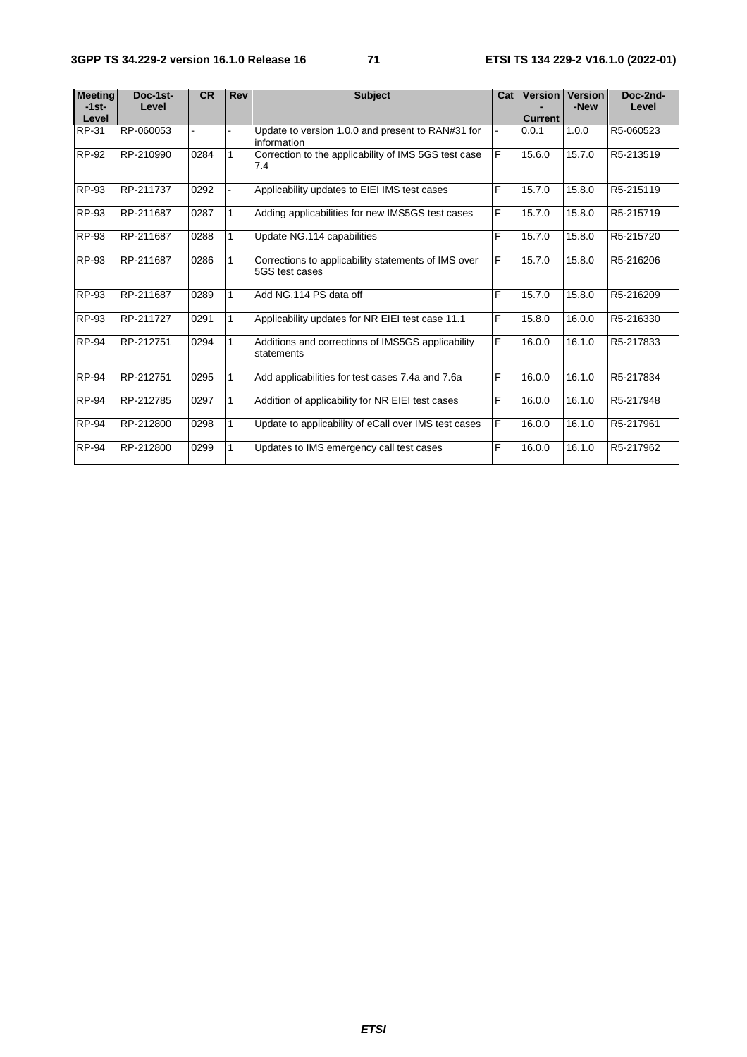| Meeting -1st-Level | Doc-1st-Level | CR | Rev | Subject | Cat | Version -Current | Version -New | Doc-2nd-Level |
|---|---|---|---|---|---|---|---|---|
| RP-31 | RP-060053 | - | - | Update to version 1.0.0 and present to RAN#31 for information | - | 0.0.1 | 1.0.0 | R5-060523 |
| RP-92 | RP-210990 | 0284 | 1 | Correction to the applicability of IMS 5GS test case 7.4 | F | 15.6.0 | 15.7.0 | R5-213519 |
| RP-93 | RP-211737 | 0292 | - | Applicability updates to EIEI IMS test cases | F | 15.7.0 | 15.8.0 | R5-215119 |
| RP-93 | RP-211687 | 0287 | 1 | Adding applicabilities for new IMS5GS test cases | F | 15.7.0 | 15.8.0 | R5-215719 |
| RP-93 | RP-211687 | 0288 | 1 | Update NG.114 capabilities | F | 15.7.0 | 15.8.0 | R5-215720 |
| RP-93 | RP-211687 | 0286 | 1 | Corrections to applicability statements of IMS over 5GS test cases | F | 15.7.0 | 15.8.0 | R5-216206 |
| RP-93 | RP-211687 | 0289 | 1 | Add NG.114 PS data off | F | 15.7.0 | 15.8.0 | R5-216209 |
| RP-93 | RP-211727 | 0291 | 1 | Applicability updates for NR EIEI test case 11.1 | F | 15.8.0 | 16.0.0 | R5-216330 |
| RP-94 | RP-212751 | 0294 | 1 | Additions and corrections of IMS5GS applicability statements | F | 16.0.0 | 16.1.0 | R5-217833 |
| RP-94 | RP-212751 | 0295 | 1 | Add applicabilities for test cases 7.4a and 7.6a | F | 16.0.0 | 16.1.0 | R5-217834 |
| RP-94 | RP-212785 | 0297 | 1 | Addition of applicability for NR EIEI test cases | F | 16.0.0 | 16.1.0 | R5-217948 |
| RP-94 | RP-212800 | 0298 | 1 | Update to applicability of eCall over IMS test cases | F | 16.0.0 | 16.1.0 | R5-217961 |
| RP-94 | RP-212800 | 0299 | 1 | Updates to IMS emergency call test cases | F | 16.0.0 | 16.1.0 | R5-217962 |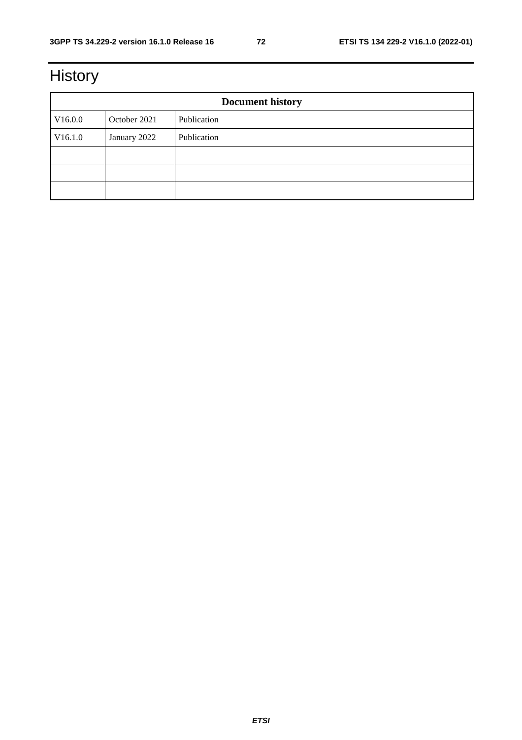# History

| Document history | | |
|---|---|---|
| V16.0.0 | October 2021 | Publication |
| V16.1.0 | January 2022 | Publication |
| | | |
| | | |
| | | |